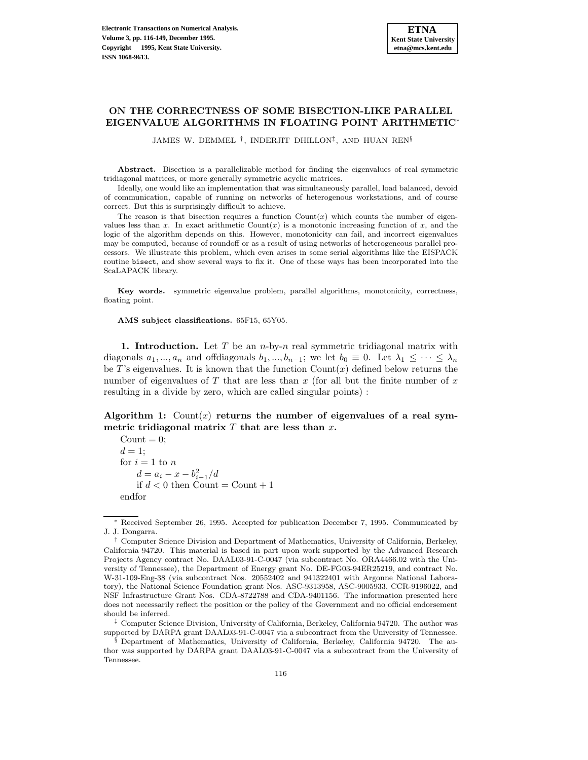# ON THE CORRECTNESS OF SOME BISECTION-LIKE PARALLEL EIGENVALUE ALGORITHMS IN FLOATING POINT ARITHMETIC*

JAMES W. DEMMEL †, INDERJIT DHILLON‡, AND HUAN REN§

**Abstract.** Bisection is a parallelizable method for finding the eigenvalues of real symmetric tridiagonal matrices, or more generally symmetric acyclic matrices.

Ideally, one would like an implementation that was simultaneously parallel, load balanced, devoid of communication, capable of running on networks of heterogenous workstations, and of course correct. But this is surprisingly difficult to achieve.

The reason is that bisection requires a function $\mathrm{Count}(x)$ which counts the number of eigenvalues less than $x$. In exact arithmetic $\mathrm{Count}(x)$ is a monotonic increasing function of $x$, and the logic of the algorithm depends on this. However, monotonicity can fail, and incorrect eigenvalues may be computed, because of roundoff or as a result of using networks of heterogeneous parallel processors. We illustrate this problem, which even arises in some serial algorithms like the EISPACK routine `bisect`, and show several ways to fix it. One of these ways has been incorporated into the ScaLAPACK library.

**Key words.** symmetric eigenvalue problem, parallel algorithms, monotonicity, correctness, floating point.

**AMS subject classifications.** 65F15, 65Y05.

**1. Introduction.** Let $T$ be an $n$-by-$n$ real symmetric tridiagonal matrix with diagonals $a_1, ..., a_n$ and offdiagonals $b_1, ..., b_{n-1}$; we let $b_0 \equiv 0$. Let $\lambda_1 \leq \cdots \leq \lambda_n$ be $T$'s eigenvalues. It is known that the function $\mathrm{Count}(x)$ defined below returns the number of eigenvalues of $T$ that are less than $x$ (for all but the finite number of $x$ resulting in a divide by zero, which are called singular points) :

**Algorithm 1:** $\mathrm{Count}(x)$ **returns the number of eigenvalues of a real symmetric tridiagonal matrix $T$ that are less than $x$.**

Count $= 0$;
$d = 1$;
for $i = 1$ to $n$
  $d = a_i - x - b_{i-1}^2/d$
  if $d < 0$ then Count $=$ Count $+ 1$
endfor

---

* Received September 26, 1995. Accepted for publication December 7, 1995. Communicated by J. J. Dongarra.

† Computer Science Division and Department of Mathematics, University of California, Berkeley, California 94720. This material is based in part upon work supported by the Advanced Research Projects Agency contract No. DAAL03-91-C-0047 (via subcontract No. ORA4466.02 with the University of Tennessee), the Department of Energy grant No. DE-FG03-94ER25219, and contract No. W-31-109-Eng-38 (via subcontract Nos. 20552402 and 941322401 with Argonne National Laboratory), the National Science Foundation grant Nos. ASC-9313958, ASC-9005933, CCR-9196022, and NSF Infrastructure Grant Nos. CDA-8722788 and CDA-9401156. The information presented here does not necessarily reflect the position or the policy of the Government and no official endorsement should be inferred.

‡ Computer Science Division, University of California, Berkeley, California 94720. The author was supported by DARPA grant DAAL03-91-C-0047 via a subcontract from the University of Tennessee.

§ Department of Mathematics, University of California, Berkeley, California 94720. The author was supported by DARPA grant DAAL03-91-C-0047 via a subcontract from the University of Tennessee.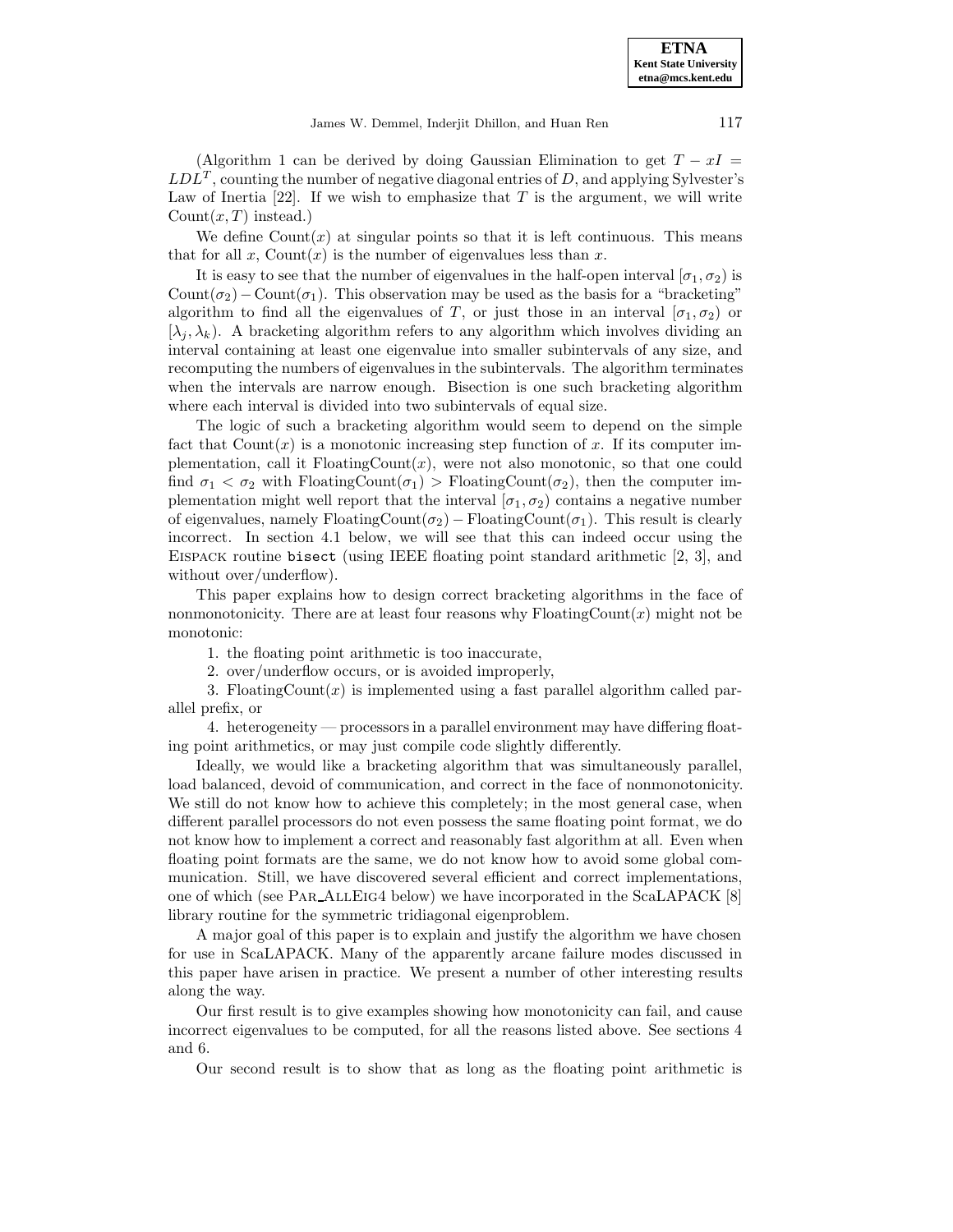(Algorithm 1 can be derived by doing Gaussian Elimination to get $T - xI = LDL^T$, counting the number of negative diagonal entries of $D$, and applying Sylvester's Law of Inertia [22]. If we wish to emphasize that $T$ is the argument, we will write $\text{Count}(x, T)$ instead.)

We define $\text{Count}(x)$ at singular points so that it is left continuous. This means that for all $x$, $\text{Count}(x)$ is the number of eigenvalues less than $x$.

It is easy to see that the number of eigenvalues in the half-open interval $[\sigma_1, \sigma_2)$ is $\text{Count}(\sigma_2) - \text{Count}(\sigma_1)$. This observation may be used as the basis for a "bracketing" algorithm to find all the eigenvalues of $T$, or just those in an interval $[\sigma_1, \sigma_2)$ or $[\lambda_j, \lambda_k)$. A bracketing algorithm refers to any algorithm which involves dividing an interval containing at least one eigenvalue into smaller subintervals of any size, and recomputing the numbers of eigenvalues in the subintervals. The algorithm terminates when the intervals are narrow enough. Bisection is one such bracketing algorithm where each interval is divided into two subintervals of equal size.

The logic of such a bracketing algorithm would seem to depend on the simple fact that $\text{Count}(x)$ is a monotonic increasing step function of $x$. If its computer implementation, call it $\text{FloatingCount}(x)$, were not also monotonic, so that one could find $\sigma_1 < \sigma_2$ with $\text{FloatingCount}(\sigma_1) > \text{FloatingCount}(\sigma_2)$, then the computer implementation might well report that the interval $[\sigma_1, \sigma_2)$ contains a negative number of eigenvalues, namely $\text{FloatingCount}(\sigma_2) - \text{FloatingCount}(\sigma_1)$. This result is clearly incorrect. In section 4.1 below, we will see that this can indeed occur using the EISPACK routine `bisect` (using IEEE floating point standard arithmetic [2, 3], and without over/underflow).

This paper explains how to design correct bracketing algorithms in the face of nonmonotonicity. There are at least four reasons why $\text{FloatingCount}(x)$ might not be monotonic:

1. the floating point arithmetic is too inaccurate,
2. over/underflow occurs, or is avoided improperly,
3. $\text{FloatingCount}(x)$ is implemented using a fast parallel algorithm called parallel prefix, or
4. heterogeneity — processors in a parallel environment may have differing floating point arithmetics, or may just compile code slightly differently.

Ideally, we would like a bracketing algorithm that was simultaneously parallel, load balanced, devoid of communication, and correct in the face of nonmonotonicity. We still do not know how to achieve this completely; in the most general case, when different parallel processors do not even possess the same floating point format, we do not know how to implement a correct and reasonably fast algorithm at all. Even when floating point formats are the same, we do not know how to avoid some global communication. Still, we have discovered several efficient and correct implementations, one of which (see PAR_ALLEIG4 below) we have incorporated in the ScaLAPACK [8] library routine for the symmetric tridiagonal eigenproblem.

A major goal of this paper is to explain and justify the algorithm we have chosen for use in ScaLAPACK. Many of the apparently arcane failure modes discussed in this paper have arisen in practice. We present a number of other interesting results along the way.

Our first result is to give examples showing how monotonicity can fail, and cause incorrect eigenvalues to be computed, for all the reasons listed above. See sections 4 and 6.

Our second result is to show that as long as the floating point arithmetic is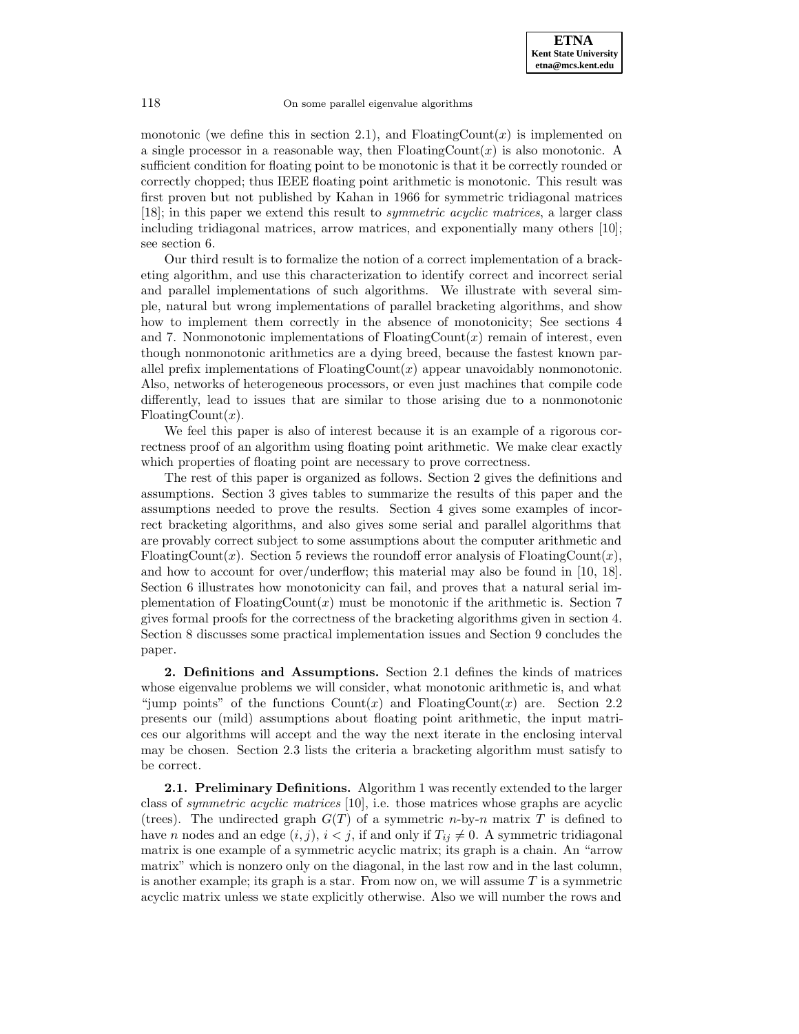monotonic (we define this in section 2.1), and FloatingCount($x$) is implemented on a single processor in a reasonable way, then FloatingCount($x$) is also monotonic. A sufficient condition for floating point to be monotonic is that it be correctly rounded or correctly chopped; thus IEEE floating point arithmetic is monotonic. This result was first proven but not published by Kahan in 1966 for symmetric tridiagonal matrices [18]; in this paper we extend this result to *symmetric acyclic matrices*, a larger class including tridiagonal matrices, arrow matrices, and exponentially many others [10]; see section 6.

Our third result is to formalize the notion of a correct implementation of a bracketing algorithm, and use this characterization to identify correct and incorrect serial and parallel implementations of such algorithms. We illustrate with several simple, natural but wrong implementations of parallel bracketing algorithms, and show how to implement them correctly in the absence of monotonicity; See sections 4 and 7. Nonmonotonic implementations of FloatingCount($x$) remain of interest, even though nonmonotonic arithmetics are a dying breed, because the fastest known parallel prefix implementations of FloatingCount($x$) appear unavoidably nonmonotonic. Also, networks of heterogeneous processors, or even just machines that compile code differently, lead to issues that are similar to those arising due to a nonmonotonic FloatingCount($x$).

We feel this paper is also of interest because it is an example of a rigorous correctness proof of an algorithm using floating point arithmetic. We make clear exactly which properties of floating point are necessary to prove correctness.

The rest of this paper is organized as follows. Section 2 gives the definitions and assumptions. Section 3 gives tables to summarize the results of this paper and the assumptions needed to prove the results. Section 4 gives some examples of incorrect bracketing algorithms, and also gives some serial and parallel algorithms that are provably correct subject to some assumptions about the computer arithmetic and FloatingCount($x$). Section 5 reviews the roundoff error analysis of FloatingCount($x$), and how to account for over/underflow; this material may also be found in [10, 18]. Section 6 illustrates how monotonicity can fail, and proves that a natural serial implementation of FloatingCount($x$) must be monotonic if the arithmetic is. Section 7 gives formal proofs for the correctness of the bracketing algorithms given in section 4. Section 8 discusses some practical implementation issues and Section 9 concludes the paper.

## 2. Definitions and Assumptions.

Section 2.1 defines the kinds of matrices whose eigenvalue problems we will consider, what monotonic arithmetic is, and what "jump points" of the functions Count($x$) and FloatingCount($x$) are. Section 2.2 presents our (mild) assumptions about floating point arithmetic, the input matrices our algorithms will accept and the way the next iterate in the enclosing interval may be chosen. Section 2.3 lists the criteria a bracketing algorithm must satisfy to be correct.

### 2.1. Preliminary Definitions.

Algorithm 1 was recently extended to the larger class of *symmetric acyclic matrices* [10], i.e. those matrices whose graphs are acyclic (trees). The undirected graph $G(T)$ of a symmetric $n$-by-$n$ matrix $T$ is defined to have $n$ nodes and an edge $(i, j)$, $i < j$, if and only if $T_{ij} \neq 0$. A symmetric tridiagonal matrix is one example of a symmetric acyclic matrix; its graph is a chain. An "arrow matrix" which is nonzero only on the diagonal, in the last row and in the last column, is another example; its graph is a star. From now on, we will assume $T$ is a symmetric acyclic matrix unless we state explicitly otherwise. Also we will number the rows and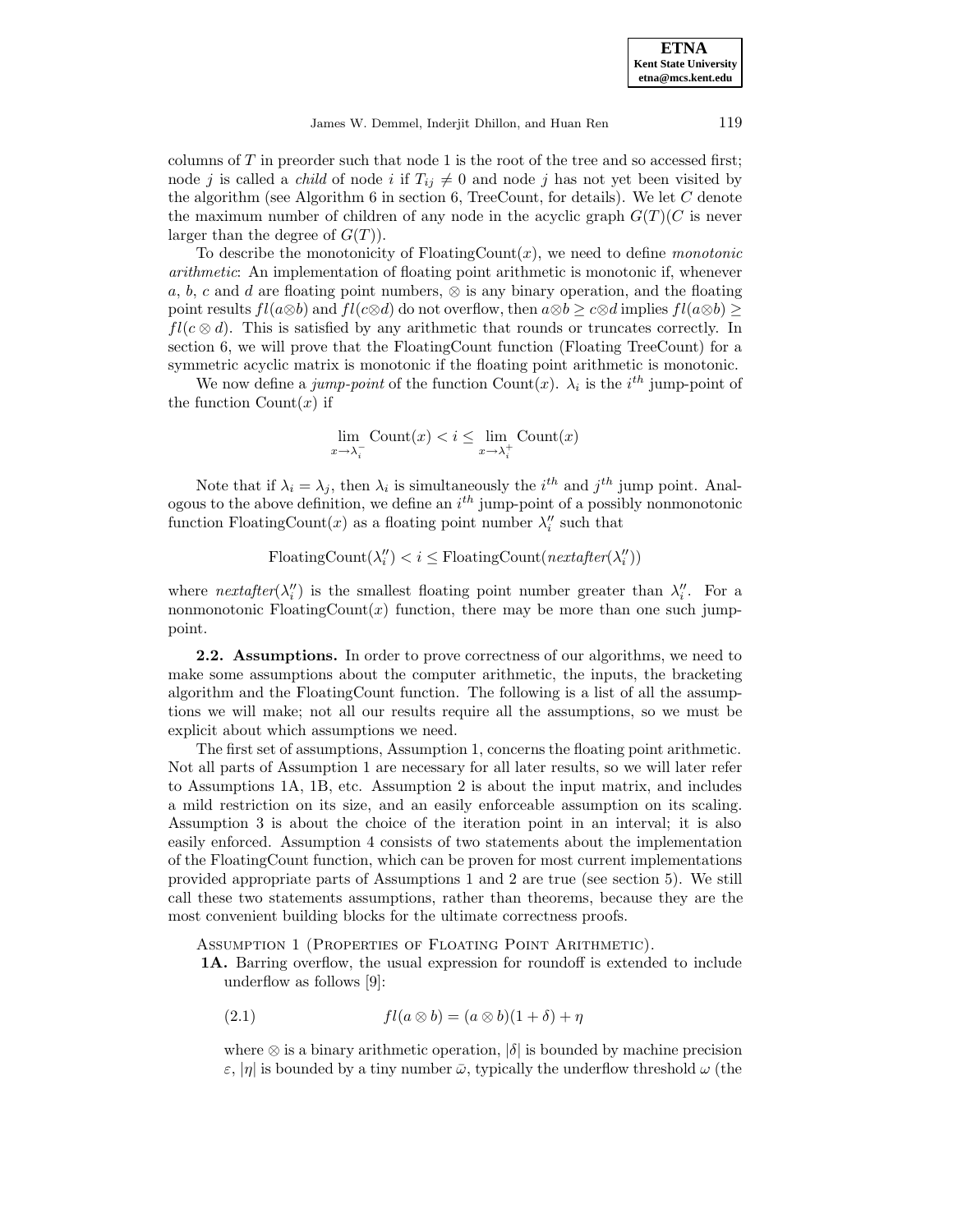columns of $T$ in preorder such that node 1 is the root of the tree and so accessed first; node $j$ is called a *child* of node $i$ if $T_{ij} \neq 0$ and node $j$ has not yet been visited by the algorithm (see Algorithm 6 in section 6, TreeCount, for details). We let $C$ denote the maximum number of children of any node in the acyclic graph $G(T)$($C$ is never larger than the degree of $G(T)$).

To describe the monotonicity of FloatingCount($x$), we need to define *monotonic arithmetic*: An implementation of floating point arithmetic is monotonic if, whenever $a$, $b$, $c$ and $d$ are floating point numbers, $\otimes$ is any binary operation, and the floating point results $fl(a \otimes b)$ and $fl(c \otimes d)$ do not overflow, then $a \otimes b \geq c \otimes d$ implies $fl(a \otimes b) \geq fl(c \otimes d)$. This is satisfied by any arithmetic that rounds or truncates correctly. In section 6, we will prove that the FloatingCount function (Floating TreeCount) for a symmetric acyclic matrix is monotonic if the floating point arithmetic is monotonic.

We now define a *jump-point* of the function Count($x$). $\lambda_i$ is the $i^{th}$ jump-point of the function Count($x$) if

$$\lim_{x \to \lambda_i^-} \text{Count}(x) < i \leq \lim_{x \to \lambda_i^+} \text{Count}(x)$$

Note that if $\lambda_i = \lambda_j$, then $\lambda_i$ is simultaneously the $i^{th}$ and $j^{th}$ jump point. Analogous to the above definition, we define an $i^{th}$ jump-point of a possibly nonmonotonic function FloatingCount($x$) as a floating point number $\lambda_i''$ such that

$$\text{FloatingCount}(\lambda_i'') < i \leq \text{FloatingCount}(\textit{nextafter}(\lambda_i''))$$

where $\textit{nextafter}(\lambda_i'')$ is the smallest floating point number greater than $\lambda_i''$. For a nonmonotonic FloatingCount($x$) function, there may be more than one such jump-point.

**2.2. Assumptions.** In order to prove correctness of our algorithms, we need to make some assumptions about the computer arithmetic, the inputs, the bracketing algorithm and the FloatingCount function. The following is a list of all the assumptions we will make; not all our results require all the assumptions, so we must be explicit about which assumptions we need.

The first set of assumptions, Assumption 1, concerns the floating point arithmetic. Not all parts of Assumption 1 are necessary for all later results, so we will later refer to Assumptions 1A, 1B, etc. Assumption 2 is about the input matrix, and includes a mild restriction on its size, and an easily enforceable assumption on its scaling. Assumption 3 is about the choice of the iteration point in an interval; it is also easily enforced. Assumption 4 consists of two statements about the implementation of the FloatingCount function, which can be proven for most current implementations provided appropriate parts of Assumptions 1 and 2 are true (see section 5). We still call these two statements assumptions, rather than theorems, because they are the most convenient building blocks for the ultimate correctness proofs.

Assumption 1 (Properties of Floating Point Arithmetic).

**1A.** Barring overflow, the usual expression for roundoff is extended to include underflow as follows [9]:

$$fl(a \otimes b) = (a \otimes b)(1 + \delta) + \eta \tag{2.1}$$

where $\otimes$ is a binary arithmetic operation, $|\delta|$ is bounded by machine precision $\varepsilon$, $|\eta|$ is bounded by a tiny number $\bar{\omega}$, typically the underflow threshold $\omega$ (the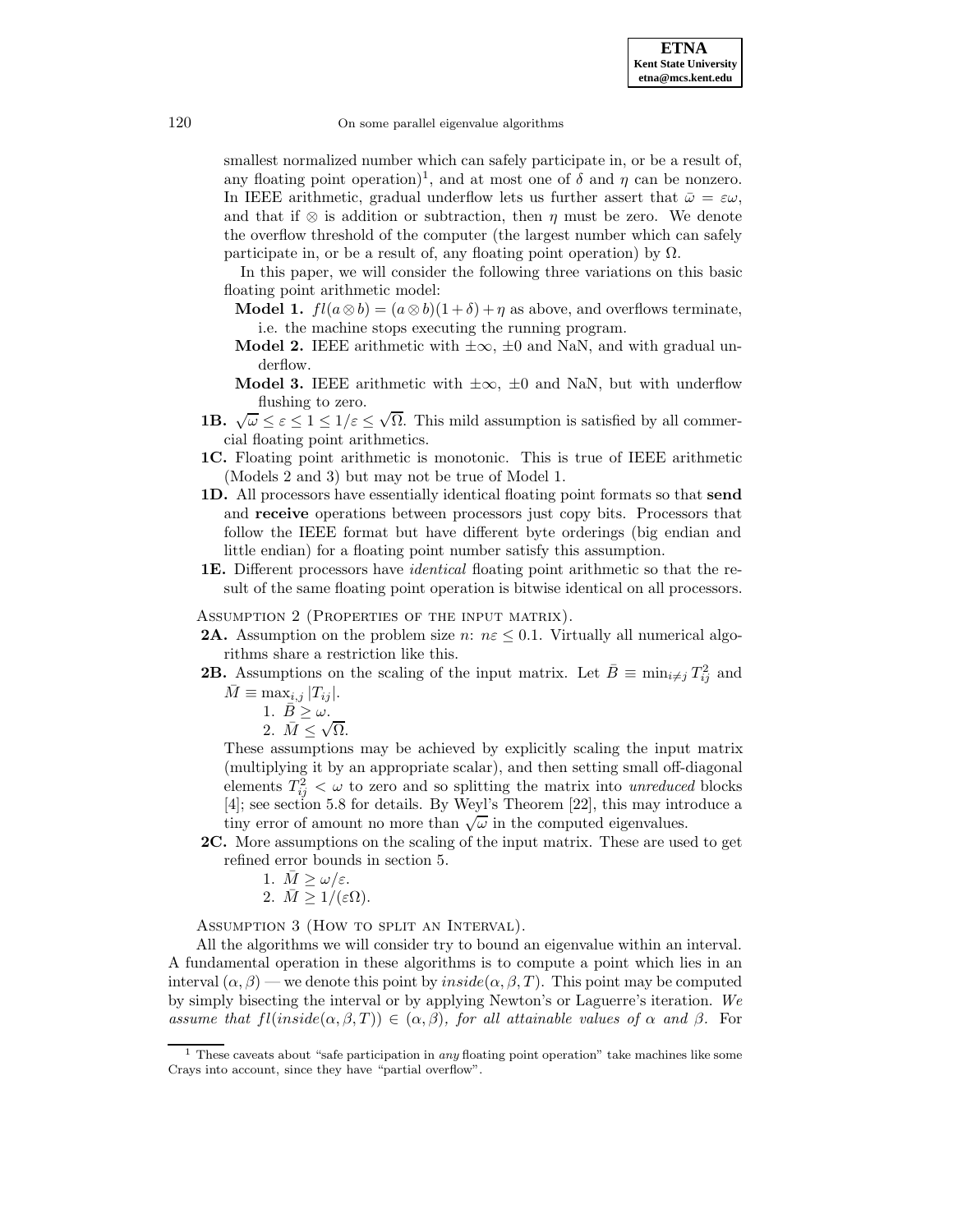smallest normalized number which can safely participate in, or be a result of, any floating point operation)[1], and at most one of $\delta$ and $\eta$ can be nonzero. In IEEE arithmetic, gradual underflow lets us further assert that $\bar{\omega} = \varepsilon\omega$, and that if $\otimes$ is addition or subtraction, then $\eta$ must be zero. We denote the overflow threshold of the computer (the largest number which can safely participate in, or be a result of, any floating point operation) by $\Omega$.

In this paper, we will consider the following three variations on this basic floating point arithmetic model:

- **Model 1.** $fl(a \otimes b) = (a \otimes b)(1 + \delta) + \eta$ as above, and overflows terminate, i.e. the machine stops executing the running program.
- **Model 2.** IEEE arithmetic with $\pm\infty$, $\pm 0$ and NaN, and with gradual underflow.
- **Model 3.** IEEE arithmetic with $\pm\infty$, $\pm 0$ and NaN, but with underflow flushing to zero.

**1B.** $\sqrt{\omega} \le \varepsilon \le 1 \le 1/\varepsilon \le \sqrt{\Omega}$. This mild assumption is satisfied by all commercial floating point arithmetics.

**1C.** Floating point arithmetic is monotonic. This is true of IEEE arithmetic (Models 2 and 3) but may not be true of Model 1.

**1D.** All processors have essentially identical floating point formats so that **send** and **receive** operations between processors just copy bits. Processors that follow the IEEE format but have different byte orderings (big endian and little endian) for a floating point number satisfy this assumption.

**1E.** Different processors have *identical* floating point arithmetic so that the result of the same floating point operation is bitwise identical on all processors.

Assumption 2 (Properties of the input matrix).

**2A.** Assumption on the problem size $n$: $n\varepsilon \le 0.1$. Virtually all numerical algorithms share a restriction like this.

**2B.** Assumptions on the scaling of the input matrix. Let $\bar{B} \equiv \min_{i \ne j} T_{ij}^2$ and $\bar{M} \equiv \max_{i,j} |T_{ij}|$.

1. $\bar{B} \ge \omega$.
2. $\bar{M} \le \sqrt{\Omega}$.

These assumptions may be achieved by explicitly scaling the input matrix (multiplying it by an appropriate scalar), and then setting small off-diagonal elements $T_{ij}^2 < \omega$ to zero and so splitting the matrix into *unreduced* blocks [4]; see section 5.8 for details. By Weyl's Theorem [22], this may introduce a tiny error of amount no more than $\sqrt{\omega}$ in the computed eigenvalues.

**2C.** More assumptions on the scaling of the input matrix. These are used to get refined error bounds in section 5.

1. $\bar{M} \ge \omega/\varepsilon$.
2. $\bar{M} \ge 1/(\varepsilon\Omega)$.

Assumption 3 (How to split an Interval).

All the algorithms we will consider try to bound an eigenvalue within an interval. A fundamental operation in these algorithms is to compute a point which lies in an interval $(\alpha, \beta)$ — we denote this point by $inside(\alpha, \beta, T)$. This point may be computed by simply bisecting the interval or by applying Newton's or Laguerre's iteration. *We assume that $fl(inside(\alpha, \beta, T)) \in (\alpha, \beta)$, for all attainable values of $\alpha$ and $\beta$.* For

[1] These caveats about "safe participation in *any* floating point operation" take machines like some Crays into account, since they have "partial overflow".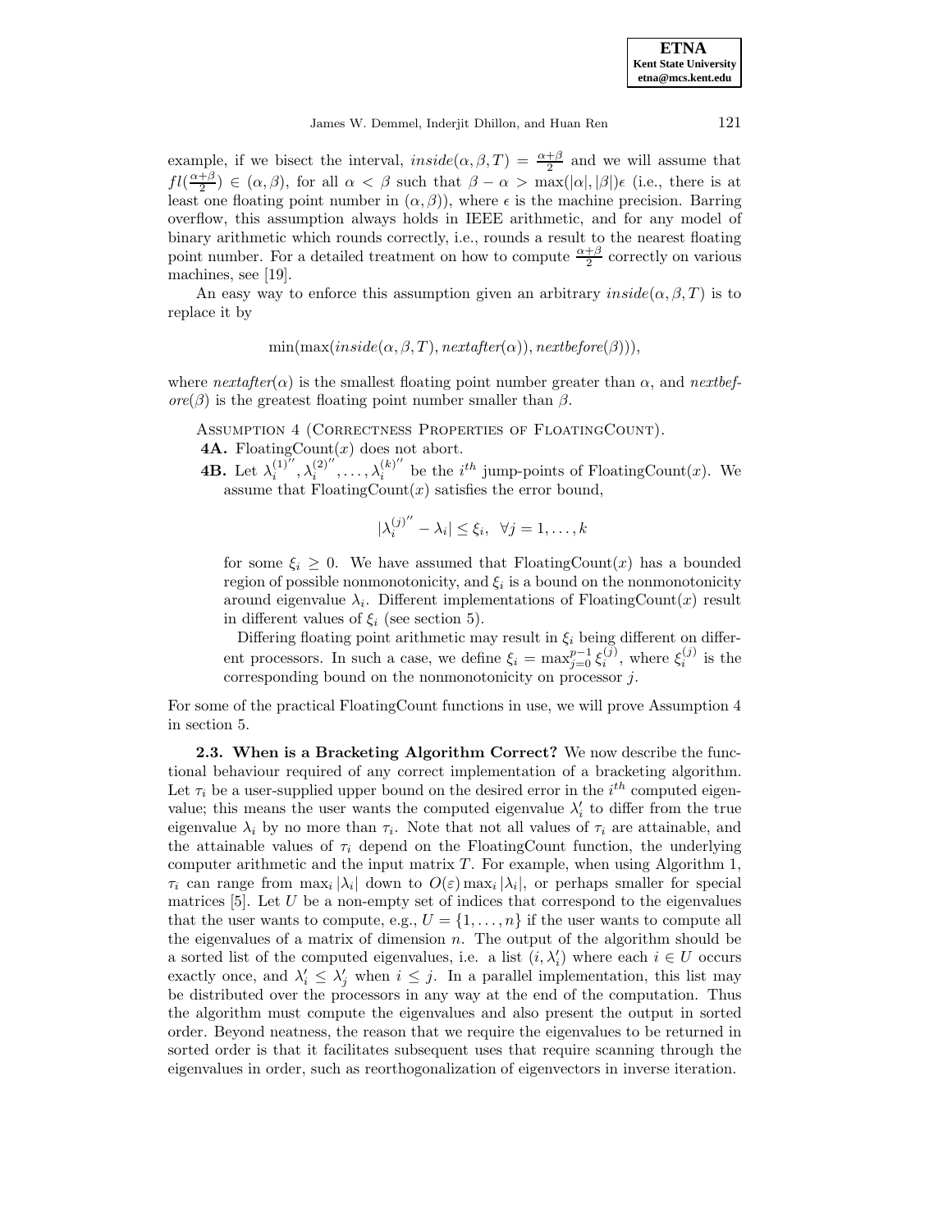example, if we bisect the interval, $inside(\alpha, \beta, T) = \frac{\alpha+\beta}{2}$ and we will assume that $fl(\frac{\alpha+\beta}{2}) \in (\alpha, \beta)$, for all $\alpha < \beta$ such that $\beta - \alpha > \max(|\alpha|, |\beta|)\epsilon$ (i.e., there is at least one floating point number in $(\alpha, \beta)$), where $\epsilon$ is the machine precision. Barring overflow, this assumption always holds in IEEE arithmetic, and for any model of binary arithmetic which rounds correctly, i.e., rounds a result to the nearest floating point number. For a detailed treatment on how to compute $\frac{\alpha+\beta}{2}$ correctly on various machines, see [19].

An easy way to enforce this assumption given an arbitrary $inside(\alpha, \beta, T)$ is to replace it by

$$\min(\max(inside(\alpha, \beta, T), nextafter(\alpha)), nextbefore(\beta))),$$

where $nextafter(\alpha)$ is the smallest floating point number greater than $\alpha$, and $nextbefore(\beta)$ is the greatest floating point number smaller than $\beta$.

Assumption 4 (Correctness Properties of FloatingCount).

**4A.** FloatingCount($x$) does not abort.

**4B.** Let $\lambda_i^{(1)''}, \lambda_i^{(2)''}, \ldots, \lambda_i^{(k)''}$ be the $i^{th}$ jump-points of FloatingCount($x$). We assume that FloatingCount($x$) satisfies the error bound,

$$|\lambda_i^{(j)''} - \lambda_i| \leq \xi_i, \;\; \forall j = 1, \ldots, k$$

for some $\xi_i \geq 0$. We have assumed that FloatingCount($x$) has a bounded region of possible nonmonotonicity, and $\xi_i$ is a bound on the nonmonotonicity around eigenvalue $\lambda_i$. Different implementations of FloatingCount($x$) result in different values of $\xi_i$ (see section 5).

Differing floating point arithmetic may result in $\xi_i$ being different on different processors. In such a case, we define $\xi_i = \max_{j=0}^{p-1} \xi_i^{(j)}$, where $\xi_i^{(j)}$ is the corresponding bound on the nonmonotonicity on processor $j$.

For some of the practical FloatingCount functions in use, we will prove Assumption 4 in section 5.

### 2.3. When is a Bracketing Algorithm Correct?

We now describe the functional behaviour required of any correct implementation of a bracketing algorithm. Let $\tau_i$ be a user-supplied upper bound on the desired error in the $i^{th}$ computed eigenvalue; this means the user wants the computed eigenvalue $\lambda_i'$ to differ from the true eigenvalue $\lambda_i$ by no more than $\tau_i$. Note that not all values of $\tau_i$ are attainable, and the attainable values of $\tau_i$ depend on the FloatingCount function, the underlying computer arithmetic and the input matrix $T$. For example, when using Algorithm 1, $\tau_i$ can range from $\max_i |\lambda_i|$ down to $O(\varepsilon)\max_i |\lambda_i|$, or perhaps smaller for special matrices [5]. Let $U$ be a non-empty set of indices that correspond to the eigenvalues that the user wants to compute, e.g., $U = \{1, \ldots, n\}$ if the user wants to compute all the eigenvalues of a matrix of dimension $n$. The output of the algorithm should be a sorted list of the computed eigenvalues, i.e. a list $(i, \lambda_i')$ where each $i \in U$ occurs exactly once, and $\lambda_i' \leq \lambda_j'$ when $i \leq j$. In a parallel implementation, this list may be distributed over the processors in any way at the end of the computation. Thus the algorithm must compute the eigenvalues and also present the output in sorted order. Beyond neatness, the reason that we require the eigenvalues to be returned in sorted order is that it facilitates subsequent uses that require scanning through the eigenvalues in order, such as reorthogonalization of eigenvectors in inverse iteration.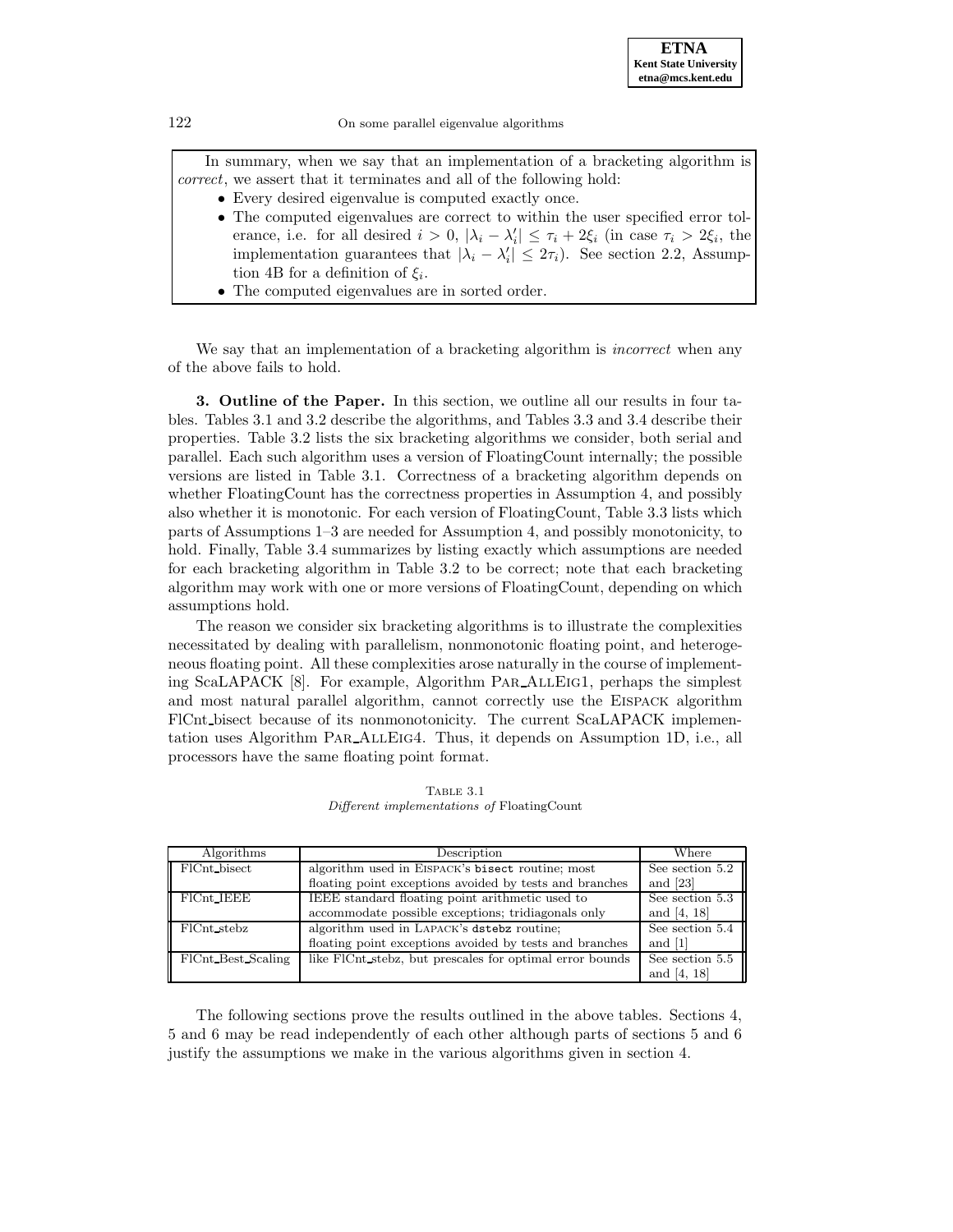In summary, when we say that an implementation of a bracketing algorithm is *correct*, we assert that it terminates and all of the following hold:

- Every desired eigenvalue is computed exactly once.
- The computed eigenvalues are correct to within the user specified error tolerance, i.e. for all desired $i > 0$, $|\lambda_i - \lambda'_i| \le \tau_i + 2\xi_i$ (in case $\tau_i > 2\xi_i$, the implementation guarantees that $|\lambda_i - \lambda'_i| \le 2\tau_i$). See section 2.2, Assumption 4B for a definition of $\xi_i$.
- The computed eigenvalues are in sorted order.

We say that an implementation of a bracketing algorithm is *incorrect* when any of the above fails to hold.

## 3. Outline of the Paper.

In this section, we outline all our results in four tables. Tables 3.1 and 3.2 describe the algorithms, and Tables 3.3 and 3.4 describe their properties. Table 3.2 lists the six bracketing algorithms we consider, both serial and parallel. Each such algorithm uses a version of FloatingCount internally; the possible versions are listed in Table 3.1. Correctness of a bracketing algorithm depends on whether FloatingCount has the correctness properties in Assumption 4, and possibly also whether it is monotonic. For each version of FloatingCount, Table 3.3 lists which parts of Assumptions 1–3 are needed for Assumption 4, and possibly monotonicity, to hold. Finally, Table 3.4 summarizes by listing exactly which assumptions are needed for each bracketing algorithm in Table 3.2 to be correct; note that each bracketing algorithm may work with one or more versions of FloatingCount, depending on which assumptions hold.

The reason we consider six bracketing algorithms is to illustrate the complexities necessitated by dealing with parallelism, nonmonotonic floating point, and heterogeneous floating point. All these complexities arose naturally in the course of implementing ScaLAPACK [8]. For example, Algorithm Par_AllEig1, perhaps the simplest and most natural parallel algorithm, cannot correctly use the Eispack algorithm FlCnt_bisect because of its nonmonotonicity. The current ScaLAPACK implementation uses Algorithm Par_AllEig4. Thus, it depends on Assumption 1D, i.e., all processors have the same floating point format.

Table 3.1
*Different implementations of* FloatingCount

| Algorithms | Description | Where |
|---|---|---|
| FlCnt_bisect | algorithm used in Eispack's `bisect` routine; most floating point exceptions avoided by tests and branches | See section 5.2 and [23] |
| FlCnt_IEEE | IEEE standard floating point arithmetic used to accommodate possible exceptions; tridiagonals only | See section 5.3 and [4, 18] |
| FlCnt_stebz | algorithm used in Lapack's `dstebz` routine; floating point exceptions avoided by tests and branches | See section 5.4 and [1] |
| FlCnt_Best_Scaling | like FlCnt_stebz, but prescales for optimal error bounds | See section 5.5 and [4, 18] |

The following sections prove the results outlined in the above tables. Sections 4, 5 and 6 may be read independently of each other although parts of sections 5 and 6 justify the assumptions we make in the various algorithms given in section 4.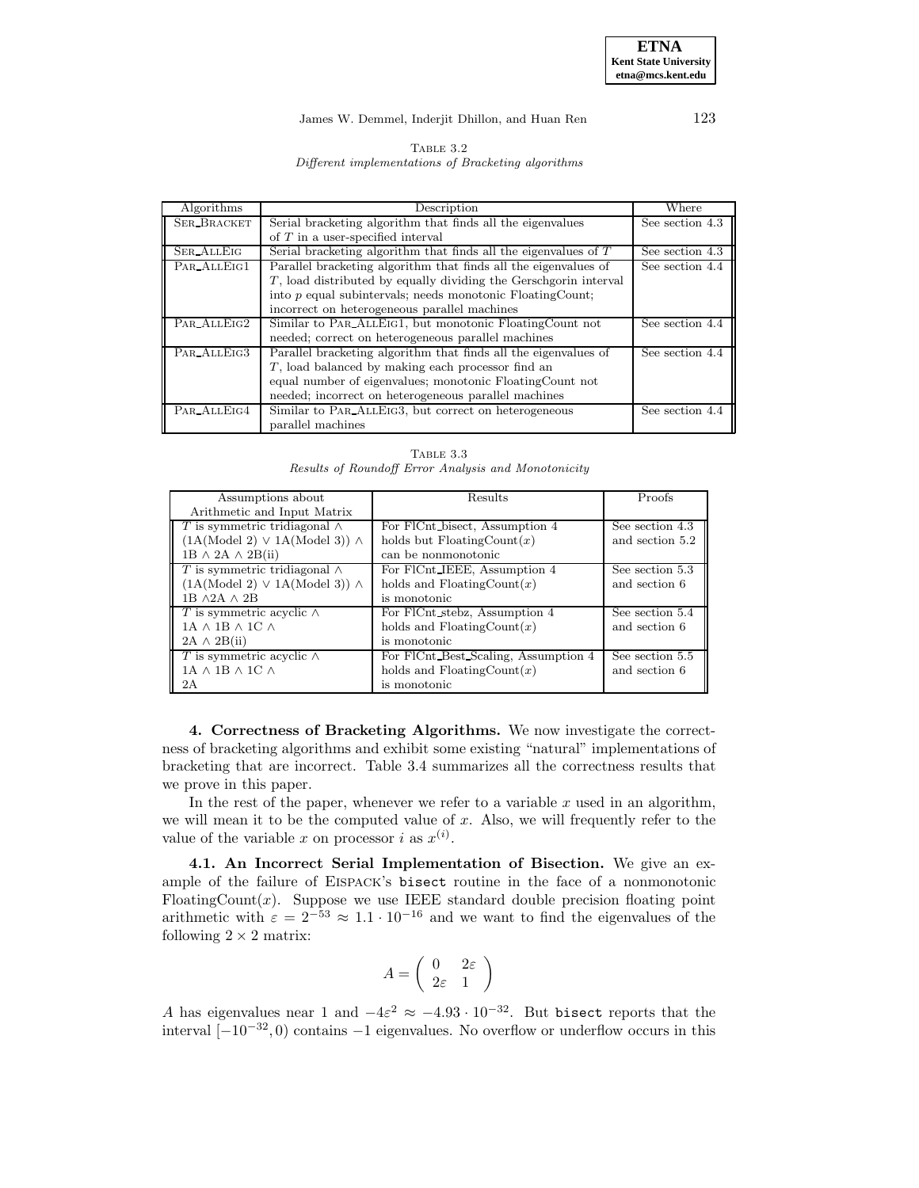TABLE 3.2
*Different implementations of Bracketing algorithms*

| Algorithms | Description | Where |
|---|---|---|
| SER_BRACKET | Serial bracketing algorithm that finds all the eigenvalues of $T$ in a user-specified interval | See section 4.3 |
| SER_ALLEIG | Serial bracketing algorithm that finds all the eigenvalues of $T$ | See section 4.3 |
| PAR_ALLEIG1 | Parallel bracketing algorithm that finds all the eigenvalues of $T$, load distributed by equally dividing the Gerschgorin interval into $p$ equal subintervals; needs monotonic FloatingCount; incorrect on heterogeneous parallel machines | See section 4.4 |
| PAR_ALLEIG2 | Similar to PAR_ALLEIG1, but monotonic FloatingCount not needed; correct on heterogeneous parallel machines | See section 4.4 |
| PAR_ALLEIG3 | Parallel bracketing algorithm that finds all the eigenvalues of $T$, load balanced by making each processor find an equal number of eigenvalues; monotonic FloatingCount not needed; incorrect on heterogeneous parallel machines | See section 4.4 |
| PAR_ALLEIG4 | Similar to PAR_ALLEIG3, but correct on heterogeneous parallel machines | See section 4.4 |

TABLE 3.3
*Results of Roundoff Error Analysis and Monotonicity*

| Assumptions about Arithmetic and Input Matrix | Results | Proofs |
|---|---|---|
| $T$ is symmetric tridiagonal $\wedge$ (1A(Model 2) $\vee$ 1A(Model 3)) $\wedge$ 1B $\wedge$ 2A $\wedge$ 2B(ii) | For FlCnt_bisect, Assumption 4 holds but FloatingCount($x$) can be nonmonotonic | See section 4.3 and section 5.2 |
| $T$ is symmetric tridiagonal $\wedge$ (1A(Model 2) $\vee$ 1A(Model 3)) $\wedge$ 1B $\wedge$2A $\wedge$ 2B | For FlCnt_IEEE, Assumption 4 holds and FloatingCount($x$) is monotonic | See section 5.3 and section 6 |
| $T$ is symmetric acyclic $\wedge$ 1A $\wedge$ 1B $\wedge$ 1C $\wedge$ 2A $\wedge$ 2B(ii) | For FlCnt_stebz, Assumption 4 holds and FloatingCount($x$) is monotonic | See section 5.4 and section 6 |
| $T$ is symmetric acyclic $\wedge$ 1A $\wedge$ 1B $\wedge$ 1C $\wedge$ 2A | For FlCnt_Best_Scaling, Assumption 4 holds and FloatingCount($x$) is monotonic | See section 5.5 and section 6 |

## 4. Correctness of Bracketing Algorithms.

We now investigate the correctness of bracketing algorithms and exhibit some existing "natural" implementations of bracketing that are incorrect. Table 3.4 summarizes all the correctness results that we prove in this paper.

In the rest of the paper, whenever we refer to a variable $x$ used in an algorithm, we will mean it to be the computed value of $x$. Also, we will frequently refer to the value of the variable $x$ on processor $i$ as $x^{(i)}$.

### 4.1. An Incorrect Serial Implementation of Bisection.

We give an example of the failure of EISPACK's `bisect` routine in the face of a nonmonotonic FloatingCount($x$). Suppose we use IEEE standard double precision floating point arithmetic with $\varepsilon = 2^{-53} \approx 1.1 \cdot 10^{-16}$ and we want to find the eigenvalues of the following $2 \times 2$ matrix:

$$A = \begin{pmatrix} 0 & 2\varepsilon \\ 2\varepsilon & 1 \end{pmatrix}$$

$A$ has eigenvalues near 1 and $-4\varepsilon^2 \approx -4.93 \cdot 10^{-32}$. But `bisect` reports that the interval $[-10^{-32}, 0)$ contains $-1$ eigenvalues. No overflow or underflow occurs in this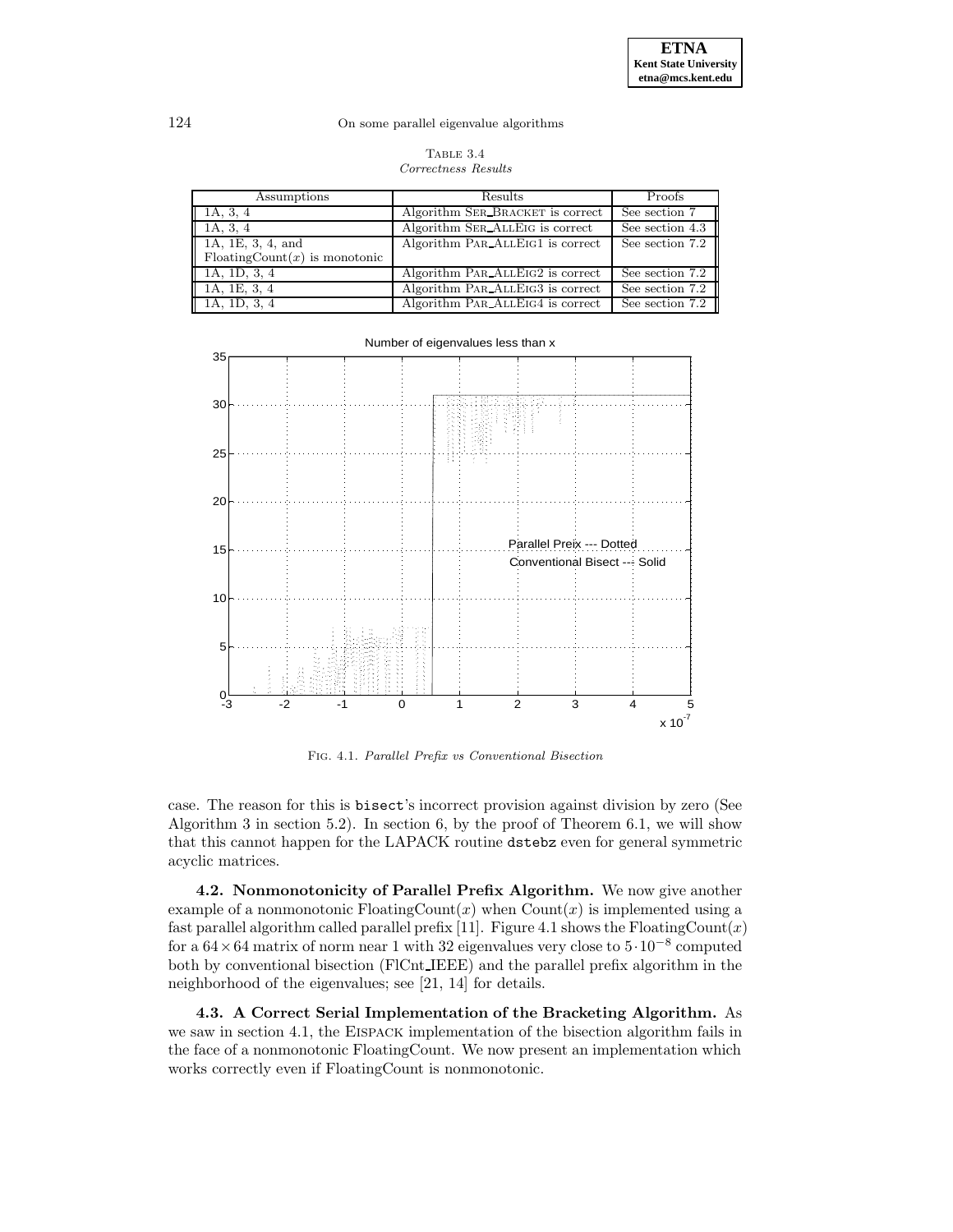Table 3.4
*Correctness Results*

| Assumptions | Results | Proofs |
|---|---|---|
| 1A, 3, 4 | Algorithm SER_BRACKET is correct | See section 7 |
| 1A, 3, 4 | Algorithm SER_ALLEIG is correct | See section 4.3 |
| 1A, 1E, 3, 4, and FloatingCount($x$) is monotonic | Algorithm PAR_ALLEIG1 is correct | See section 7.2 |
| 1A, 1D, 3, 4 | Algorithm PAR_ALLEIG2 is correct | See section 7.2 |
| 1A, 1E, 3, 4 | Algorithm PAR_ALLEIG3 is correct | See section 7.2 |
| 1A, 1D, 3, 4 | Algorithm PAR_ALLEIG4 is correct | See section 7.2 |

Fig. 4.1. *Parallel Prefix vs Conventional Bisection*

case. The reason for this is `bisect`'s incorrect provision against division by zero (See Algorithm 3 in section 5.2). In section 6, by the proof of Theorem 6.1, we will show that this cannot happen for the LAPACK routine `dstebz` even for general symmetric acyclic matrices.

**4.2. Nonmonotonicity of Parallel Prefix Algorithm.** We now give another example of a nonmonotonic FloatingCount($x$) when Count($x$) is implemented using a fast parallel algorithm called parallel prefix [11]. Figure 4.1 shows the FloatingCount($x$) for a $64 \times 64$ matrix of norm near 1 with 32 eigenvalues very close to $5 \cdot 10^{-8}$ computed both by conventional bisection (FlCnt_IEEE) and the parallel prefix algorithm in the neighborhood of the eigenvalues; see [21, 14] for details.

**4.3. A Correct Serial Implementation of the Bracketing Algorithm.** As we saw in section 4.1, the EISPACK implementation of the bisection algorithm fails in the face of a nonmonotonic FloatingCount. We now present an implementation which works correctly even if FloatingCount is nonmonotonic.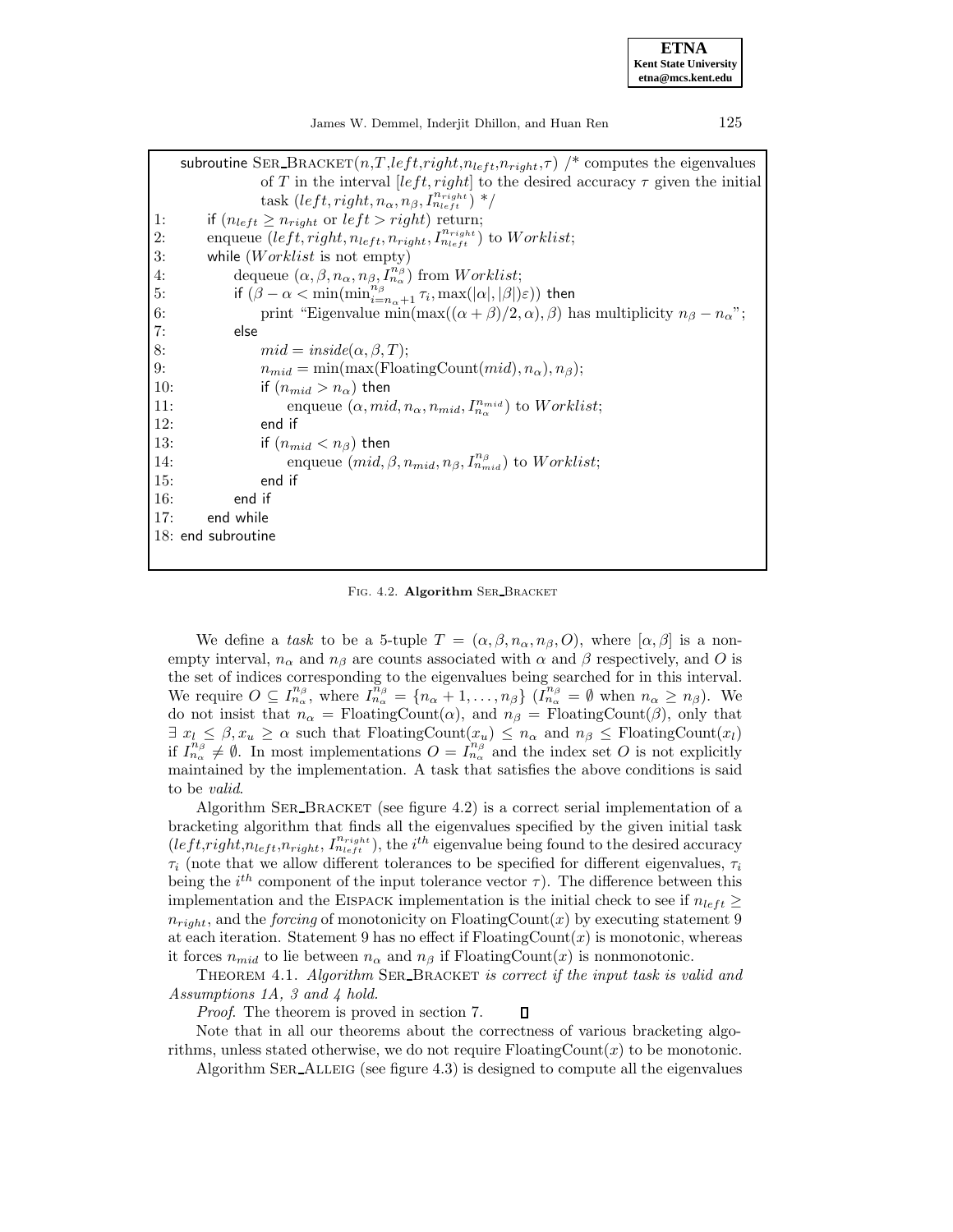```
subroutine Ser_Bracket(n,T,left,right,n_left,n_right,τ) /* computes the eigenvalues
            of T in the interval [left, right] to the desired accuracy τ given the initial
            task (left, right, n_α, n_β, I_{n_left}^{n_right}) */
1:    if (n_left ≥ n_right or left > right) return;
2:    enqueue (left, right, n_left, n_right, I_{n_left}^{n_right}) to Worklist;
3:    while (Worklist is not empty)
4:        dequeue (α, β, n_α, n_β, I_{n_α}^{n_β}) from Worklist;
5:        if (β − α < min(min_{i=n_α+1}^{n_β} τ_i, max(|α|, |β|)ε)) then
6:            print "Eigenvalue min(max((α + β)/2, α), β) has multiplicity n_β − n_α";
7:        else
8:            mid = inside(α, β, T);
9:            n_mid = min(max(FloatingCount(mid), n_α), n_β);
10:           if (n_mid > n_α) then
11:               enqueue (α, mid, n_α, n_mid, I_{n_α}^{n_mid}) to Worklist;
12:           end if
13:           if (n_mid < n_β) then
14:               enqueue (mid, β, n_mid, n_β, I_{n_mid}^{n_β}) to Worklist;
15:           end if
16:       end if
17:   end while
18: end subroutine
```

Fig. 4.2. **Algorithm** Ser_Bracket

We define a *task* to be a 5-tuple $T = (\alpha, \beta, n_\alpha, n_\beta, O)$, where $[\alpha, \beta]$ is a non-empty interval, $n_\alpha$ and $n_\beta$ are counts associated with $\alpha$ and $\beta$ respectively, and $O$ is the set of indices corresponding to the eigenvalues being searched for in this interval. We require $O \subseteq I_{n_\alpha}^{n_\beta}$, where $I_{n_\alpha}^{n_\beta} = \{n_\alpha + 1, \ldots, n_\beta\}$ ($I_{n_\alpha}^{n_\beta} = \emptyset$ when $n_\alpha \geq n_\beta$). We do not insist that $n_\alpha = \text{FloatingCount}(\alpha)$, and $n_\beta = \text{FloatingCount}(\beta)$, only that $\exists\ x_l \leq \beta, x_u \geq \alpha$ such that $\text{FloatingCount}(x_u) \leq n_\alpha$ and $n_\beta \leq \text{FloatingCount}(x_l)$ if $I_{n_\alpha}^{n_\beta} \neq \emptyset$. In most implementations $O = I_{n_\alpha}^{n_\beta}$ and the index set $O$ is not explicitly maintained by the implementation. A task that satisfies the above conditions is said to be *valid*.

Algorithm Ser_Bracket (see figure 4.2) is a correct serial implementation of a bracketing algorithm that finds all the eigenvalues specified by the given initial task $(left, right, n_{left}, n_{right}, I_{n_{left}}^{n_{right}})$, the $i^{th}$ eigenvalue being found to the desired accuracy $\tau_i$ (note that we allow different tolerances to be specified for different eigenvalues, $\tau_i$ being the $i^{th}$ component of the input tolerance vector $\tau$). The difference between this implementation and the Eispack implementation is the initial check to see if $n_{left} \geq n_{right}$, and the *forcing* of monotonicity on $\text{FloatingCount}(x)$ by executing statement 9 at each iteration. Statement 9 has no effect if $\text{FloatingCount}(x)$ is monotonic, whereas it forces $n_{mid}$ to lie between $n_\alpha$ and $n_\beta$ if $\text{FloatingCount}(x)$ is nonmonotonic.

Theorem 4.1. *Algorithm* Ser_Bracket *is correct if the input task is valid and Assumptions 1A, 3 and 4 hold.*

*Proof.* The theorem is proved in section 7. ∎

Note that in all our theorems about the correctness of various bracketing algorithms, unless stated otherwise, we do not require $\text{FloatingCount}(x)$ to be monotonic.

Algorithm Ser_Alleig (see figure 4.3) is designed to compute all the eigenvalues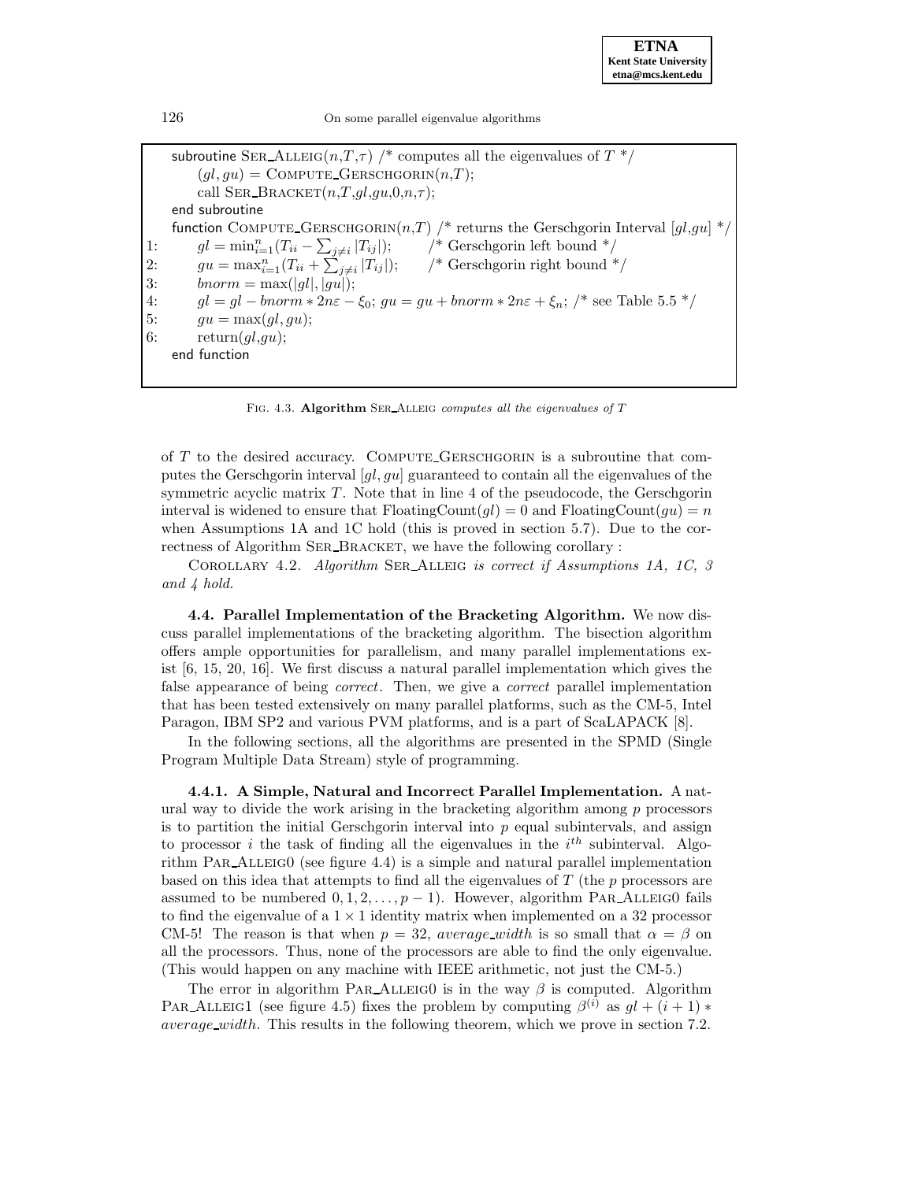```
    subroutine SER_ALLEIG(n,T,τ) /* computes all the eigenvalues of T */
        (gl, gu) = COMPUTE_GERSCHGORIN(n,T);
        call SER_BRACKET(n,T,gl,gu,0,n,τ);
    end subroutine
    function COMPUTE_GERSCHGORIN(n,T) /* returns the Gerschgorin Interval [gl,gu] */
1:      gl = min_{i=1}^{n}(T_ii − Σ_{j≠i} |T_ij|);      /* Gerschgorin left bound */
2:      gu = max_{i=1}^{n}(T_ii + Σ_{j≠i} |T_ij|);      /* Gerschgorin right bound */
3:      bnorm = max(|gl|, |gu|);
4:      gl = gl − bnorm * 2nε − ξ_0; gu = gu + bnorm * 2nε + ξ_n; /* see Table 5.5 */
5:      gu = max(gl, gu);
6:      return(gl,gu);
    end function
```

FIG. 4.3. **Algorithm** SER_ALLEIG *computes all the eigenvalues of* $T$

of $T$ to the desired accuracy. COMPUTE_GERSCHGORIN is a subroutine that computes the Gerschgorin interval $[gl, gu]$ guaranteed to contain all the eigenvalues of the symmetric acyclic matrix $T$. Note that in line 4 of the pseudocode, the Gerschgorin interval is widened to ensure that $\text{FloatingCount}(gl) = 0$ and $\text{FloatingCount}(gu) = n$ when Assumptions 1A and 1C hold (this is proved in section 5.7). Due to the correctness of Algorithm SER_BRACKET, we have the following corollary :

COROLLARY 4.2. *Algorithm* SER_ALLEIG *is correct if Assumptions 1A, 1C, 3 and 4 hold.*

### 4.4. Parallel Implementation of the Bracketing Algorithm.

We now discuss parallel implementations of the bracketing algorithm. The bisection algorithm offers ample opportunities for parallelism, and many parallel implementations exist [6, 15, 20, 16]. We first discuss a natural parallel implementation which gives the false appearance of being *correct*. Then, we give a *correct* parallel implementation that has been tested extensively on many parallel platforms, such as the CM-5, Intel Paragon, IBM SP2 and various PVM platforms, and is a part of ScaLAPACK [8].

In the following sections, all the algorithms are presented in the SPMD (Single Program Multiple Data Stream) style of programming.

#### 4.4.1. A Simple, Natural and Incorrect Parallel Implementation.

A natural way to divide the work arising in the bracketing algorithm among $p$ processors is to partition the initial Gerschgorin interval into $p$ equal subintervals, and assign to processor $i$ the task of finding all the eigenvalues in the $i^{th}$ subinterval. Algorithm PAR_ALLEIG0 (see figure 4.4) is a simple and natural parallel implementation based on this idea that attempts to find all the eigenvalues of $T$ (the $p$ processors are assumed to be numbered $0, 1, 2, \ldots, p-1$). However, algorithm PAR_ALLEIG0 fails to find the eigenvalue of a $1 \times 1$ identity matrix when implemented on a 32 processor CM-5! The reason is that when $p = 32$, *average_width* is so small that $\alpha = \beta$ on all the processors. Thus, none of the processors are able to find the only eigenvalue. (This would happen on any machine with IEEE arithmetic, not just the CM-5.)

The error in algorithm PAR_ALLEIG0 is in the way $\beta$ is computed. Algorithm PAR_ALLEIG1 (see figure 4.5) fixes the problem by computing $\beta^{(i)}$ as $gl + (i+1) * average\_width$. This results in the following theorem, which we prove in section 7.2.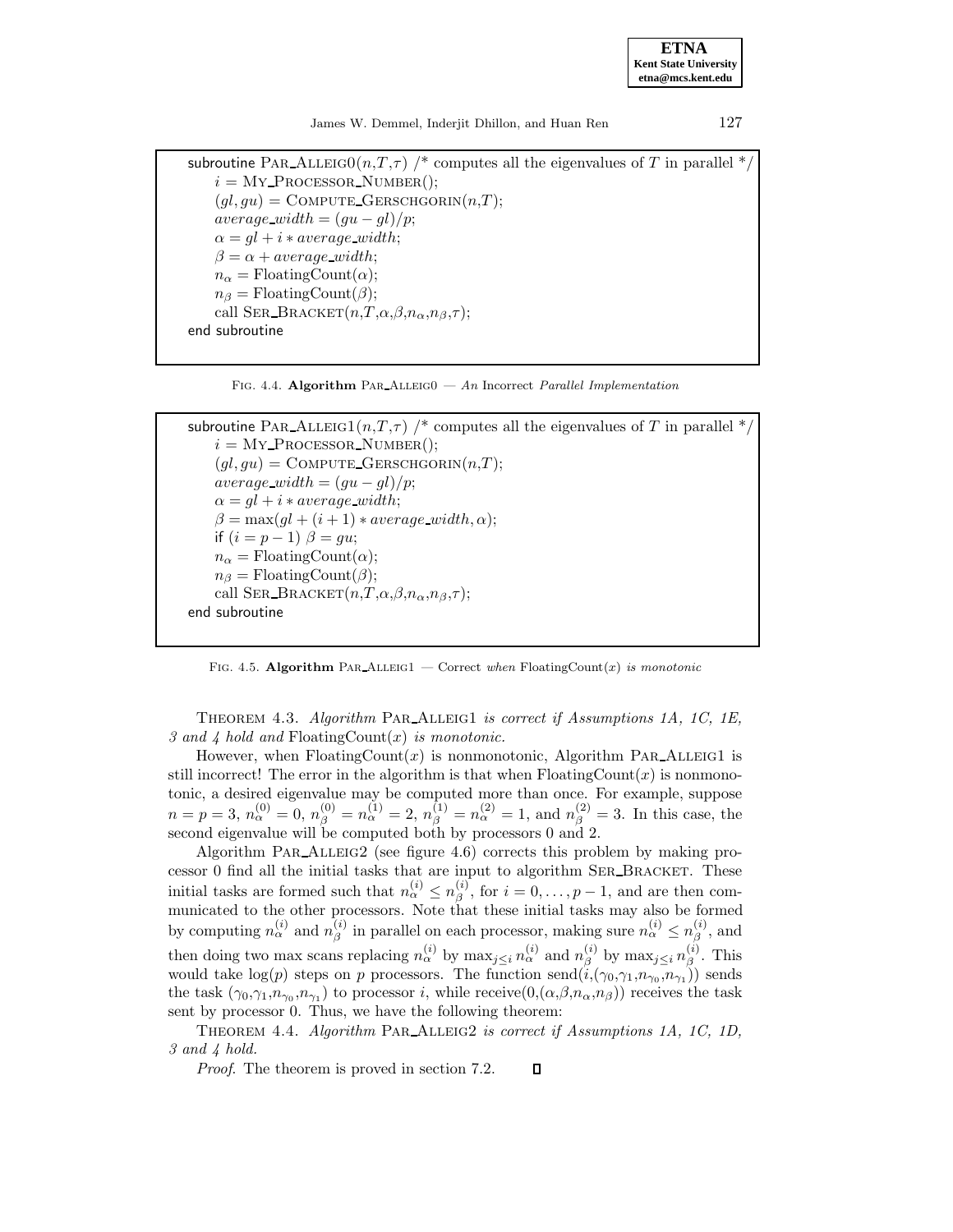```
subroutine PAR_ALLEIG0(n,T,τ) /* computes all the eigenvalues of T in parallel */
    i = MY_PROCESSOR_NUMBER();
    (gl, gu) = COMPUTE_GERSCHGORIN(n,T);
    average_width = (gu − gl)/p;
    α = gl + i * average_width;
    β = α + average_width;
    n_α = FloatingCount(α);
    n_β = FloatingCount(β);
    call SER_BRACKET(n,T,α,β,n_α,n_β,τ);
end subroutine
```

FIG. 4.4. **Algorithm** PAR_ALLEIG0 — *An* Incorrect *Parallel Implementation*

```
subroutine PAR_ALLEIG1(n,T,τ) /* computes all the eigenvalues of T in parallel */
    i = MY_PROCESSOR_NUMBER();
    (gl, gu) = COMPUTE_GERSCHGORIN(n,T);
    average_width = (gu − gl)/p;
    α = gl + i * average_width;
    β = max(gl + (i + 1) * average_width, α);
    if (i = p − 1) β = gu;
    n_α = FloatingCount(α);
    n_β = FloatingCount(β);
    call SER_BRACKET(n,T,α,β,n_α,n_β,τ);
end subroutine
```

FIG. 4.5. **Algorithm** PAR_ALLEIG1 — Correct *when* FloatingCount$(x)$ *is monotonic*

THEOREM 4.3. *Algorithm* PAR_ALLEIG1 *is correct if Assumptions 1A, 1C, 1E, 3 and 4 hold and* FloatingCount$(x)$ *is monotonic.*

However, when FloatingCount$(x)$ is nonmonotonic, Algorithm PAR_ALLEIG1 is still incorrect! The error in the algorithm is that when FloatingCount$(x)$ is nonmonotonic, a desired eigenvalue may be computed more than once. For example, suppose $n = p = 3$, $n_\alpha^{(0)} = 0$, $n_\beta^{(0)} = n_\alpha^{(1)} = 2$, $n_\beta^{(1)} = n_\alpha^{(2)} = 1$, and $n_\beta^{(2)} = 3$. In this case, the second eigenvalue will be computed both by processors 0 and 2.

Algorithm PAR_ALLEIG2 (see figure 4.6) corrects this problem by making processor 0 find all the initial tasks that are input to algorithm SER_BRACKET. These initial tasks are formed such that $n_\alpha^{(i)} \le n_\beta^{(i)}$, for $i = 0, \ldots, p-1$, and are then communicated to the other processors. Note that these initial tasks may also be formed by computing $n_\alpha^{(i)}$ and $n_\beta^{(i)}$ in parallel on each processor, making sure $n_\alpha^{(i)} \le n_\beta^{(i)}$, and then doing two max scans replacing $n_\alpha^{(i)}$ by $\max_{j \le i} n_\alpha^{(i)}$ and $n_\beta^{(i)}$ by $\max_{j \le i} n_\beta^{(i)}$. This would take $\log(p)$ steps on $p$ processors. The function send$(i,(\gamma_0,\gamma_1,n_{\gamma_0},n_{\gamma_1}))$ sends the task $(\gamma_0,\gamma_1,n_{\gamma_0},n_{\gamma_1})$ to processor $i$, while receive$(0,(\alpha,\beta,n_\alpha,n_\beta))$ receives the task sent by processor 0. Thus, we have the following theorem:

THEOREM 4.4. *Algorithm* PAR_ALLEIG2 *is correct if Assumptions 1A, 1C, 1D, 3 and 4 hold.*

*Proof*. The theorem is proved in section 7.2. ◻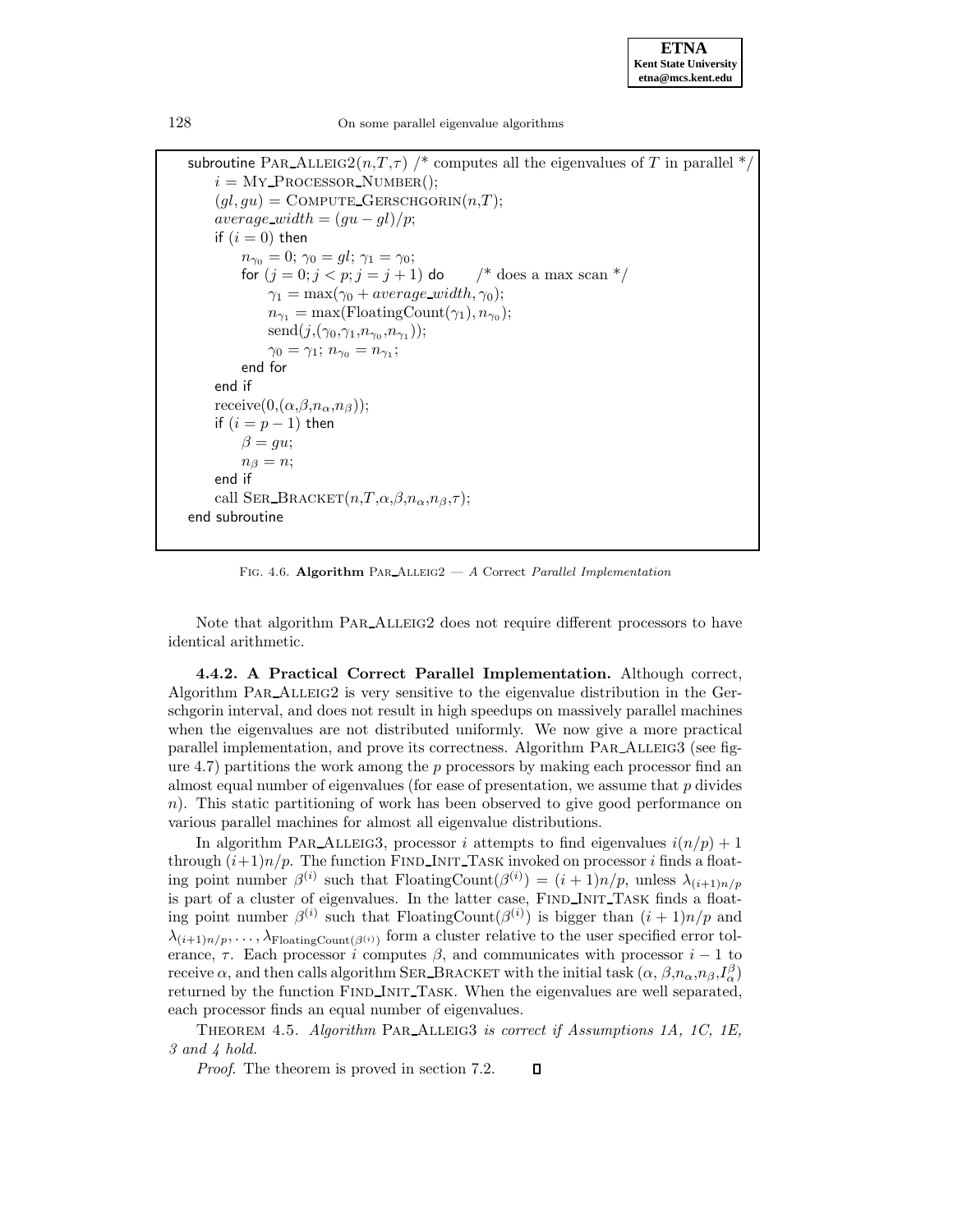```
subroutine PAR_ALLEIG2(n,T,τ) /* computes all the eigenvalues of T in parallel */
    i = MY_PROCESSOR_NUMBER();
    (gl, gu) = COMPUTE_GERSCHGORIN(n,T);
    average_width = (gu − gl)/p;
    if (i = 0) then
        n_γ0 = 0; γ0 = gl; γ1 = γ0;
        for (j = 0; j < p; j = j + 1) do       /* does a max scan */
            γ1 = max(γ0 + average_width, γ0);
            n_γ1 = max(FloatingCount(γ1), n_γ0);
            send(j,(γ0,γ1,n_γ0,n_γ1));
            γ0 = γ1; n_γ0 = n_γ1;
        end for
    end if
    receive(0,(α,β,n_α,n_β));
    if (i = p − 1) then
        β = gu;
        n_β = n;
    end if
    call SER_BRACKET(n,T,α,β,n_α,n_β,τ);
end subroutine
```

FIG. 4.6. **Algorithm** PAR_ALLEIG2 — *A* Correct *Parallel Implementation*

Note that algorithm PAR_ALLEIG2 does not require different processors to have identical arithmetic.

**4.4.2. A Practical Correct Parallel Implementation.** Although correct, Algorithm PAR_ALLEIG2 is very sensitive to the eigenvalue distribution in the Gerschgorin interval, and does not result in high speedups on massively parallel machines when the eigenvalues are not distributed uniformly. We now give a more practical parallel implementation, and prove its correctness. Algorithm PAR_ALLEIG3 (see figure 4.7) partitions the work among the $p$ processors by making each processor find an almost equal number of eigenvalues (for ease of presentation, we assume that $p$ divides $n$). This static partitioning of work has been observed to give good performance on various parallel machines for almost all eigenvalue distributions.

In algorithm PAR_ALLEIG3, processor $i$ attempts to find eigenvalues $i(n/p)+1$ through $(i+1)n/p$. The function FIND_INIT_TASK invoked on processor $i$ finds a floating point number $\beta^{(i)}$ such that $\text{FloatingCount}(\beta^{(i)}) = (i+1)n/p$, unless $\lambda_{(i+1)n/p}$ is part of a cluster of eigenvalues. In the latter case, FIND_INIT_TASK finds a floating point number $\beta^{(i)}$ such that $\text{FloatingCount}(\beta^{(i)})$ is bigger than $(i+1)n/p$ and $\lambda_{(i+1)n/p}, \ldots, \lambda_{\text{FloatingCount}(\beta^{(i)})}$ form a cluster relative to the user specified error tolerance, $\tau$. Each processor $i$ computes $\beta$, and communicates with processor $i-1$ to receive $\alpha$, and then calls algorithm SER_BRACKET with the initial task $(\alpha, \beta, n_\alpha, n_\beta, I_\alpha^\beta)$ returned by the function FIND_INIT_TASK. When the eigenvalues are well separated, each processor finds an equal number of eigenvalues.

THEOREM 4.5. *Algorithm* PAR_ALLEIG3 *is correct if Assumptions 1A, 1C, 1E, 3 and 4 hold.*

*Proof*. The theorem is proved in section 7.2. ∎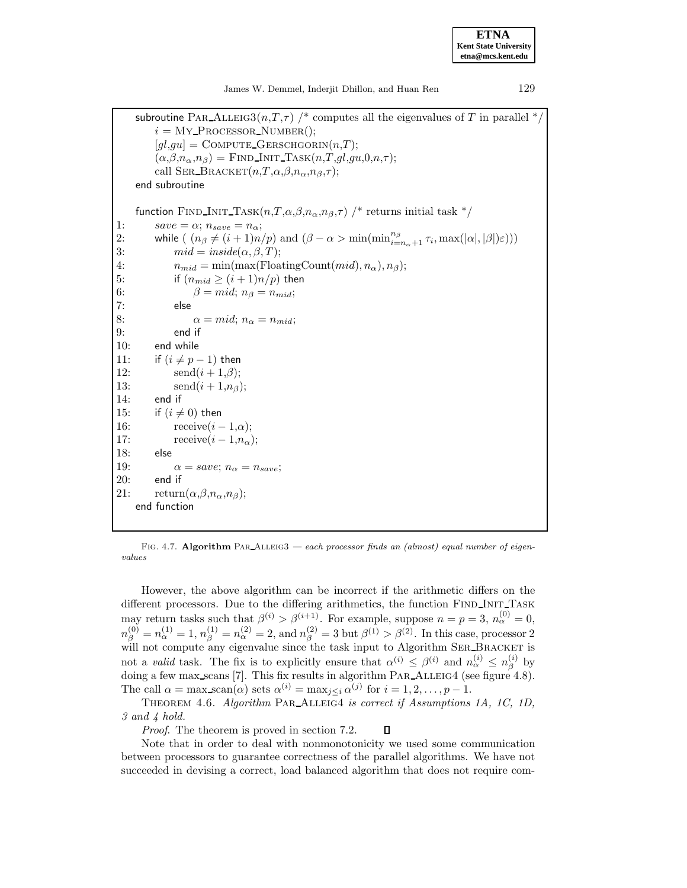```
subroutine PAR_ALLEIG3(n,T,τ) /* computes all the eigenvalues of T in parallel */
    i = MY_PROCESSOR_NUMBER();
    [gl,gu] = COMPUTE_GERSCHGORIN(n,T);
    (α,β,n_α,n_β) = FIND_INIT_TASK(n,T,gl,gu,0,n,τ);
    call SER_BRACKET(n,T,α,β,n_α,n_β,τ);
end subroutine

function FIND_INIT_TASK(n,T,α,β,n_α,n_β,τ) /* returns initial task */
1:      save = α; n_save = n_α;
2:      while ( (n_β ≠ (i+1)n/p) and (β − α > min(min_{i=n_α+1}^{n_β} τ_i, max(|α|,|β|)ε)))
3:          mid = inside(α,β,T);
4:          n_mid = min(max(FloatingCount(mid), n_α), n_β);
5:          if (n_mid ≥ (i+1)n/p) then
6:              β = mid; n_β = n_mid;
7:          else
8:              α = mid; n_α = n_mid;
9:          end if
10:     end while
11:     if (i ≠ p − 1) then
12:         send(i+1,β);
13:         send(i+1,n_β);
14:     end if
15:     if (i ≠ 0) then
16:         receive(i−1,α);
17:         receive(i−1,n_α);
18:     else
19:         α = save; n_α = n_save;
20:     end if
21:     return(α,β,n_α,n_β);
end function
```

Fig. 4.7. **Algorithm** PAR_ALLEIG3 — *each processor finds an (almost) equal number of eigenvalues*

However, the above algorithm can be incorrect if the arithmetic differs on the different processors. Due to the differing arithmetics, the function FIND_INIT_TASK may return tasks such that $\beta^{(i)} > \beta^{(i+1)}$. For example, suppose $n = p = 3$, $n_\alpha^{(0)} = 0$, $n_\beta^{(0)} = n_\alpha^{(1)} = 1$, $n_\beta^{(1)} = n_\alpha^{(2)} = 2$, and $n_\beta^{(2)} = 3$ but $\beta^{(1)} > \beta^{(2)}$. In this case, processor 2 will not compute any eigenvalue since the task input to Algorithm SER_BRACKET is not a *valid* task. The fix is to explicitly ensure that $\alpha^{(i)} \le \beta^{(i)}$ and $n_\alpha^{(i)} \le n_\beta^{(i)}$ by doing a few max_scans [7]. This fix results in algorithm PAR_ALLEIG4 (see figure 4.8). The call $\alpha = \text{max\_scan}(\alpha)$ sets $\alpha^{(i)} = \max_{j \le i} \alpha^{(j)}$ for $i = 1, 2, \ldots, p-1$.

THEOREM 4.6. *Algorithm* PAR_ALLEIG4 *is correct if Assumptions 1A, 1C, 1D, 3 and 4 hold.*

*Proof*. The theorem is proved in section 7.2. ∎

Note that in order to deal with nonmonotonicity we used some communication between processors to guarantee correctness of the parallel algorithms. We have not succeeded in devising a correct, load balanced algorithm that does not require com-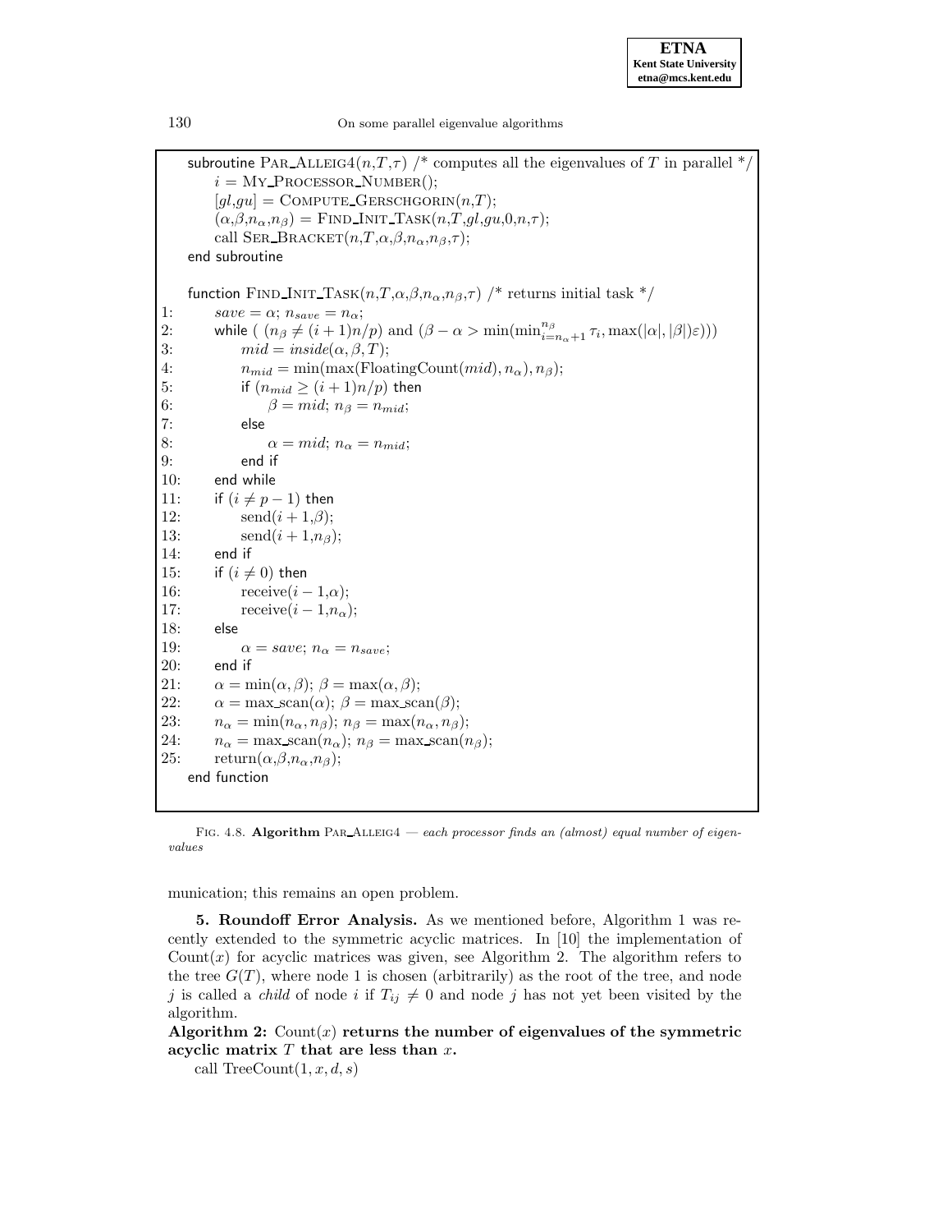```
    subroutine PAR_ALLEIG4(n,T,τ) /* computes all the eigenvalues of T in parallel */
        i = MY_PROCESSOR_NUMBER();
        [gl,gu] = COMPUTE_GERSCHGORIN(n,T);
        (α,β,n_α,n_β) = FIND_INIT_TASK(n,T,gl,gu,0,n,τ);
        call SER_BRACKET(n,T,α,β,n_α,n_β,τ);
    end subroutine

    function FIND_INIT_TASK(n,T,α,β,n_α,n_β,τ) /* returns initial task */
1:      save = α; n_save = n_α;
2:      while ( (n_β ≠ (i+1)n/p) and (β − α > min(min_{i=n_α+1}^{n_β} τ_i, max(|α|,|β|)ε)))
3:          mid = inside(α, β, T);
4:          n_mid = min(max(FloatingCount(mid), n_α), n_β);
5:          if (n_mid ≥ (i+1)n/p) then
6:              β = mid; n_β = n_mid;
7:          else
8:              α = mid; n_α = n_mid;
9:          end if
10:     end while
11:     if (i ≠ p − 1) then
12:         send(i+1,β);
13:         send(i+1,n_β);
14:     end if
15:     if (i ≠ 0) then
16:         receive(i−1,α);
17:         receive(i−1,n_α);
18:     else
19:         α = save; n_α = n_save;
20:     end if
21:     α = min(α, β); β = max(α, β);
22:     α = max_scan(α); β = max_scan(β);
23:     n_α = min(n_α, n_β); n_β = max(n_α, n_β);
24:     n_α = max_scan(n_α); n_β = max_scan(n_β);
25:     return(α,β,n_α,n_β);
    end function
```

FIG. 4.8. **Algorithm** PAR_ALLEIG4 — *each processor finds an (almost) equal number of eigenvalues*

munication; this remains an open problem.

**5. Roundoff Error Analysis.** As we mentioned before, Algorithm 1 was recently extended to the symmetric acyclic matrices. In [10] the implementation of $\text{Count}(x)$ for acyclic matrices was given, see Algorithm 2. The algorithm refers to the tree $G(T)$, where node 1 is chosen (arbitrarily) as the root of the tree, and node $j$ is called a *child* of node $i$ if $T_{ij} \neq 0$ and node $j$ has not yet been visited by the algorithm.

**Algorithm 2:** $\text{Count}(x)$ **returns the number of eigenvalues of the symmetric acyclic matrix** $T$ **that are less than** $x$**.**

call $\text{TreeCount}(1, x, d, s)$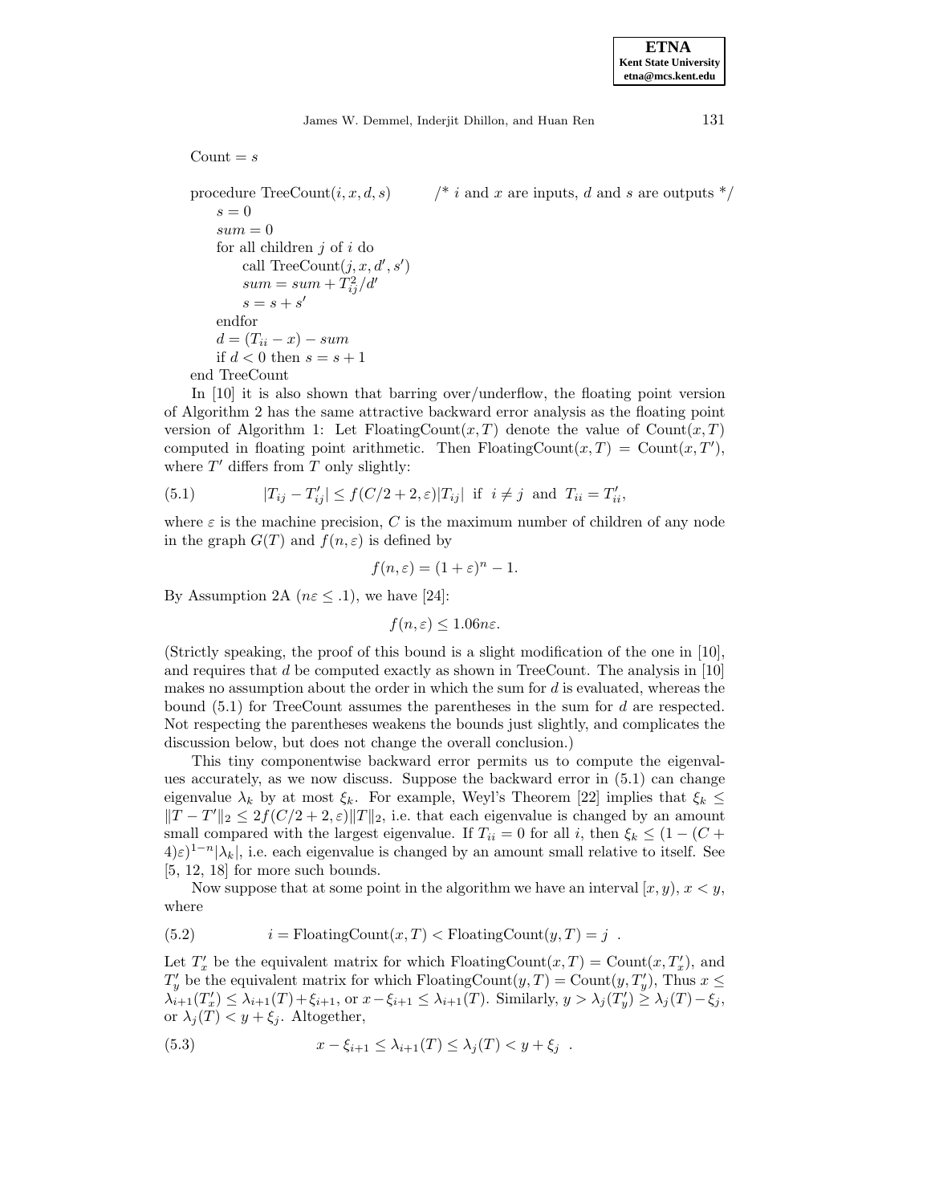Count = $s$

```
procedure TreeCount(i, x, d, s)          /* i and x are inputs, d and s are outputs */
     s = 0
     sum = 0
     for all children j of i do
          call TreeCount(j, x, d', s')
          sum = sum + T_ij^2 / d'
          s = s + s'
     endfor
     d = (T_ii - x) - sum
     if d < 0 then s = s + 1
end TreeCount
```

In [10] it is also shown that barring over/underflow, the floating point version of Algorithm 2 has the same attractive backward error analysis as the floating point version of Algorithm 1: Let FloatingCount$(x, T)$ denote the value of Count$(x, T)$ computed in floating point arithmetic. Then FloatingCount$(x, T)$ = Count$(x, T')$, where $T'$ differs from $T$ only slightly:

$$|T_{ij} - T'_{ij}| \le f(C/2 + 2, \varepsilon)|T_{ij}| \;\text{ if }\; i \ne j \;\text{ and }\; T_{ii} = T'_{ii}, \tag{5.1}$$

where $\varepsilon$ is the machine precision, $C$ is the maximum number of children of any node in the graph $G(T)$ and $f(n, \varepsilon)$ is defined by

$$f(n, \varepsilon) = (1 + \varepsilon)^n - 1.$$

By Assumption 2A ($n\varepsilon \le .1$), we have [24]:

$$f(n, \varepsilon) \le 1.06 n\varepsilon.$$

(Strictly speaking, the proof of this bound is a slight modification of the one in [10], and requires that $d$ be computed exactly as shown in TreeCount. The analysis in [10] makes no assumption about the order in which the sum for $d$ is evaluated, whereas the bound (5.1) for TreeCount assumes the parentheses in the sum for $d$ are respected. Not respecting the parentheses weakens the bounds just slightly, and complicates the discussion below, but does not change the overall conclusion.)

This tiny componentwise backward error permits us to compute the eigenvalues accurately, as we now discuss. Suppose the backward error in (5.1) can change eigenvalue $\lambda_k$ by at most $\xi_k$. For example, Weyl's Theorem [22] implies that $\xi_k \le \|T - T'\|_2 \le 2f(C/2 + 2, \varepsilon)\|T\|_2$, i.e. that each eigenvalue is changed by an amount small compared with the largest eigenvalue. If $T_{ii} = 0$ for all $i$, then $\xi_k \le (1 - (C + 4)\varepsilon)^{1-n}|\lambda_k|$, i.e. each eigenvalue is changed by an amount small relative to itself. See [5, 12, 18] for more such bounds.

Now suppose that at some point in the algorithm we have an interval $[x, y)$, $x < y$, where

$$i = \text{FloatingCount}(x, T) < \text{FloatingCount}(y, T) = j \;\; . \tag{5.2}$$

Let $T'_x$ be the equivalent matrix for which FloatingCount$(x, T)$ = Count$(x, T'_x)$, and $T'_y$ be the equivalent matrix for which FloatingCount$(y, T)$ = Count$(y, T'_y)$, Thus $x \le \lambda_{i+1}(T'_x) \le \lambda_{i+1}(T) + \xi_{i+1}$, or $x - \xi_{i+1} \le \lambda_{i+1}(T)$. Similarly, $y > \lambda_j(T'_y) \ge \lambda_j(T) - \xi_j$, or $\lambda_j(T) < y + \xi_j$. Altogether,

$$x - \xi_{i+1} \le \lambda_{i+1}(T) \le \lambda_j(T) < y + \xi_j \;\; . \tag{5.3}$$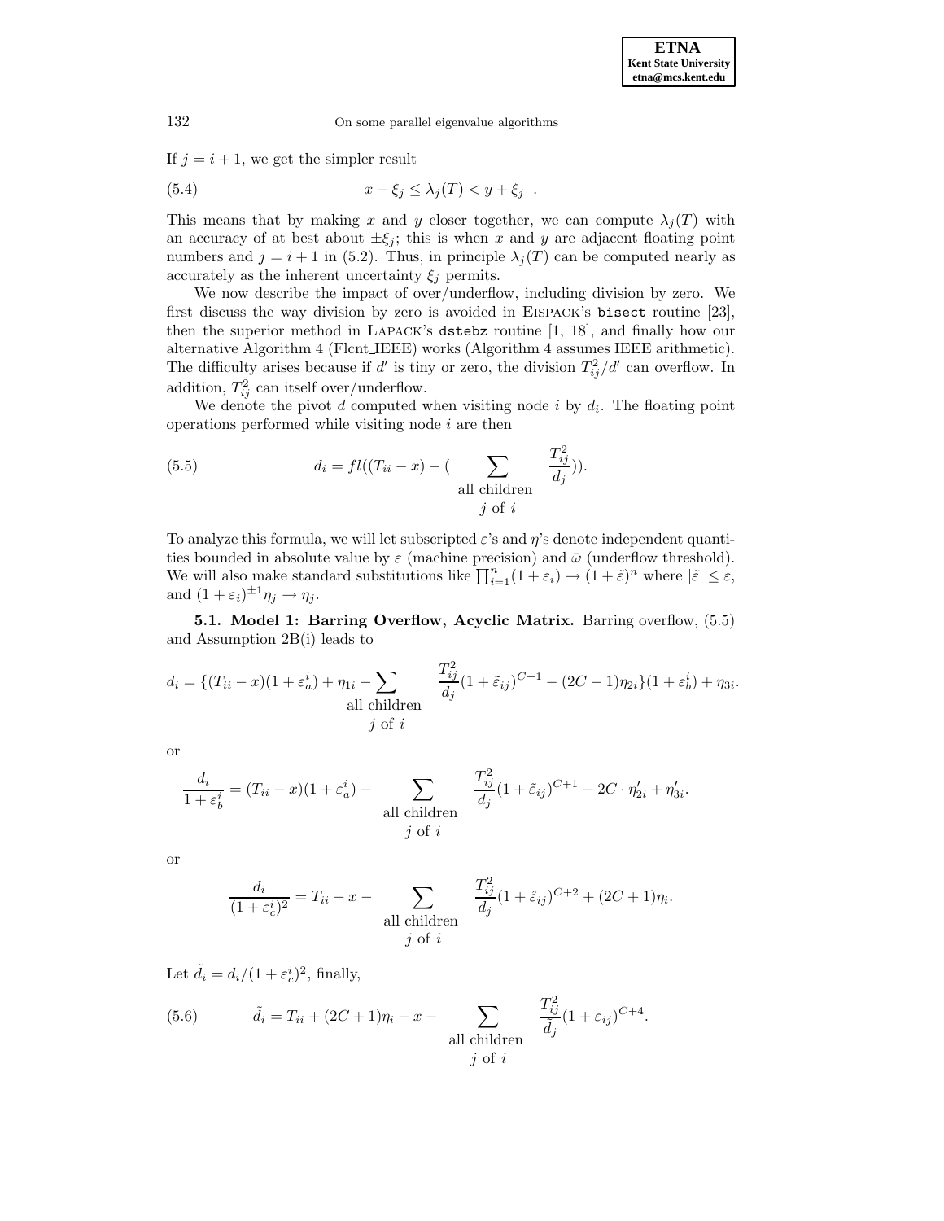If $j = i + 1$, we get the simpler result

$$x - \xi_j \le \lambda_j(T) < y + \xi_j \quad . \tag{5.4}$$

This means that by making $x$ and $y$ closer together, we can compute $\lambda_j(T)$ with an accuracy of at best about $\pm\xi_j$; this is when $x$ and $y$ are adjacent floating point numbers and $j = i + 1$ in (5.2). Thus, in principle $\lambda_j(T)$ can be computed nearly as accurately as the inherent uncertainty $\xi_j$ permits.

We now describe the impact of over/underflow, including division by zero. We first discuss the way division by zero is avoided in EISPACK's `bisect` routine [23], then the superior method in LAPACK's `dstebz` routine [1, 18], and finally how our alternative Algorithm 4 (Flcnt_IEEE) works (Algorithm 4 assumes IEEE arithmetic). The difficulty arises because if $d'$ is tiny or zero, the division $T_{ij}^2/d'$ can overflow. In addition, $T_{ij}^2$ can itself over/underflow.

We denote the pivot $d$ computed when visiting node $i$ by $d_i$. The floating point operations performed while visiting node $i$ are then

$$d_i = fl((T_{ii} - x) - (\sum_{\substack{\text{all children} \\ j \text{ of } i}} \frac{T_{ij}^2}{d_j})). \tag{5.5}$$

To analyze this formula, we will let subscripted $\varepsilon$'s and $\eta$'s denote independent quantities bounded in absolute value by $\varepsilon$ (machine precision) and $\bar{\omega}$ (underflow threshold). We will also make standard substitutions like $\prod_{i=1}^{n}(1+\varepsilon_i) \to (1+\tilde{\varepsilon})^n$ where $|\tilde{\varepsilon}| \le \varepsilon$, and $(1+\varepsilon_i)^{\pm 1}\eta_j \to \eta_j$.

**5.1. Model 1: Barring Overflow, Acyclic Matrix.** Barring overflow, (5.5) and Assumption 2B(i) leads to

$$d_i = \{(T_{ii} - x)(1+\varepsilon_a^i) + \eta_{1i} - \sum_{\substack{\text{all children} \\ j \text{ of } i}} \frac{T_{ij}^2}{d_j}(1+\tilde{\varepsilon}_{ij})^{C+1} - (2C-1)\eta_{2i}\}(1+\varepsilon_b^i) + \eta_{3i}.$$

or

$$\frac{d_i}{1+\varepsilon_b^i} = (T_{ii} - x)(1+\varepsilon_a^i) - \sum_{\substack{\text{all children} \\ j \text{ of } i}} \frac{T_{ij}^2}{d_j}(1+\tilde{\varepsilon}_{ij})^{C+1} + 2C \cdot \eta'_{2i} + \eta'_{3i}.$$

or

$$\frac{d_i}{(1+\varepsilon_c^i)^2} = T_{ii} - x - \sum_{\substack{\text{all children} \\ j \text{ of } i}} \frac{T_{ij}^2}{d_j}(1+\hat{\varepsilon}_{ij})^{C+2} + (2C+1)\eta_i.$$

Let $\tilde{d}_i = d_i/(1+\varepsilon_c^i)^2$, finally,

$$\tilde{d}_i = T_{ii} + (2C+1)\eta_i - x - \sum_{\substack{\text{all children} \\ j \text{ of } i}} \frac{T_{ij}^2}{\tilde{d}_j}(1+\varepsilon_{ij})^{C+4}. \tag{5.6}$$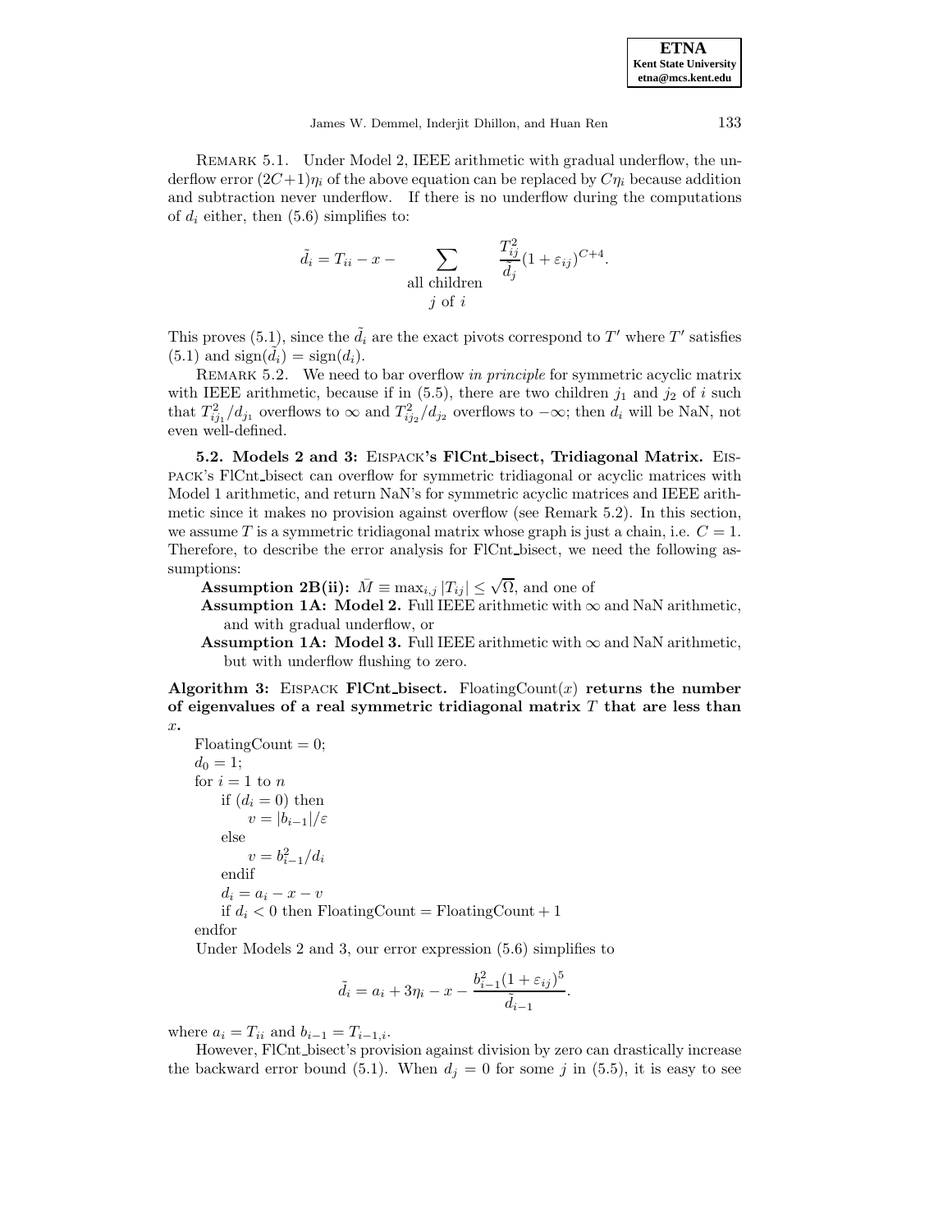REMARK 5.1. Under Model 2, IEEE arithmetic with gradual underflow, the underflow error $(2C+1)\eta_i$ of the above equation can be replaced by $C\eta_i$ because addition and subtraction never underflow. If there is no underflow during the computations of $d_i$ either, then (5.6) simplifies to:

$$\tilde{d}_i = T_{ii} - x - \sum_{\substack{\text{all children} \\ j \text{ of } i}} \frac{T_{ij}^2}{\tilde{d}_j}(1+\varepsilon_{ij})^{C+4}.$$

This proves (5.1), since the $\tilde{d}_i$ are the exact pivots correspond to $T'$ where $T'$ satisfies (5.1) and $\text{sign}(\tilde{d}_i) = \text{sign}(d_i)$.

REMARK 5.2. We need to bar overflow *in principle* for symmetric acyclic matrix with IEEE arithmetic, because if in (5.5), there are two children $j_1$ and $j_2$ of $i$ such that $T_{ij_1}^2/d_{j_1}$ overflows to $\infty$ and $T_{ij_2}^2/d_{j_2}$ overflows to $-\infty$; then $d_i$ will be NaN, not even well-defined.

**5.2. Models 2 and 3: EISPACK's FlCnt_bisect, Tridiagonal Matrix.** EISPACK's FlCnt_bisect can overflow for symmetric tridiagonal or acyclic matrices with Model 1 arithmetic, and return NaN's for symmetric acyclic matrices and IEEE arithmetic since it makes no provision against overflow (see Remark 5.2). In this section, we assume $T$ is a symmetric tridiagonal matrix whose graph is just a chain, i.e. $C = 1$. Therefore, to describe the error analysis for FlCnt_bisect, we need the following assumptions:

**Assumption 2B(ii):** $\bar{M} \equiv \max_{i,j} |T_{ij}| \leq \sqrt{\Omega}$, and one of

**Assumption 1A: Model 2.** Full IEEE arithmetic with $\infty$ and NaN arithmetic, and with gradual underflow, or

**Assumption 1A: Model 3.** Full IEEE arithmetic with $\infty$ and NaN arithmetic, but with underflow flushing to zero.

**Algorithm 3:** EISPACK **FlCnt_bisect.** FloatingCount($x$) **returns the number of eigenvalues of a real symmetric tridiagonal matrix $T$ that are less than $x$.**

```
FloatingCount = 0;
d_0 = 1;
for i = 1 to n
    if (d_i = 0) then
        v = |b_{i-1}|/ε
    else
        v = b_{i-1}^2/d_i
    endif
    d_i = a_i - x - v
    if d_i < 0 then FloatingCount = FloatingCount + 1
endfor
```

Under Models 2 and 3, our error expression (5.6) simplifies to

$$\tilde{d}_i = a_i + 3\eta_i - x - \frac{b_{i-1}^2(1+\varepsilon_{ij})^5}{\tilde{d}_{i-1}}.$$

where $a_i = T_{ii}$ and $b_{i-1} = T_{i-1,i}$.

However, FlCnt_bisect's provision against division by zero can drastically increase the backward error bound (5.1). When $d_j = 0$ for some $j$ in (5.5), it is easy to see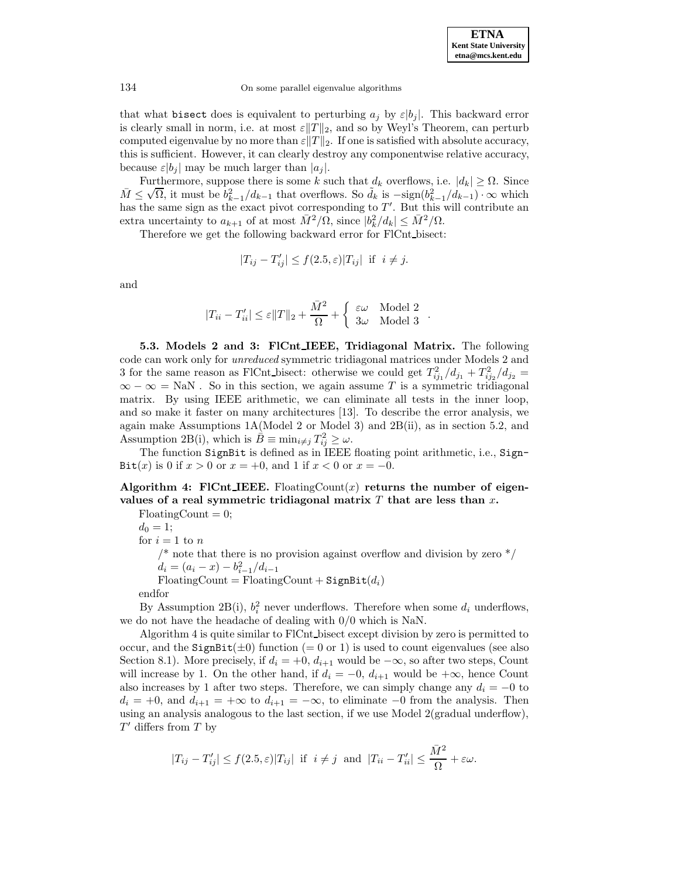that what bisect does is equivalent to perturbing $a_j$ by $\varepsilon|b_j|$. This backward error is clearly small in norm, i.e. at most $\varepsilon\|T\|_2$, and so by Weyl's Theorem, can perturb computed eigenvalue by no more than $\varepsilon\|T\|_2$. If one is satisfied with absolute accuracy, this is sufficient. However, it can clearly destroy any componentwise relative accuracy, because $\varepsilon|b_j|$ may be much larger than $|a_j|$.

Furthermore, suppose there is some $k$ such that $d_k$ overflows, i.e. $|d_k| \geq \Omega$. Since $\bar{M} \leq \sqrt{\Omega}$, it must be $b_{k-1}^2/d_{k-1}$ that overflows. So $\tilde{d}_k$ is $-\text{sign}(b_{k-1}^2/d_{k-1}) \cdot \infty$ which has the same sign as the exact pivot corresponding to $T'$. But this will contribute an extra uncertainty to $a_{k+1}$ of at most $\bar{M}^2/\Omega$, since $|b_k^2/d_k| \leq \bar{M}^2/\Omega$.

Therefore we get the following backward error for FlCnt_bisect:

$$|T_{ij} - T'_{ij}| \leq f(2.5, \varepsilon)|T_{ij}| \text{ if } i \neq j.$$

and

$$|T_{ii} - T'_{ii}| \leq \varepsilon\|T\|_2 + \frac{\bar{M}^2}{\Omega} + \begin{cases} \varepsilon\omega & \text{Model 2} \\ 3\omega & \text{Model 3} \end{cases}.$$

**5.3. Models 2 and 3: FlCnt_IEEE, Tridiagonal Matrix.** The following code can work only for *unreduced* symmetric tridiagonal matrices under Models 2 and 3 for the same reason as FlCnt_bisect: otherwise we could get $T_{ij_1}^2/d_{j_1} + T_{ij_2}^2/d_{j_2} = \infty - \infty = \text{NaN}$ . So in this section, we again assume $T$ is a symmetric tridiagonal matrix. By using IEEE arithmetic, we can eliminate all tests in the inner loop, and so make it faster on many architectures [13]. To describe the error analysis, we again make Assumptions 1A(Model 2 or Model 3) and 2B(ii), as in section 5.2, and Assumption 2B(i), which is $\bar{B} \equiv \min_{i\neq j} T_{ij}^2 \geq \omega$.

The function SignBit is defined as in IEEE floating point arithmetic, i.e., SignBit$(x)$ is 0 if $x > 0$ or $x = +0$, and 1 if $x < 0$ or $x = -0$.

**Algorithm 4: FlCnt_IEEE.** FloatingCount$(x)$ **returns the number of eigenvalues of a real symmetric tridiagonal matrix $T$ that are less than $x$.**

```
FloatingCount = 0;
d_0 = 1;
for i = 1 to n
    /* note that there is no provision against overflow and division by zero */
    d_i = (a_i - x) - b_{i-1}^2 / d_{i-1}
    FloatingCount = FloatingCount + SignBit(d_i)
endfor
```

By Assumption 2B(i), $b_i^2$ never underflows. Therefore when some $d_i$ underflows, we do not have the headache of dealing with 0/0 which is NaN.

Algorithm 4 is quite similar to FlCnt_bisect except division by zero is permitted to occur, and the SignBit$(\pm 0)$ function ($= 0$ or 1) is used to count eigenvalues (see also Section 8.1). More precisely, if $d_i = +0$, $d_{i+1}$ would be $-\infty$, so after two steps, Count will increase by 1. On the other hand, if $d_i = -0$, $d_{i+1}$ would be $+\infty$, hence Count also increases by 1 after two steps. Therefore, we can simply change any $d_i = -0$ to $d_i = +0$, and $d_{i+1} = +\infty$ to $d_{i+1} = -\infty$, to eliminate $-0$ from the analysis. Then using an analysis analogous to the last section, if we use Model 2(gradual underflow), $T'$ differs from $T$ by

$$|T_{ij} - T'_{ij}| \leq f(2.5, \varepsilon)|T_{ij}| \text{ if } i \neq j \text{ and } |T_{ii} - T'_{ii}| \leq \frac{\bar{M}^2}{\Omega} + \varepsilon\omega.$$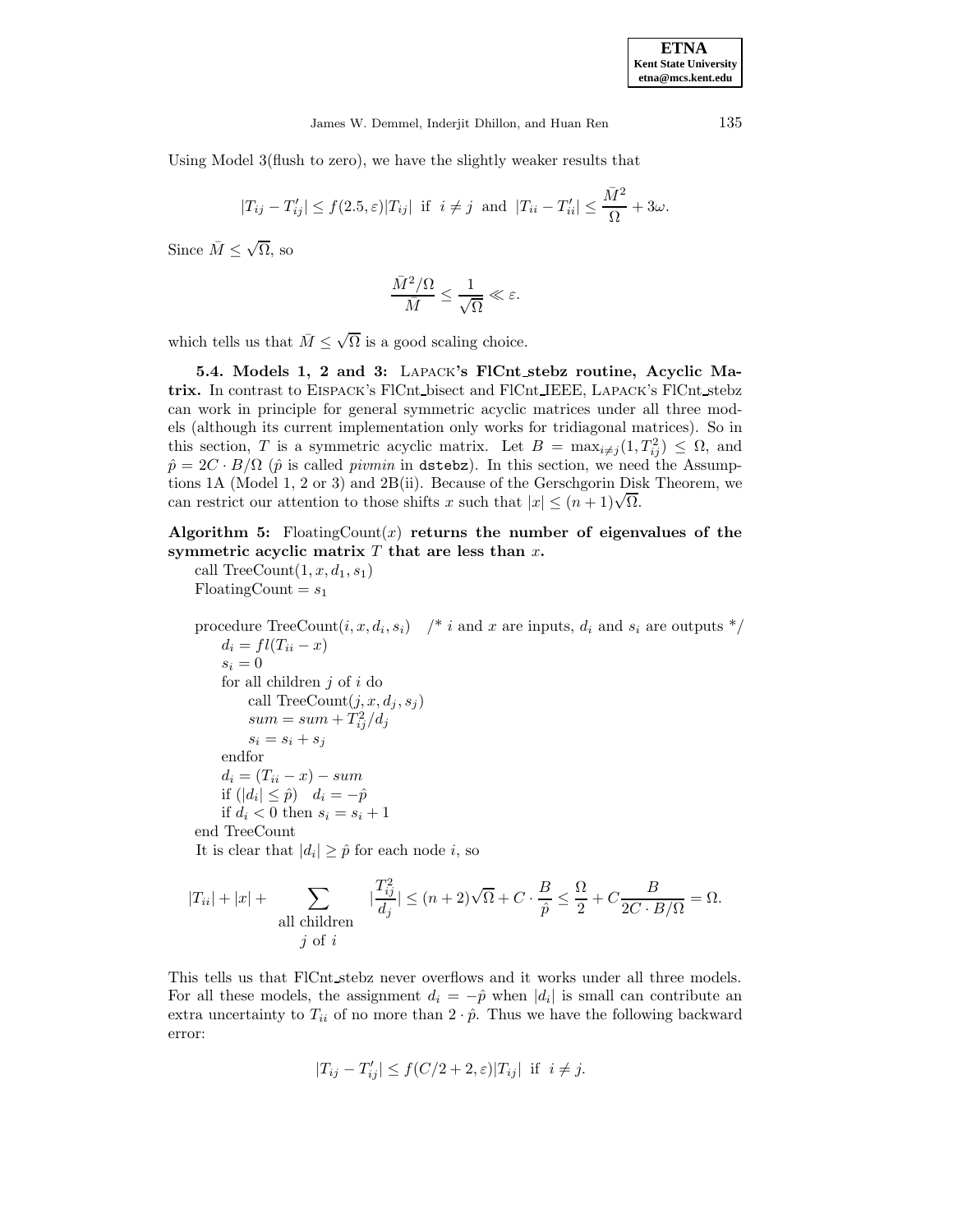Using Model 3(flush to zero), we have the slightly weaker results that

$$|T_{ij} - T'_{ij}| \leq f(2.5, \varepsilon)|T_{ij}| \text{ if } i \neq j \text{ and } |T_{ii} - T'_{ii}| \leq \frac{\bar{M}^2}{\Omega} + 3\omega.$$

Since $\bar{M} \leq \sqrt{\Omega}$, so

$$\frac{\bar{M}^2/\Omega}{\bar{M}} \leq \frac{1}{\sqrt{\Omega}} \ll \varepsilon.$$

which tells us that $\bar{M} \leq \sqrt{\Omega}$ is a good scaling choice.

**5.4. Models 1, 2 and 3: LAPACK's FlCnt_stebz routine, Acyclic Matrix.** In contrast to EISPACK's FlCnt_bisect and FlCnt_IEEE, LAPACK's FlCnt_stebz can work in principle for general symmetric acyclic matrices under all three models (although its current implementation only works for tridiagonal matrices). So in this section, $T$ is a symmetric acyclic matrix. Let $B = \max_{i \neq j}(1, T_{ij}^2) \leq \Omega$, and $\hat{p} = 2C \cdot B/\Omega$ ($\hat{p}$ is called *pivmin* in `dstebz`). In this section, we need the Assumptions 1A (Model 1, 2 or 3) and 2B(ii). Because of the Gerschgorin Disk Theorem, we can restrict our attention to those shifts $x$ such that $|x| \leq (n+1)\sqrt{\Omega}$.

**Algorithm 5:** FloatingCount($x$) **returns the number of eigenvalues of the symmetric acyclic matrix $T$ that are less than $x$.**

call TreeCount($1, x, d_1, s_1$)
FloatingCount $= s_1$

procedure TreeCount($i, x, d_i, s_i$) /* $i$ and $x$ are inputs, $d_i$ and $s_i$ are outputs */
  $d_i = fl(T_{ii} - x)$
  $s_i = 0$
  for all children $j$ of $i$ do
    call TreeCount($j, x, d_j, s_j$)
    $sum = sum + T_{ij}^2/d_j$
    $s_i = s_i + s_j$
  endfor
  $d_i = (T_{ii} - x) - sum$
  if ($|d_i| \leq \hat{p}$) $d_i = -\hat{p}$
  if $d_i < 0$ then $s_i = s_i + 1$
end TreeCount

It is clear that $|d_i| \geq \hat{p}$ for each node $i$, so

$$|T_{ii}| + |x| + \sum_{\substack{\text{all children} \\ j \text{ of } i}} |\frac{T_{ij}^2}{d_j}| \leq (n+2)\sqrt{\Omega} + C \cdot \frac{B}{\hat{p}} \leq \frac{\Omega}{2} + C\frac{B}{2C \cdot B/\Omega} = \Omega.$$

This tells us that FlCnt_stebz never overflows and it works under all three models. For all these models, the assignment $d_i = -\hat{p}$ when $|d_i|$ is small can contribute an extra uncertainty to $T_{ii}$ of no more than $2 \cdot \hat{p}$. Thus we have the following backward error:

$$|T_{ij} - T'_{ij}| \leq f(C/2 + 2, \varepsilon)|T_{ij}| \text{ if } i \neq j.$$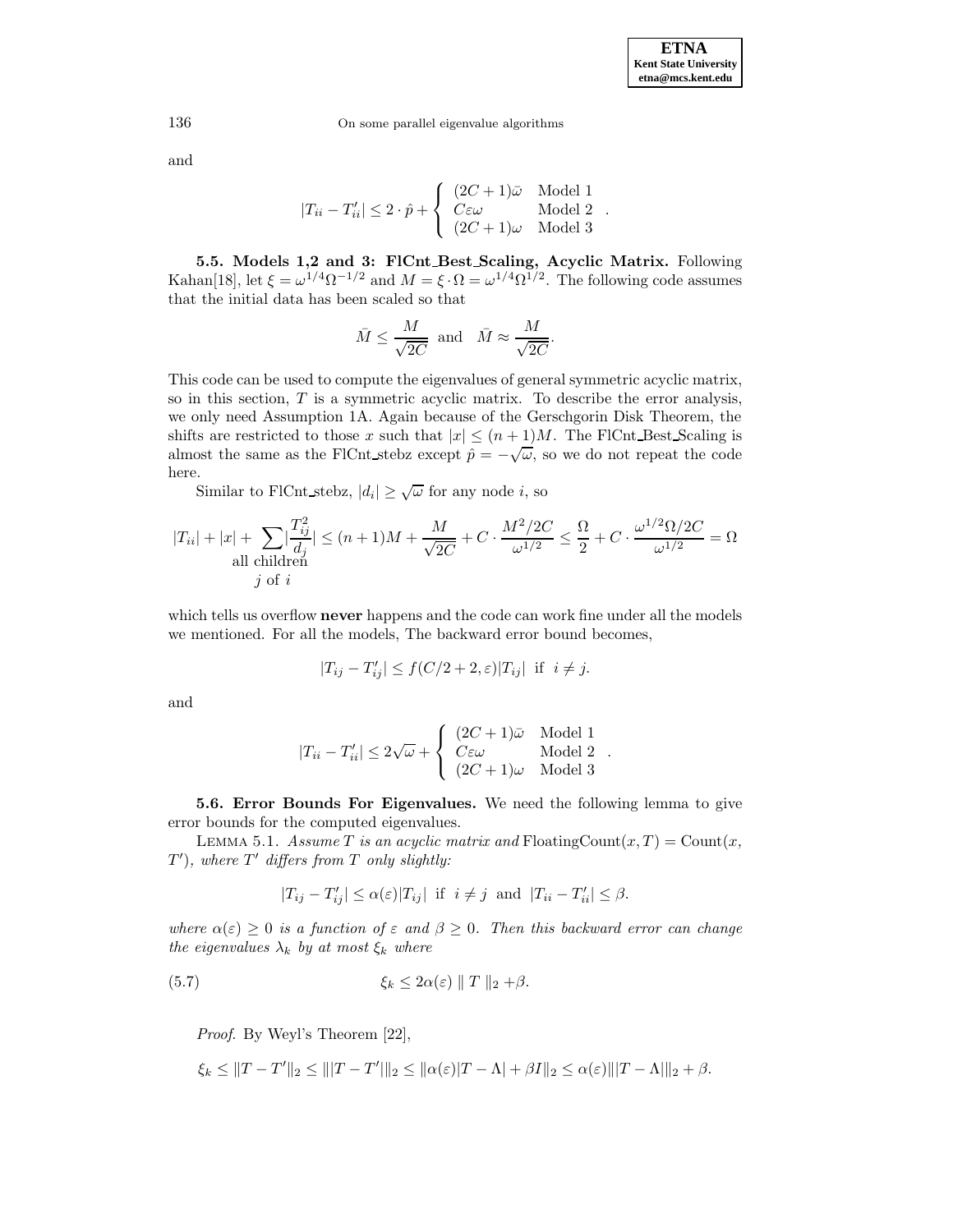and

$$|T_{ii} - T'_{ii}| \le 2 \cdot \hat{p} + \left\{ \begin{array}{ll} (2C+1)\bar{\omega} & \text{Model 1} \\ C\varepsilon\omega & \text{Model 2} \\ (2C+1)\omega & \text{Model 3} \end{array} \right. .$$

**5.5. Models 1,2 and 3: FlCnt_Best_Scaling, Acyclic Matrix.** Following Kahan[18], let $\xi = \omega^{1/4}\Omega^{-1/2}$ and $M = \xi \cdot \Omega = \omega^{1/4}\Omega^{1/2}$. The following code assumes that the initial data has been scaled so that

$$\bar{M} \le \frac{M}{\sqrt{2C}} \text{ and } \bar{M} \approx \frac{M}{\sqrt{2C}}.$$

This code can be used to compute the eigenvalues of general symmetric acyclic matrix, so in this section, $T$ is a symmetric acyclic matrix. To describe the error analysis, we only need Assumption 1A. Again because of the Gerschgorin Disk Theorem, the shifts are restricted to those $x$ such that $|x| \le (n+1)M$. The FlCnt_Best_Scaling is almost the same as the FlCnt_stebz except $\hat{p} = -\sqrt{\omega}$, so we do not repeat the code here.

Similar to FlCnt_stebz, $|d_i| \ge \sqrt{\omega}$ for any node $i$, so

$$|T_{ii}| + |x| + \sum_{\substack{\text{all children} \\ j \text{ of } i}} |\frac{T_{ij}^2}{d_j}| \le (n+1)M + \frac{M}{\sqrt{2C}} + C \cdot \frac{M^2/2C}{\omega^{1/2}} \le \frac{\Omega}{2} + C \cdot \frac{\omega^{1/2}\Omega/2C}{\omega^{1/2}} = \Omega$$

which tells us overflow **never** happens and the code can work fine under all the models we mentioned. For all the models, The backward error bound becomes,

$$|T_{ij} - T'_{ij}| \le f(C/2+2, \varepsilon)|T_{ij}| \text{ if } i \ne j.$$

and

$$|T_{ii} - T'_{ii}| \le 2\sqrt{\omega} + \left\{ \begin{array}{ll} (2C+1)\bar{\omega} & \text{Model 1} \\ C\varepsilon\omega & \text{Model 2} \\ (2C+1)\omega & \text{Model 3} \end{array} \right. .$$

**5.6. Error Bounds For Eigenvalues.** We need the following lemma to give error bounds for the computed eigenvalues.

LEMMA 5.1. *Assume $T$ is an acyclic matrix and* FloatingCount$(x, T) =$ Count$(x, T')$*, where $T'$ differs from $T$ only slightly:*

$$|T_{ij} - T'_{ij}| \le \alpha(\varepsilon)|T_{ij}| \text{ if } i \ne j \text{ and } |T_{ii} - T'_{ii}| \le \beta.$$

*where $\alpha(\varepsilon) \ge 0$ is a function of $\varepsilon$ and $\beta \ge 0$. Then this backward error can change the eigenvalues $\lambda_k$ by at most $\xi_k$ where*

$$\xi_k \le 2\alpha(\varepsilon) \parallel T \parallel_2 + \beta. \tag{5.7}$$

*Proof.* By Weyl's Theorem [22],

$$\xi_k \le \|T - T'\|_2 \le \||T - T'|\|_2 \le \|\alpha(\varepsilon)|T - \Lambda| + \beta I\|_2 \le \alpha(\varepsilon)\||T - \Lambda|\|_2 + \beta.$$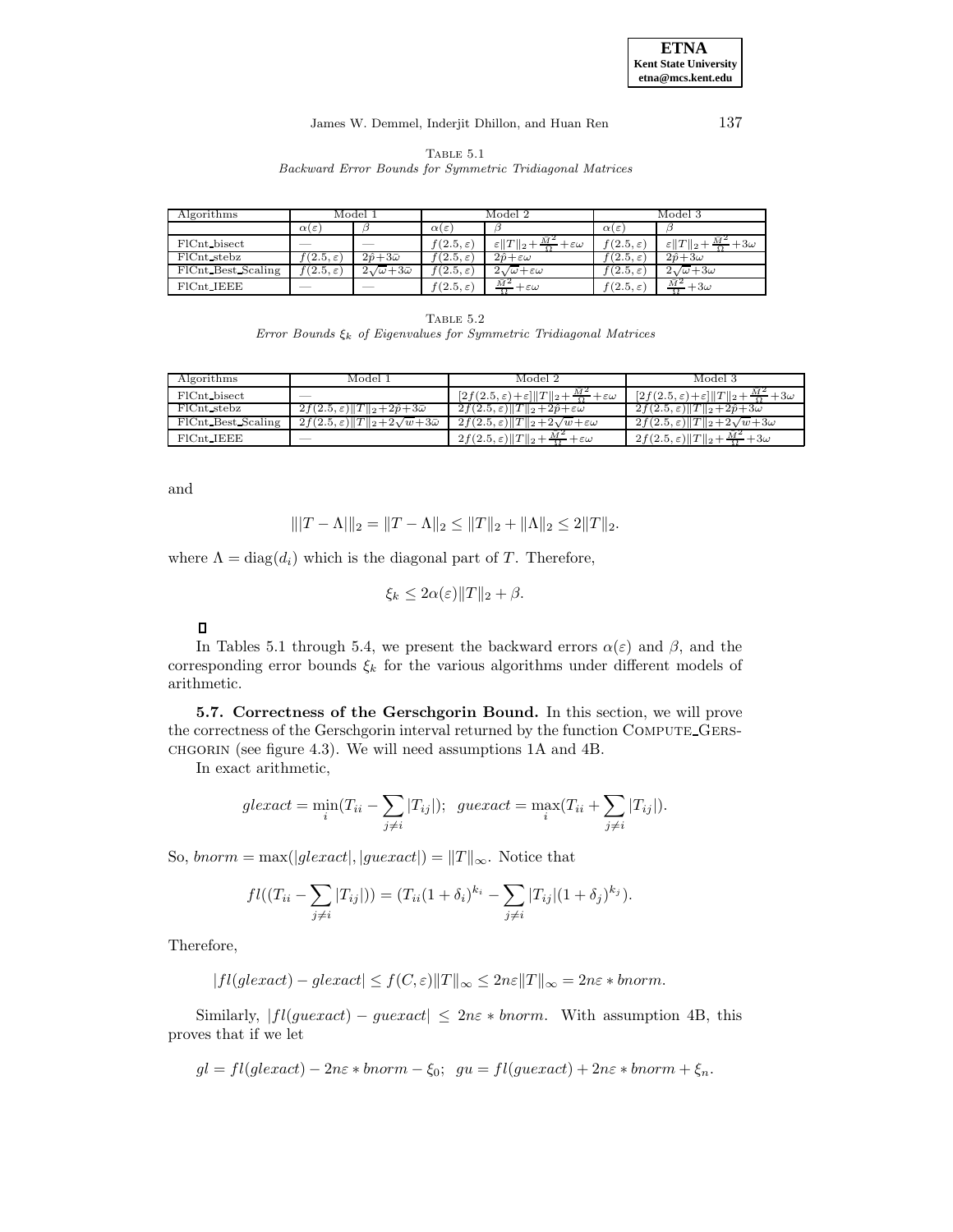TABLE 5.1
*Backward Error Bounds for Symmetric Tridiagonal Matrices*

| Algorithms | Model 1 | | Model 2 | | Model 3 | |
|---|---|---|---|---|---|---|
| | $\alpha(\varepsilon)$ | $\beta$ | $\alpha(\varepsilon)$ | $\beta$ | $\alpha(\varepsilon)$ | $\beta$ |
| FlCnt_bisect | — | — | $f(2.5,\varepsilon)$ | $\varepsilon\|T\|_2+\frac{\bar{M}^2}{\Omega}+\varepsilon\omega$ | $f(2.5,\varepsilon)$ | $\varepsilon\|T\|_2+\frac{\bar{M}^2}{\Omega}+3\omega$ |
| FlCnt_stebz | $f(2.5,\varepsilon)$ | $2\hat{p}+3\bar{\omega}$ | $f(2.5,\varepsilon)$ | $2\hat{p}+\varepsilon\omega$ | $f(2.5,\varepsilon)$ | $2\hat{p}+3\omega$ |
| FlCnt_Best_Scaling | $f(2.5,\varepsilon)$ | $2\sqrt{\bar{\omega}}+3\bar{\omega}$ | $f(2.5,\varepsilon)$ | $2\sqrt{\omega}+\varepsilon\omega$ | $f(2.5,\varepsilon)$ | $2\sqrt{\omega}+3\omega$ |
| FlCnt_IEEE | — | — | $f(2.5,\varepsilon)$ | $\frac{\bar{M}^2}{\Omega}+\varepsilon\omega$ | $f(2.5,\varepsilon)$ | $\frac{\bar{M}^2}{\Omega}+3\omega$ |

TABLE 5.2
*Error Bounds $\xi_k$ of Eigenvalues for Symmetric Tridiagonal Matrices*

| Algorithms | Model 1 | Model 2 | Model 3 |
|---|---|---|---|
| FlCnt_bisect | — | $[2f(2.5,\varepsilon)+\varepsilon]\|T\|_2+\frac{\bar{M}^2}{\Omega}+\varepsilon\omega$ | $[2f(2.5,\varepsilon)+\varepsilon]\|T\|_2+\frac{\bar{M}^2}{\Omega}+3\omega$ |
| FlCnt_stebz | $2f(2.5,\varepsilon)\|T\|_2+2\hat{p}+3\bar{\omega}$ | $2f(2.5,\varepsilon)\|T\|_2+2\hat{p}+\varepsilon\omega$ | $2f(2.5,\varepsilon)\|T\|_2+2\hat{p}+3\omega$ |
| FlCnt_Best_Scaling | $2f(2.5,\varepsilon)\|T\|_2+2\sqrt{w}+3\bar{\omega}$ | $2f(2.5,\varepsilon)\|T\|_2+2\sqrt{w}+\varepsilon\omega$ | $2f(2.5,\varepsilon)\|T\|_2+2\sqrt{w}+3\omega$ |
| FlCnt_IEEE | — | $2f(2.5,\varepsilon)\|T\|_2+\frac{\bar{M}^2}{\Omega}+\varepsilon\omega$ | $2f(2.5,\varepsilon)\|T\|_2+\frac{\bar{M}^2}{\Omega}+3\omega$ |

and

$$\||T-\Lambda|\|_2 = \|T-\Lambda\|_2 \le \|T\|_2 + \|\Lambda\|_2 \le 2\|T\|_2.$$

where $\Lambda = \text{diag}(d_i)$ which is the diagonal part of $T$. Therefore,

$$\xi_k \le 2\alpha(\varepsilon)\|T\|_2 + \beta.$$

□

In Tables 5.1 through 5.4, we present the backward errors $\alpha(\varepsilon)$ and $\beta$, and the corresponding error bounds $\xi_k$ for the various algorithms under different models of arithmetic.

**5.7. Correctness of the Gerschgorin Bound.** In this section, we will prove the correctness of the Gerschgorin interval returned by the function COMPUTE_GERSCHGORIN (see figure 4.3). We will need assumptions 1A and 4B.

In exact arithmetic,

$$glexact = \min_i (T_{ii} - \sum_{j\ne i} |T_{ij}|); \;\; guexact = \max_i (T_{ii} + \sum_{j\ne i} |T_{ij}|).$$

So, $bnorm = \max(|glexact|, |guexact|) = \|T\|_\infty$. Notice that

$$fl((T_{ii} - \sum_{j\ne i} |T_{ij}|)) = (T_{ii}(1+\delta_i)^{k_i} - \sum_{j\ne i} |T_{ij}|(1+\delta_j)^{k_j}).$$

Therefore,

$$|fl(glexact) - glexact| \le f(C,\varepsilon)\|T\|_\infty \le 2n\varepsilon\|T\|_\infty = 2n\varepsilon * bnorm.$$

Similarly, $|fl(guexact) - guexact| \le 2n\varepsilon * bnorm$. With assumption 4B, this proves that if we let

$$gl = fl(glexact) - 2n\varepsilon * bnorm - \xi_0; \;\; gu = fl(guexact) + 2n\varepsilon * bnorm + \xi_n.$$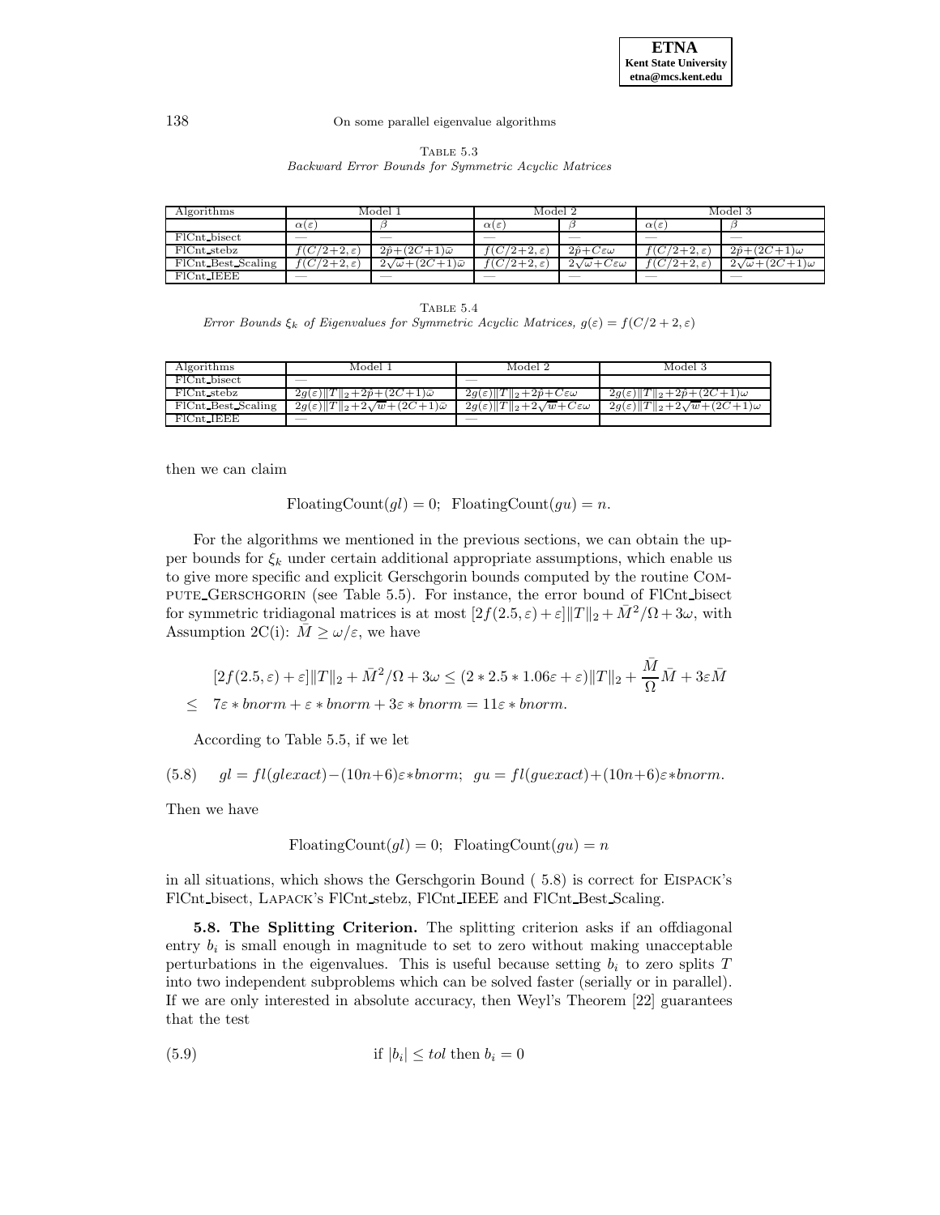Table 5.3
*Backward Error Bounds for Symmetric Acyclic Matrices*

| Algorithms | Model 1 | | Model 2 | | Model 3 | |
|---|---|---|---|---|---|---|
| | $\alpha(\varepsilon)$ | $\beta$ | $\alpha(\varepsilon)$ | $\beta$ | $\alpha(\varepsilon)$ | $\beta$ |
| FlCnt_bisect | — | — | — | — | — | — |
| FlCnt_stebz | $f(C/2+2,\varepsilon)$ | $2\hat{p}+(2C+1)\bar{\omega}$ | $f(C/2+2,\varepsilon)$ | $2\hat{p}+C\varepsilon\omega$ | $f(C/2+2,\varepsilon)$ | $2\hat{p}+(2C+1)\omega$ |
| FlCnt_Best_Scaling | $f(C/2+2,\varepsilon)$ | $2\sqrt{\omega}+(2C+1)\bar{\omega}$ | $f(C/2+2,\varepsilon)$ | $2\sqrt{\omega}+C\varepsilon\omega$ | $f(C/2+2,\varepsilon)$ | $2\sqrt{\omega}+(2C+1)\omega$ |
| FlCnt_IEEE | — | — | — | — | — | — |

Table 5.4
*Error Bounds $\xi_k$ of Eigenvalues for Symmetric Acyclic Matrices, $g(\varepsilon) = f(C/2+2,\varepsilon)$*

| Algorithms | Model 1 | Model 2 | Model 3 |
|---|---|---|---|
| FlCnt_bisect | — | — | |
| FlCnt_stebz | $2g(\varepsilon)\|T\|_2+2\hat{p}+(2C+1)\bar{\omega}$ | $2g(\varepsilon)\|T\|_2+2\hat{p}+C\varepsilon\omega$ | $2g(\varepsilon)\|T\|_2+2\hat{p}+(2C+1)\omega$ |
| FlCnt_Best_Scaling | $2g(\varepsilon)\|T\|_2+2\sqrt{w}+(2C+1)\bar{\omega}$ | $2g(\varepsilon)\|T\|_2+2\sqrt{w}+C\varepsilon\omega$ | $2g(\varepsilon)\|T\|_2+2\sqrt{w}+(2C+1)\omega$ |
| FlCnt_IEEE | — | — | |

then we can claim

$$\text{FloatingCount}(gl) = 0; \;\; \text{FloatingCount}(gu) = n.$$

For the algorithms we mentioned in the previous sections, we can obtain the upper bounds for $\xi_k$ under certain additional appropriate assumptions, which enable us to give more specific and explicit Gerschgorin bounds computed by the routine Compute_Gerschgorin (see Table 5.5). For instance, the error bound of FlCnt_bisect for symmetric tridiagonal matrices is at most $[2f(2.5,\varepsilon)+\varepsilon]\|T\|_2 + \bar{M}^2/\Omega + 3\omega$, with Assumption 2C(i): $\bar{M} \geq \omega/\varepsilon$, we have

$$\begin{aligned}
&[2f(2.5,\varepsilon)+\varepsilon]\|T\|_2 + \bar{M}^2/\Omega + 3\omega \leq (2*2.5*1.06\varepsilon+\varepsilon)\|T\|_2 + \frac{\bar{M}}{\Omega}\bar{M} + 3\varepsilon\bar{M} \\
\leq\;\; & 7\varepsilon * bnorm + \varepsilon * bnorm + 3\varepsilon * bnorm = 11\varepsilon * bnorm.
\end{aligned}$$

According to Table 5.5, if we let

$$gl = fl(glexact) - (10n+6)\varepsilon * bnorm; \;\; gu = fl(guexact) + (10n+6)\varepsilon * bnorm. \tag{5.8}$$

Then we have

$$\text{FloatingCount}(gl) = 0; \;\; \text{FloatingCount}(gu) = n$$

in all situations, which shows the Gerschgorin Bound ( 5.8) is correct for Eispack's FlCnt_bisect, Lapack's FlCnt_stebz, FlCnt_IEEE and FlCnt_Best_Scaling.

**5.8. The Splitting Criterion.** The splitting criterion asks if an offdiagonal entry $b_i$ is small enough in magnitude to set to zero without making unacceptable perturbations in the eigenvalues. This is useful because setting $b_i$ to zero splits $T$ into two independent subproblems which can be solved faster (serially or in parallel). If we are only interested in absolute accuracy, then Weyl's Theorem [22] guarantees that the test

$$\text{if } |b_i| \leq tol \text{ then } b_i = 0 \tag{5.9}$$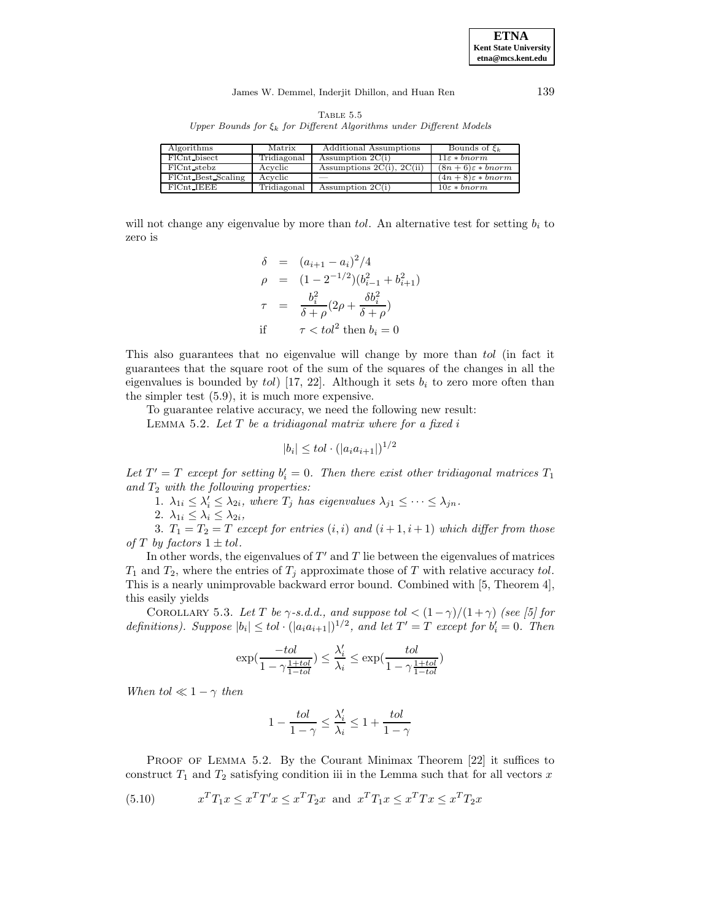Table 5.5
*Upper Bounds for $\xi_k$ for Different Algorithms under Different Models*

| Algorithms | Matrix | Additional Assumptions | Bounds of $\xi_k$ |
|---|---|---|---|
| FlCnt_bisect | Tridiagonal | Assumption 2C(i) | $11\varepsilon * bnorm$ |
| FlCnt_stebz | Acyclic | Assumptions 2C(i), 2C(ii) | $(8n+6)\varepsilon * bnorm$ |
| FlCnt_Best_Scaling | Acyclic | — | $(4n+8)\varepsilon * bnorm$ |
| FlCnt_IEEE | Tridiagonal | Assumption 2C(i) | $10\varepsilon * bnorm$ |

will not change any eigenvalue by more than *tol*. An alternative test for setting $b_i$ to zero is

$$
\begin{aligned}
\delta &= (a_{i+1} - a_i)^2/4 \\
\rho &= (1 - 2^{-1/2})(b_{i-1}^2 + b_{i+1}^2) \\
\tau &= \frac{b_i^2}{\delta + \rho}(2\rho + \frac{\delta b_i^2}{\delta + \rho}) \\
\text{if} \quad & \tau < tol^2 \text{ then } b_i = 0
\end{aligned}
$$

This also guarantees that no eigenvalue will change by more than *tol* (in fact it guarantees that the square root of the sum of the squares of the changes in all the eigenvalues is bounded by *tol*) [17, 22]. Although it sets $b_i$ to zero more often than the simpler test (5.9), it is much more expensive.

To guarantee relative accuracy, we need the following new result:

Lemma 5.2. *Let $T$ be a tridiagonal matrix where for a fixed $i$*

$$|b_i| \le tol \cdot (|a_i a_{i+1}|)^{1/2}$$

*Let $T' = T$ except for setting $b_i' = 0$. Then there exist other tridiagonal matrices $T_1$ and $T_2$ with the following properties:*

1. *$\lambda_{1i} \le \lambda_i' \le \lambda_{2i}$, where $T_j$ has eigenvalues $\lambda_{j1} \le \cdots \le \lambda_{jn}$.*
2. *$\lambda_{1i} \le \lambda_i \le \lambda_{2i}$,*
3. *$T_1 = T_2 = T$ except for entries $(i, i)$ and $(i+1, i+1)$ which differ from those of $T$ by factors $1 \pm tol$.*

In other words, the eigenvalues of $T'$ and $T$ lie between the eigenvalues of matrices $T_1$ and $T_2$, where the entries of $T_j$ approximate those of $T$ with relative accuracy *tol*. This is a nearly unimprovable backward error bound. Combined with [5, Theorem 4], this easily yields

Corollary 5.3. *Let $T$ be $\gamma$-s.d.d., and suppose $tol < (1-\gamma)/(1+\gamma)$ (see [5] for definitions). Suppose $|b_i| \le tol \cdot (|a_i a_{i+1}|)^{1/2}$, and let $T' = T$ except for $b_i' = 0$. Then*

$$\exp\left(\frac{-tol}{1 - \gamma\frac{1+tol}{1-tol}}\right) \le \frac{\lambda_i'}{\lambda_i} \le \exp\left(\frac{tol}{1 - \gamma\frac{1+tol}{1-tol}}\right)$$

*When $tol \ll 1 - \gamma$ then*

$$1 - \frac{tol}{1-\gamma} \le \frac{\lambda_i'}{\lambda_i} \le 1 + \frac{tol}{1-\gamma}$$

Proof of Lemma 5.2. By the Courant Minimax Theorem [22] it suffices to construct $T_1$ and $T_2$ satisfying condition iii in the Lemma such that for all vectors $x$

$$x^T T_1 x \le x^T T' x \le x^T T_2 x \ \text{ and } \ x^T T_1 x \le x^T T x \le x^T T_2 x \tag{5.10}$$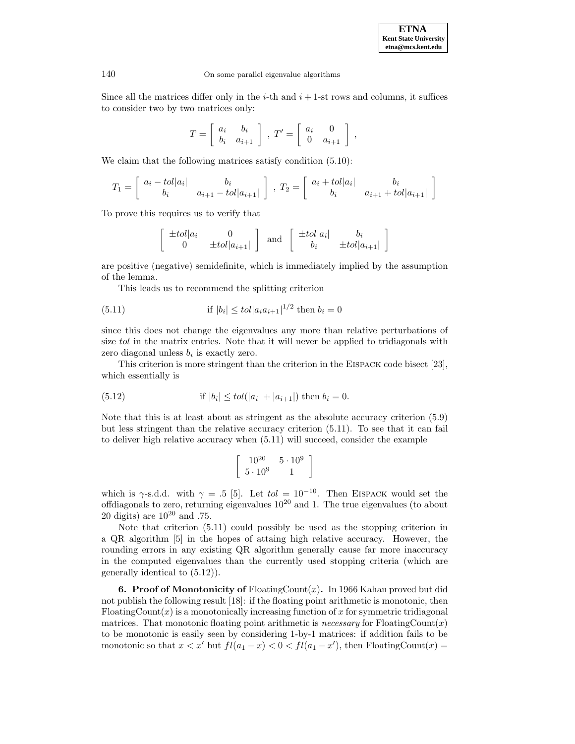Since all the matrices differ only in the $i$-th and $i+1$-st rows and columns, it suffices to consider two by two matrices only:

$$T = \begin{bmatrix} a_i & b_i \\ b_i & a_{i+1} \end{bmatrix} \;,\; T' = \begin{bmatrix} a_i & 0 \\ 0 & a_{i+1} \end{bmatrix} \;,$$

We claim that the following matrices satisfy condition (5.10):

$$T_1 = \begin{bmatrix} a_i - tol|a_i| & b_i \\ b_i & a_{i+1} - tol|a_{i+1}| \end{bmatrix} \;,\; T_2 = \begin{bmatrix} a_i + tol|a_i| & b_i \\ b_i & a_{i+1} + tol|a_{i+1}| \end{bmatrix}$$

To prove this requires us to verify that

$$\begin{bmatrix} \pm tol|a_i| & 0 \\ 0 & \pm tol|a_{i+1}| \end{bmatrix} \text{ and } \begin{bmatrix} \pm tol|a_i| & b_i \\ b_i & \pm tol|a_{i+1}| \end{bmatrix}$$

are positive (negative) semidefinite, which is immediately implied by the assumption of the lemma.

This leads us to recommend the splitting criterion

$$\text{if } |b_i| \le tol|a_i a_{i+1}|^{1/2} \text{ then } b_i = 0 \tag{5.11}$$

since this does not change the eigenvalues any more than relative perturbations of size *tol* in the matrix entries. Note that it will never be applied to tridiagonals with zero diagonal unless $b_i$ is exactly zero.

This criterion is more stringent than the criterion in the EISPACK code bisect [23], which essentially is

$$\text{if } |b_i| \le tol(|a_i| + |a_{i+1}|) \text{ then } b_i = 0. \tag{5.12}$$

Note that this is at least about as stringent as the absolute accuracy criterion (5.9) but less stringent than the relative accuracy criterion (5.11). To see that it can fail to deliver high relative accuracy when (5.11) will succeed, consider the example

$$\begin{bmatrix} 10^{20} & 5 \cdot 10^9 \\ 5 \cdot 10^9 & 1 \end{bmatrix}$$

which is $\gamma$-s.d.d. with $\gamma = .5$ [5]. Let $tol = 10^{-10}$. Then EISPACK would set the offdiagonals to zero, returning eigenvalues $10^{20}$ and 1. The true eigenvalues (to about 20 digits) are $10^{20}$ and .75.

Note that criterion (5.11) could possibly be used as the stopping criterion in a QR algorithm [5] in the hopes of attaing high relative accuracy. However, the rounding errors in any existing QR algorithm generally cause far more inaccuracy in the computed eigenvalues than the currently used stopping criteria (which are generally identical to (5.12)).

**6. Proof of Monotonicity of** $\text{FloatingCount}(x)$**.** In 1966 Kahan proved but did not publish the following result [18]: if the floating point arithmetic is monotonic, then $\text{FloatingCount}(x)$ is a monotonically increasing function of $x$ for symmetric tridiagonal matrices. That monotonic floating point arithmetic is *necessary* for $\text{FloatingCount}(x)$ to be monotonic is easily seen by considering 1-by-1 matrices: if addition fails to be monotonic so that $x < x'$ but $fl(a_1 - x) < 0 < fl(a_1 - x')$, then $\text{FloatingCount}(x) =$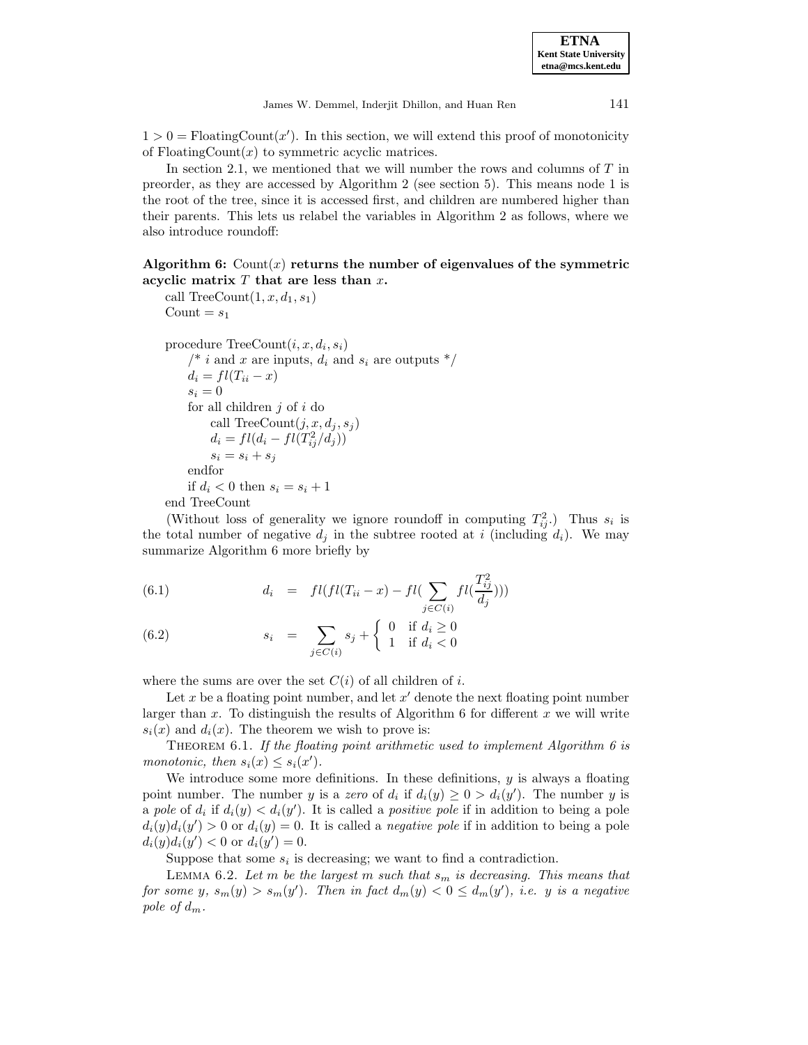$1 > 0 = \text{FloatingCount}(x')$. In this section, we will extend this proof of monotonicity of $\text{FloatingCount}(x)$ to symmetric acyclic matrices.

In section 2.1, we mentioned that we will number the rows and columns of $T$ in preorder, as they are accessed by Algorithm 2 (see section 5). This means node 1 is the root of the tree, since it is accessed first, and children are numbered higher than their parents. This lets us relabel the variables in Algorithm 2 as follows, where we also introduce roundoff:

**Algorithm 6:** $\text{Count}(x)$ **returns the number of eigenvalues of the symmetric acyclic matrix** $T$ **that are less than** $x$**.**

```
call TreeCount(1, x, d_1, s_1)
Count = s_1

procedure TreeCount(i, x, d_i, s_i)
    /* i and x are inputs, d_i and s_i are outputs */
    d_i = fl(T_ii - x)
    s_i = 0
    for all children j of i do
        call TreeCount(j, x, d_j, s_j)
        d_i = fl(d_i - fl(T_ij^2 / d_j))
        s_i = s_i + s_j
    endfor
    if d_i < 0 then s_i = s_i + 1
end TreeCount
```

(Without loss of generality we ignore roundoff in computing $T_{ij}^2$.) Thus $s_i$ is the total number of negative $d_j$ in the subtree rooted at $i$ (including $d_i$). We may summarize Algorithm 6 more briefly by

$$
\begin{aligned}
(6.1) \qquad d_i &= fl(fl(T_{ii} - x) - fl(\sum_{j \in C(i)} fl(\frac{T_{ij}^2}{d_j}))) \\
(6.2) \qquad s_i &= \sum_{j \in C(i)} s_j + \begin{cases} 0 & \text{if } d_i \geq 0 \\ 1 & \text{if } d_i < 0 \end{cases}
\end{aligned}
$$

where the sums are over the set $C(i)$ of all children of $i$.

Let $x$ be a floating point number, and let $x'$ denote the next floating point number larger than $x$. To distinguish the results of Algorithm 6 for different $x$ we will write $s_i(x)$ and $d_i(x)$. The theorem we wish to prove is:

THEOREM 6.1. *If the floating point arithmetic used to implement Algorithm 6 is monotonic, then* $s_i(x) \leq s_i(x')$.

We introduce some more definitions. In these definitions, $y$ is always a floating point number. The number $y$ is a *zero* of $d_i$ if $d_i(y) \geq 0 > d_i(y')$. The number $y$ is a *pole* of $d_i$ if $d_i(y) < d_i(y')$. It is called a *positive pole* if in addition to being a pole $d_i(y)d_i(y') > 0$ or $d_i(y) = 0$. It is called a *negative pole* if in addition to being a pole $d_i(y)d_i(y') < 0$ or $d_i(y') = 0$.

Suppose that some $s_i$ is decreasing; we want to find a contradiction.

LEMMA 6.2. *Let* $m$ *be the largest* $m$ *such that* $s_m$ *is decreasing. This means that for some* $y$, $s_m(y) > s_m(y')$. *Then in fact* $d_m(y) < 0 \leq d_m(y')$, *i.e.* $y$ *is a negative pole of* $d_m$.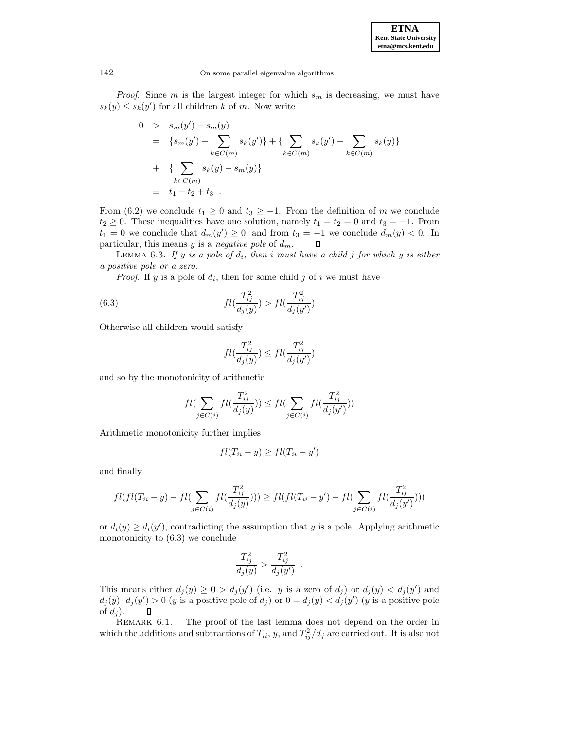*Proof*. Since $m$ is the largest integer for which $s_m$ is decreasing, we must have $s_k(y) \le s_k(y')$ for all children $k$ of $m$. Now write

$$
\begin{aligned}
0 &> s_m(y') - s_m(y) \\
&= \{s_m(y') - \sum_{k \in C(m)} s_k(y')\} + \{\sum_{k \in C(m)} s_k(y') - \sum_{k \in C(m)} s_k(y)\} \\
&+ \{\sum_{k \in C(m)} s_k(y) - s_m(y)\} \\
&\equiv t_1 + t_2 + t_3 \ .
\end{aligned}
$$

From (6.2) we conclude $t_1 \ge 0$ and $t_3 \ge -1$. From the definition of $m$ we conclude $t_2 \ge 0$. These inequalities have one solution, namely $t_1 = t_2 = 0$ and $t_3 = -1$. From $t_1 = 0$ we conclude that $d_m(y') \ge 0$, and from $t_3 = -1$ we conclude $d_m(y) < 0$. In particular, this means $y$ is a *negative pole* of $d_m$. ◻

LEMMA 6.3. *If $y$ is a pole of $d_i$, then $i$ must have a child $j$ for which $y$ is either a positive pole or a zero.*

*Proof*. If $y$ is a pole of $d_i$, then for some child $j$ of $i$ we must have

$$
fl(\frac{T_{ij}^2}{d_j(y)}) > fl(\frac{T_{ij}^2}{d_j(y')}) \tag{6.3}
$$

Otherwise all children would satisfy

$$
fl(\frac{T_{ij}^2}{d_j(y)}) \le fl(\frac{T_{ij}^2}{d_j(y')})
$$

and so by the monotonicity of arithmetic

$$
fl(\sum_{j \in C(i)} fl(\frac{T_{ij}^2}{d_j(y)})) \le fl(\sum_{j \in C(i)} fl(\frac{T_{ij}^2}{d_j(y')}))
$$

Arithmetic monotonicity further implies

$$
fl(T_{ii} - y) \ge fl(T_{ii} - y')
$$

and finally

$$
fl(fl(T_{ii} - y) - fl(\sum_{j \in C(i)} fl(\frac{T_{ij}^2}{d_j(y)}))) \ge fl(fl(T_{ii} - y') - fl(\sum_{j \in C(i)} fl(\frac{T_{ij}^2}{d_j(y')})))
$$

or $d_i(y) \ge d_i(y')$, contradicting the assumption that $y$ is a pole. Applying arithmetic monotonicity to (6.3) we conclude

$$
\frac{T_{ij}^2}{d_j(y)} > \frac{T_{ij}^2}{d_j(y')} \ .
$$

This means either $d_j(y) \ge 0 > d_j(y')$ (i.e. $y$ is a zero of $d_j$) or $d_j(y) < d_j(y')$ and $d_j(y) \cdot d_j(y') > 0$ ($y$ is a positive pole of $d_j$) or $0 = d_j(y) < d_j(y')$ ($y$ is a positive pole of $d_j$). ◻

REMARK 6.1. The proof of the last lemma does not depend on the order in which the additions and subtractions of $T_{ii}$, $y$, and $T_{ij}^2/d_j$ are carried out. It is also not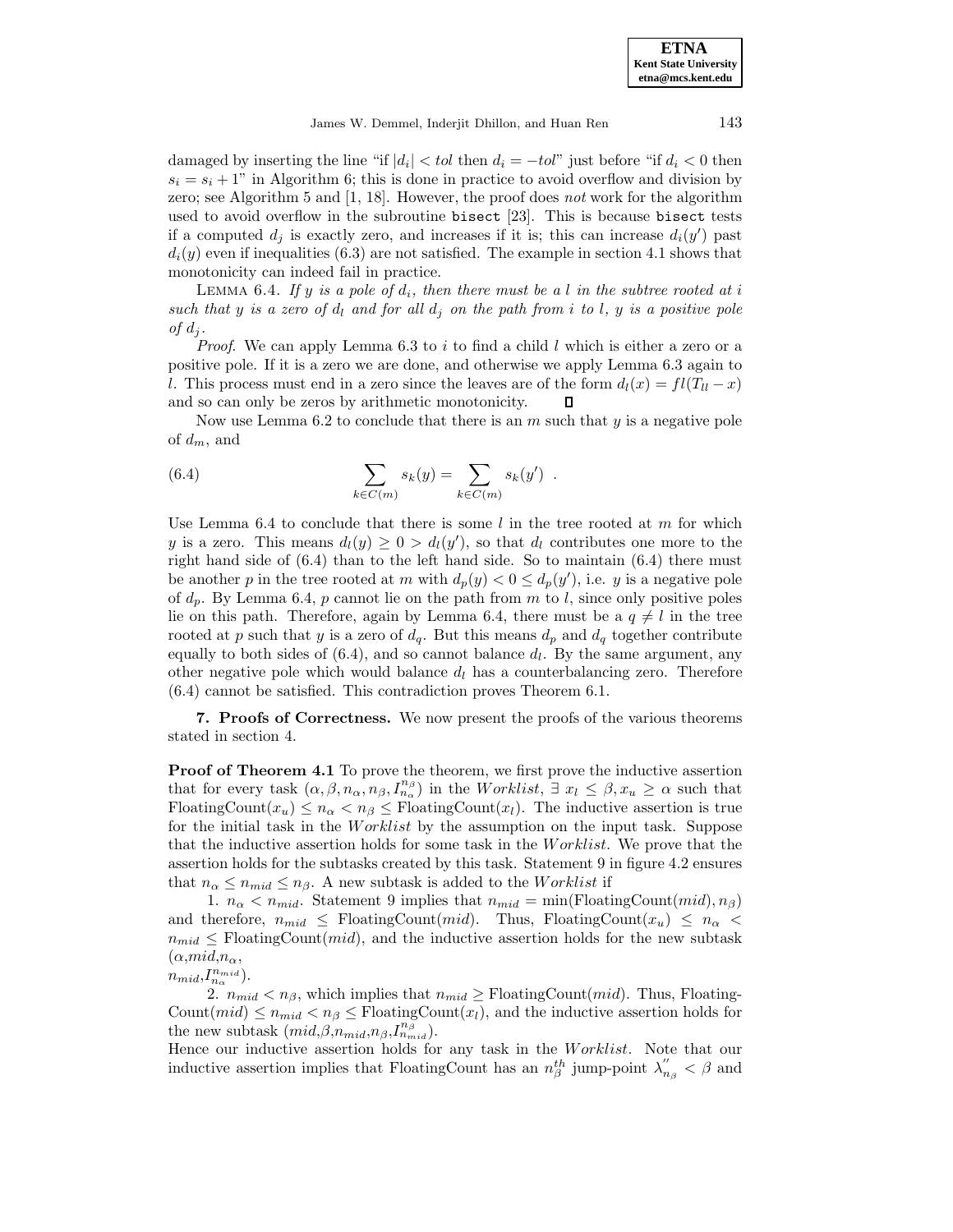damaged by inserting the line "if $|d_i| < tol$ then $d_i = -tol$" just before "if $d_i < 0$ then $s_i = s_i + 1$" in Algorithm 6; this is done in practice to avoid overflow and division by zero; see Algorithm 5 and [1, 18]. However, the proof does *not* work for the algorithm used to avoid overflow in the subroutine `bisect` [23]. This is because `bisect` tests if a computed $d_j$ is exactly zero, and increases if it is; this can increase $d_i(y')$ past $d_i(y)$ even if inequalities (6.3) are not satisfied. The example in section 4.1 shows that monotonicity can indeed fail in practice.

LEMMA 6.4. *If $y$ is a pole of $d_i$, then there must be a $l$ in the subtree rooted at $i$ such that $y$ is a zero of $d_l$ and for all $d_j$ on the path from $i$ to $l$, $y$ is a positive pole of $d_j$.*

*Proof.* We can apply Lemma 6.3 to $i$ to find a child $l$ which is either a zero or a positive pole. If it is a zero we are done, and otherwise we apply Lemma 6.3 again to $l$. This process must end in a zero since the leaves are of the form $d_l(x) = fl(T_{ll} - x)$ and so can only be zeros by arithmetic monotonicity. ∎

Now use Lemma 6.2 to conclude that there is an $m$ such that $y$ is a negative pole of $d_m$, and

$$\sum_{k \in C(m)} s_k(y) = \sum_{k \in C(m)} s_k(y') \quad . \tag{6.4}$$

Use Lemma 6.4 to conclude that there is some $l$ in the tree rooted at $m$ for which $y$ is a zero. This means $d_l(y) \geq 0 > d_l(y')$, so that $d_l$ contributes one more to the right hand side of (6.4) than to the left hand side. So to maintain (6.4) there must be another $p$ in the tree rooted at $m$ with $d_p(y) < 0 \leq d_p(y')$, i.e. $y$ is a negative pole of $d_p$. By Lemma 6.4, $p$ cannot lie on the path from $m$ to $l$, since only positive poles lie on this path. Therefore, again by Lemma 6.4, there must be a $q \neq l$ in the tree rooted at $p$ such that $y$ is a zero of $d_q$. But this means $d_p$ and $d_q$ together contribute equally to both sides of (6.4), and so cannot balance $d_l$. By the same argument, any other negative pole which would balance $d_l$ has a counterbalancing zero. Therefore (6.4) cannot be satisfied. This contradiction proves Theorem 6.1.

## 7. Proofs of Correctness.

We now present the proofs of the various theorems stated in section 4.

**Proof of Theorem 4.1** To prove the theorem, we first prove the inductive assertion that for every task $(\alpha, \beta, n_\alpha, n_\beta, I_{n_\alpha}^{n_\beta})$ in the $Worklist$, $\exists\ x_l \leq \beta, x_u \geq \alpha$ such that FloatingCount$(x_u) \leq n_\alpha < n_\beta \leq$ FloatingCount$(x_l)$. The inductive assertion is true for the initial task in the $Worklist$ by the assumption on the input task. Suppose that the inductive assertion holds for some task in the $Worklist$. We prove that the assertion holds for the subtasks created by this task. Statement 9 in figure 4.2 ensures that $n_\alpha \leq n_{mid} \leq n_\beta$. A new subtask is added to the $Worklist$ if

1. $n_\alpha < n_{mid}$. Statement 9 implies that $n_{mid} = \min(\text{FloatingCount}(mid), n_\beta)$ and therefore, $n_{mid} \leq$ FloatingCount$(mid)$. Thus, FloatingCount$(x_u) \leq n_\alpha < n_{mid} \leq$ FloatingCount$(mid)$, and the inductive assertion holds for the new subtask $(\alpha, mid, n_\alpha, n_{mid}, I_{n_\alpha}^{n_{mid}})$.

2. $n_{mid} < n_\beta$, which implies that $n_{mid} \geq$ FloatingCount$(mid)$. Thus, FloatingCount$(mid) \leq n_{mid} < n_\beta \leq$ FloatingCount$(x_l)$, and the inductive assertion holds for the new subtask $(mid, \beta, n_{mid}, n_\beta, I_{n_{mid}}^{n_\beta})$.

Hence our inductive assertion holds for any task in the $Worklist$. Note that our inductive assertion implies that FloatingCount has an $n_\beta^{th}$ jump-point $\lambda''_{n_\beta} < \beta$ and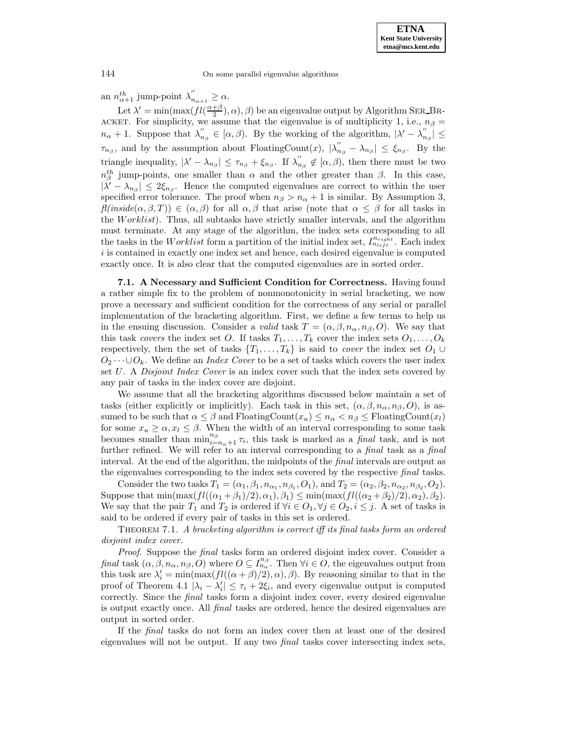an $n_{\alpha+1}^{th}$ jump-point $\lambda_{n_{\alpha+1}}^{''} \geq \alpha$.

Let $\lambda' = \min(\max(fl(\frac{\alpha+\beta}{2}), \alpha), \beta)$ be an eigenvalue output by Algorithm SER_BRACKET. For simplicity, we assume that the eigenvalue is of multiplicity 1, i.e., $n_\beta = n_\alpha + 1$. Suppose that $\lambda_{n_\beta}^{''} \in [\alpha, \beta)$. By the working of the algorithm, $|\lambda' - \lambda_{n_\beta}^{''}| \leq \tau_{n_\beta}$, and by the assumption about FloatingCount$(x)$, $|\lambda_{n_\beta}^{''} - \lambda_{n_\beta}| \leq \xi_{n_\beta}$. By the triangle inequality, $|\lambda' - \lambda_{n_\beta}| \leq \tau_{n_\beta} + \xi_{n_\beta}$. If $\lambda_{n_\beta}^{''} \notin [\alpha, \beta)$, then there must be two $n_\beta^{th}$ jump-points, one smaller than $\alpha$ and the other greater than $\beta$. In this case, $|\lambda' - \lambda_{n_\beta}| \leq 2\xi_{n_\beta}$. Hence the computed eigenvalues are correct to within the user specified error tolerance. The proof when $n_\beta > n_\alpha + 1$ is similar. By Assumption 3, $fl(inside(\alpha, \beta, T)) \in (\alpha, \beta)$ for all $\alpha, \beta$ that arise (note that $\alpha \leq \beta$ for all tasks in the $Worklist$). Thus, all subtasks have strictly smaller intervals, and the algorithm must terminate. At any stage of the algorithm, the index sets corresponding to all the tasks in the $Worklist$ form a partition of the initial index set, $I_{n_{left}}^{n_{right}}$. Each index $i$ is contained in exactly one index set and hence, each desired eigenvalue is computed exactly once. It is also clear that the computed eigenvalues are in sorted order.

**7.1. A Necessary and Sufficient Condition for Correctness.** Having found a rather simple fix to the problem of nonmonotonicity in serial bracketing, we now prove a necessary and sufficient condition for the correctness of any serial or parallel implementation of the bracketing algorithm. First, we define a few terms to help us in the ensuing discussion. Consider a *valid* task $T = (\alpha, \beta, n_\alpha, n_\beta, O)$. We say that this task *covers* the index set $O$. If tasks $T_1, \ldots, T_k$ cover the index sets $O_1, \ldots, O_k$ respectively, then the set of tasks $\{T_1, \ldots, T_k\}$ is said to *cover* the index set $O_1 \cup O_2 \cdots \cup O_k$. We define an *Index Cover* to be a set of tasks which covers the user index set $U$. A *Disjoint Index Cover* is an index cover such that the index sets covered by any pair of tasks in the index cover are disjoint.

We assume that all the bracketing algorithms discussed below maintain a set of tasks (either explicitly or implicitly). Each task in this set, $(\alpha, \beta, n_\alpha, n_\beta, O)$, is assumed to be such that $\alpha \leq \beta$ and FloatingCount$(x_u) \leq n_\alpha < n_\beta \leq$ FloatingCount$(x_l)$ for some $x_u \geq \alpha, x_l \leq \beta$. When the width of an interval corresponding to some task becomes smaller than $\min_{i=n_\alpha+1}^{n_\beta} \tau_i$, this task is marked as a *final* task, and is not further refined. We will refer to an interval corresponding to a *final* task as a *final* interval. At the end of the algorithm, the midpoints of the *final* intervals are output as the eigenvalues corresponding to the index sets covered by the respective *final* tasks.

Consider the two tasks $T_1 = (\alpha_1, \beta_1, n_{\alpha_1}, n_{\beta_1}, O_1)$, and $T_2 = (\alpha_2, \beta_2, n_{\alpha_2}, n_{\beta_2}, O_2)$. Suppose that $\min(\max(fl((\alpha_1+\beta_1)/2), \alpha_1), \beta_1) \leq \min(\max(fl((\alpha_2+\beta_2)/2), \alpha_2), \beta_2)$. We say that the pair $T_1$ and $T_2$ is ordered if $\forall i \in O_1, \forall j \in O_2, i \leq j$. A set of tasks is said to be ordered if every pair of tasks in this set is ordered.

THEOREM 7.1. *A bracketing algorithm is correct iff its final tasks form an ordered disjoint index cover.*

*Proof.* Suppose the *final* tasks form an ordered disjoint index cover. Consider a *final* task $(\alpha, \beta, n_\alpha, n_\beta, O)$ where $O \subseteq I_{n_\alpha}^{n_\beta}$. Then $\forall i \in O$, the eigenvalues output from this task are $\lambda_i' = \min(\max(fl((\alpha+\beta)/2), \alpha), \beta)$. By reasoning similar to that in the proof of Theorem 4.1 $|\lambda_i - \lambda_i'| \leq \tau_i + 2\xi_i$, and every eigenvalue output is computed correctly. Since the *final* tasks form a disjoint index cover, every desired eigenvalue is output exactly once. All *final* tasks are ordered, hence the desired eigenvalues are output in sorted order.

If the *final* tasks do not form an index cover then at least one of the desired eigenvalues will not be output. If any two *final* tasks cover intersecting index sets,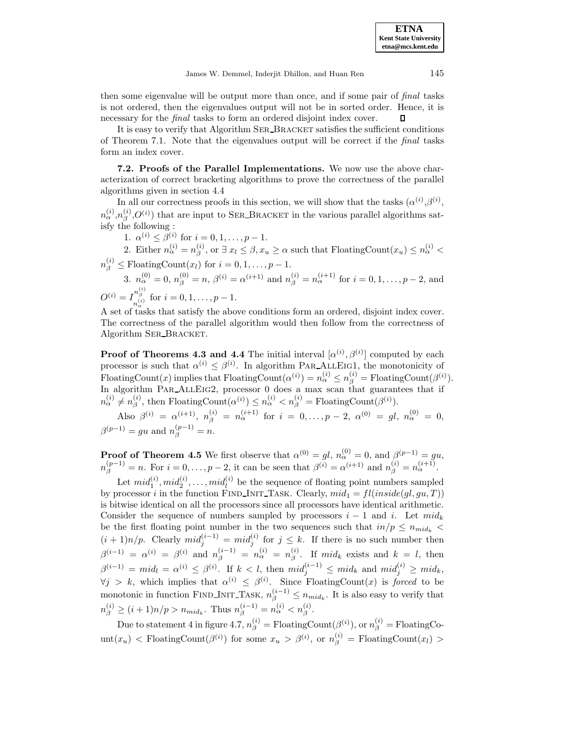then some eigenvalue will be output more than once, and if some pair of *final* tasks is not ordered, then the eigenvalues output will not be in sorted order. Hence, it is necessary for the *final* tasks to form an ordered disjoint index cover. ◻

It is easy to verify that Algorithm SER_BRACKET satisfies the sufficient conditions of Theorem 7.1. Note that the eigenvalues output will be correct if the *final* tasks form an index cover.

**7.2. Proofs of the Parallel Implementations.** We now use the above characterization of correct bracketing algorithms to prove the correctness of the parallel algorithms given in section 4.4

In all our correctness proofs in this section, we will show that the tasks $(\alpha^{(i)},\beta^{(i)}, n_\alpha^{(i)},n_\beta^{(i)},O^{(i)})$ that are input to SER_BRACKET in the various parallel algorithms satisfy the following :

1. $\alpha^{(i)} \le \beta^{(i)}$ for $i = 0, 1, \ldots, p-1$.
2. Either $n_\alpha^{(i)} = n_\beta^{(i)}$, or $\exists\, x_l \le \beta, x_u \ge \alpha$ such that $\text{FloatingCount}(x_u) \le n_\alpha^{(i)} < n_\beta^{(i)} \le \text{FloatingCount}(x_l)$ for $i = 0, 1, \ldots, p-1$.
3. $n_\alpha^{(0)} = 0$, $n_\beta^{(0)} = n$, $\beta^{(i)} = \alpha^{(i+1)}$ and $n_\beta^{(i)} = n_\alpha^{(i+1)}$ for $i = 0, 1, \ldots, p-2$, and $O^{(i)} = I_{n_\alpha^{(i)}}^{n_\beta^{(i)}}$ for $i = 0, 1, \ldots, p-1$.

A set of tasks that satisfy the above conditions form an ordered, disjoint index cover. The correctness of the parallel algorithm would then follow from the correctness of Algorithm SER_BRACKET.

**Proof of Theorems 4.3 and 4.4** The initial interval $[\alpha^{(i)}, \beta^{(i)}]$ computed by each processor is such that $\alpha^{(i)} \le \beta^{(i)}$. In algorithm PAR_ALLEIG1, the monotonicity of $\text{FloatingCount}(x)$ implies that $\text{FloatingCount}(\alpha^{(i)}) = n_\alpha^{(i)} \le n_\beta^{(i)} = \text{FloatingCount}(\beta^{(i)})$. In algorithm PAR_ALLEIG2, processor 0 does a max scan that guarantees that if $n_\alpha^{(i)} \ne n_\beta^{(i)}$, then $\text{FloatingCount}(\alpha^{(i)}) \le n_\alpha^{(i)} < n_\beta^{(i)} = \text{FloatingCount}(\beta^{(i)})$.

Also $\beta^{(i)} = \alpha^{(i+1)}$, $n_\beta^{(i)} = n_\alpha^{(i+1)}$ for $i = 0, \ldots, p-2$, $\alpha^{(0)} = gl$, $n_\alpha^{(0)} = 0$, $\beta^{(p-1)} = gu$ and $n_\beta^{(p-1)} = n$.

**Proof of Theorem 4.5** We first observe that $\alpha^{(0)} = gl$, $n_\alpha^{(0)} = 0$, and $\beta^{(p-1)} = gu$, $n_\beta^{(p-1)} = n$. For $i = 0, \ldots, p-2$, it can be seen that $\beta^{(i)} = \alpha^{(i+1)}$ and $n_\beta^{(i)} = n_\alpha^{(i+1)}$.

Let $mid_1^{(i)}, mid_2^{(i)}, \ldots, mid_l^{(i)}$ be the sequence of floating point numbers sampled by processor $i$ in the function FIND_INIT_TASK. Clearly, $mid_1 = fl(inside(gl, gu, T))$ is bitwise identical on all the processors since all processors have identical arithmetic. Consider the sequence of numbers sampled by processors $i-1$ and $i$. Let $mid_k$ be the first floating point number in the two sequences such that $in/p \le n_{mid_k} < (i+1)n/p$. Clearly $mid_j^{(i-1)} = mid_j^{(i)}$ for $j \le k$. If there is no such number then $\beta^{(i-1)} = \alpha^{(i)} = \beta^{(i)}$ and $n_\beta^{(i-1)} = n_\alpha^{(i)} = n_\beta^{(i)}$. If $mid_k$ exists and $k = l$, then $\beta^{(i-1)} = mid_l = \alpha^{(i)} \le \beta^{(i)}$. If $k < l$, then $mid_j^{(i-1)} \le mid_k$ and $mid_j^{(i)} \ge mid_k$, $\forall j > k$, which implies that $\alpha^{(i)} \le \beta^{(i)}$. Since $\text{FloatingCount}(x)$ is *forced* to be monotonic in function FIND_INIT_TASK, $n_\beta^{(i-1)} \le n_{mid_k}$. It is also easy to verify that $n_\beta^{(i)} \ge (i+1)n/p > n_{mid_k}$. Thus $n_\beta^{(i-1)} = n_\alpha^{(i)} < n_\beta^{(i)}$.

Due to statement 4 in figure 4.7, $n_\beta^{(i)} = \text{FloatingCount}(\beta^{(i)})$, or $n_\beta^{(i)} = \text{FloatingCount}(x_u) < \text{FloatingCount}(\beta^{(i)})$ for some $x_u > \beta^{(i)}$, or $n_\beta^{(i)} = \text{FloatingCount}(x_l) >$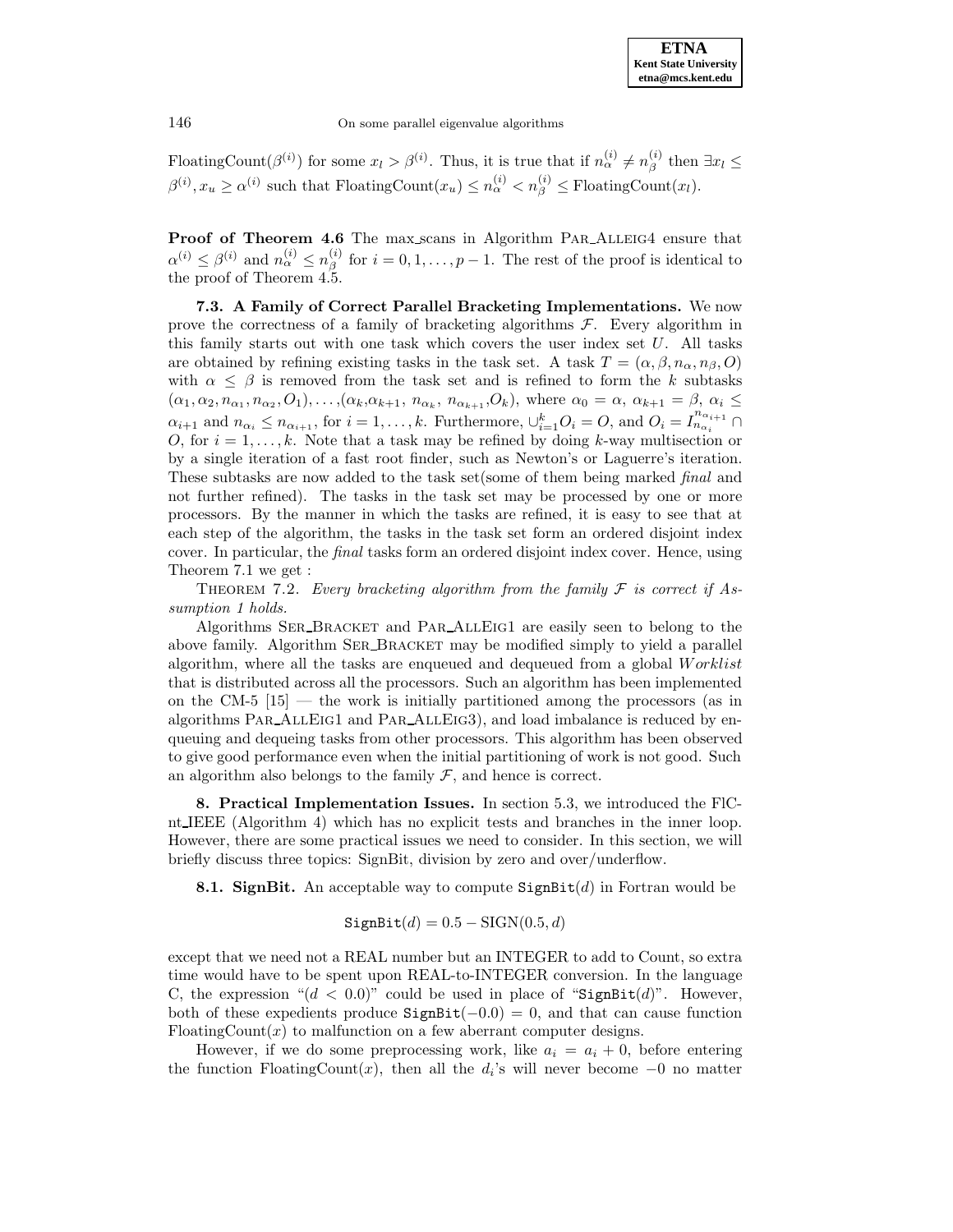FloatingCount($\beta^{(i)}$) for some $x_l > \beta^{(i)}$. Thus, it is true that if $n_\alpha^{(i)} \neq n_\beta^{(i)}$ then $\exists x_l \leq \beta^{(i)}, x_u \geq \alpha^{(i)}$ such that FloatingCount($x_u$) $\leq n_\alpha^{(i)} < n_\beta^{(i)} \leq$ FloatingCount($x_l$).

**Proof of Theorem 4.6** The max_scans in Algorithm Par_Alleig4 ensure that $\alpha^{(i)} \leq \beta^{(i)}$ and $n_\alpha^{(i)} \leq n_\beta^{(i)}$ for $i = 0, 1, \ldots, p-1$. The rest of the proof is identical to the proof of Theorem 4.5.

**7.3. A Family of Correct Parallel Bracketing Implementations.** We now prove the correctness of a family of bracketing algorithms $\mathcal{F}$. Every algorithm in this family starts out with one task which covers the user index set $U$. All tasks are obtained by refining existing tasks in the task set. A task $T = (\alpha, \beta, n_\alpha, n_\beta, O)$ with $\alpha \leq \beta$ is removed from the task set and is refined to form the $k$ subtasks $(\alpha_1, \alpha_2, n_{\alpha_1}, n_{\alpha_2}, O_1), \ldots, (\alpha_k, \alpha_{k+1}, n_{\alpha_k}, n_{\alpha_{k+1}}, O_k)$, where $\alpha_0 = \alpha$, $\alpha_{k+1} = \beta$, $\alpha_i \leq \alpha_{i+1}$ and $n_{\alpha_i} \leq n_{\alpha_{i+1}}$, for $i = 1, \ldots, k$. Furthermore, $\cup_{i=1}^k O_i = O$, and $O_i = I_{n_{\alpha_i}}^{n_{\alpha_{i+1}}} \cap O$, for $i = 1, \ldots, k$. Note that a task may be refined by doing $k$-way multisection or by a single iteration of a fast root finder, such as Newton's or Laguerre's iteration. These subtasks are now added to the task set(some of them being marked *final* and not further refined). The tasks in the task set may be processed by one or more processors. By the manner in which the tasks are refined, it is easy to see that at each step of the algorithm, the tasks in the task set form an ordered disjoint index cover. In particular, the *final* tasks form an ordered disjoint index cover. Hence, using Theorem 7.1 we get :

Theorem 7.2. *Every bracketing algorithm from the family $\mathcal{F}$ is correct if Assumption 1 holds.*

Algorithms Ser_Bracket and Par_AllEig1 are easily seen to belong to the above family. Algorithm Ser_Bracket may be modified simply to yield a parallel algorithm, where all the tasks are enqueued and dequeued from a global $Worklist$ that is distributed across all the processors. Such an algorithm has been implemented on the CM-5 [15] — the work is initially partitioned among the processors (as in algorithms Par_AllEig1 and Par_AllEig3), and load imbalance is reduced by enqueuing and dequeing tasks from other processors. This algorithm has been observed to give good performance even when the initial partitioning of work is not good. Such an algorithm also belongs to the family $\mathcal{F}$, and hence is correct.

## 8. Practical Implementation Issues.

In section 5.3, we introduced the FlCnt_IEEE (Algorithm 4) which has no explicit tests and branches in the inner loop. However, there are some practical issues we need to consider. In this section, we will briefly discuss three topics: SignBit, division by zero and over/underflow.

**8.1. SignBit.** An acceptable way to compute $\texttt{SignBit}(d)$ in Fortran would be

$$\texttt{SignBit}(d) = 0.5 - \text{SIGN}(0.5, d)$$

except that we need not a REAL number but an INTEGER to add to Count, so extra time would have to be spent upon REAL-to-INTEGER conversion. In the language C, the expression "$(d < 0.0)$" could be used in place of "$\texttt{SignBit}(d)$". However, both of these expedients produce $\texttt{SignBit}(-0.0) = 0$, and that can cause function FloatingCount($x$) to malfunction on a few aberrant computer designs.

However, if we do some preprocessing work, like $a_i = a_i + 0$, before entering the function FloatingCount($x$), then all the $d_i$'s will never become $-0$ no matter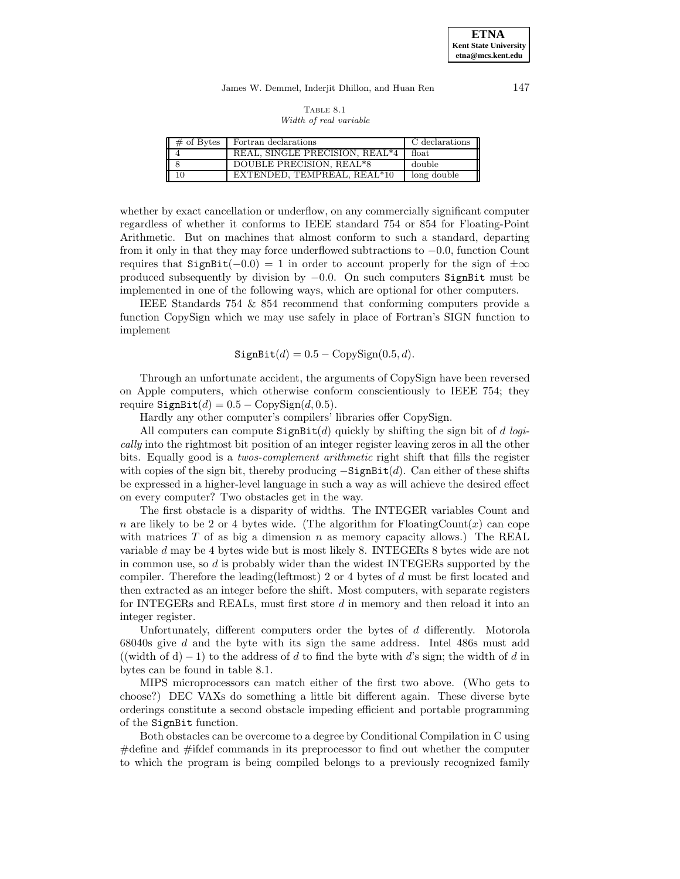Table 8.1
*Width of real variable*

| # of Bytes | Fortran declarations | C declarations |
|---|---|---|
| 4 | REAL, SINGLE PRECISION, REAL*4 | float |
| 8 | DOUBLE PRECISION, REAL*8 | double |
| 10 | EXTENDED, TEMPREAL, REAL*10 | long double |

whether by exact cancellation or underflow, on any commercially significant computer regardless of whether it conforms to IEEE standard 754 or 854 for Floating-Point Arithmetic. But on machines that almost conform to such a standard, departing from it only in that they may force underflowed subtractions to $-0.0$, function Count requires that $\texttt{SignBit}(-0.0) = 1$ in order to account properly for the sign of $\pm\infty$ produced subsequently by division by $-0.0$. On such computers `SignBit` must be implemented in one of the following ways, which are optional for other computers.

IEEE Standards 754 & 854 recommend that conforming computers provide a function CopySign which we may use safely in place of Fortran's SIGN function to implement

$$\texttt{SignBit}(d) = 0.5 - \text{CopySign}(0.5, d).$$

Through an unfortunate accident, the arguments of CopySign have been reversed on Apple computers, which otherwise conform conscientiously to IEEE 754; they require $\texttt{SignBit}(d) = 0.5 - \text{CopySign}(d, 0.5)$.

Hardly any other computer's compilers' libraries offer CopySign.

All computers can compute $\texttt{SignBit}(d)$ quickly by shifting the sign bit of $d$ *logically* into the rightmost bit position of an integer register leaving zeros in all the other bits. Equally good is a *twos-complement arithmetic* right shift that fills the register with copies of the sign bit, thereby producing $-\texttt{SignBit}(d)$. Can either of these shifts be expressed in a higher-level language in such a way as will achieve the desired effect on every computer? Two obstacles get in the way.

The first obstacle is a disparity of widths. The INTEGER variables Count and $n$ are likely to be 2 or 4 bytes wide. (The algorithm for FloatingCount$(x)$ can cope with matrices $T$ of as big a dimension $n$ as memory capacity allows.) The REAL variable $d$ may be 4 bytes wide but is most likely 8. INTEGERs 8 bytes wide are not in common use, so $d$ is probably wider than the widest INTEGERs supported by the compiler. Therefore the leading(leftmost) 2 or 4 bytes of $d$ must be first located and then extracted as an integer before the shift. Most computers, with separate registers for INTEGERs and REALs, must first store $d$ in memory and then reload it into an integer register.

Unfortunately, different computers order the bytes of $d$ differently. Motorola 68040s give $d$ and the byte with its sign the same address. Intel 486s must add ((width of d) $-$ 1) to the address of $d$ to find the byte with $d$'s sign; the width of $d$ in bytes can be found in table 8.1.

MIPS microprocessors can match either of the first two above. (Who gets to choose?) DEC VAXs do something a little bit different again. These diverse byte orderings constitute a second obstacle impeding efficient and portable programming of the `SignBit` function.

Both obstacles can be overcome to a degree by Conditional Compilation in C using #define and #ifdef commands in its preprocessor to find out whether the computer to which the program is being compiled belongs to a previously recognized family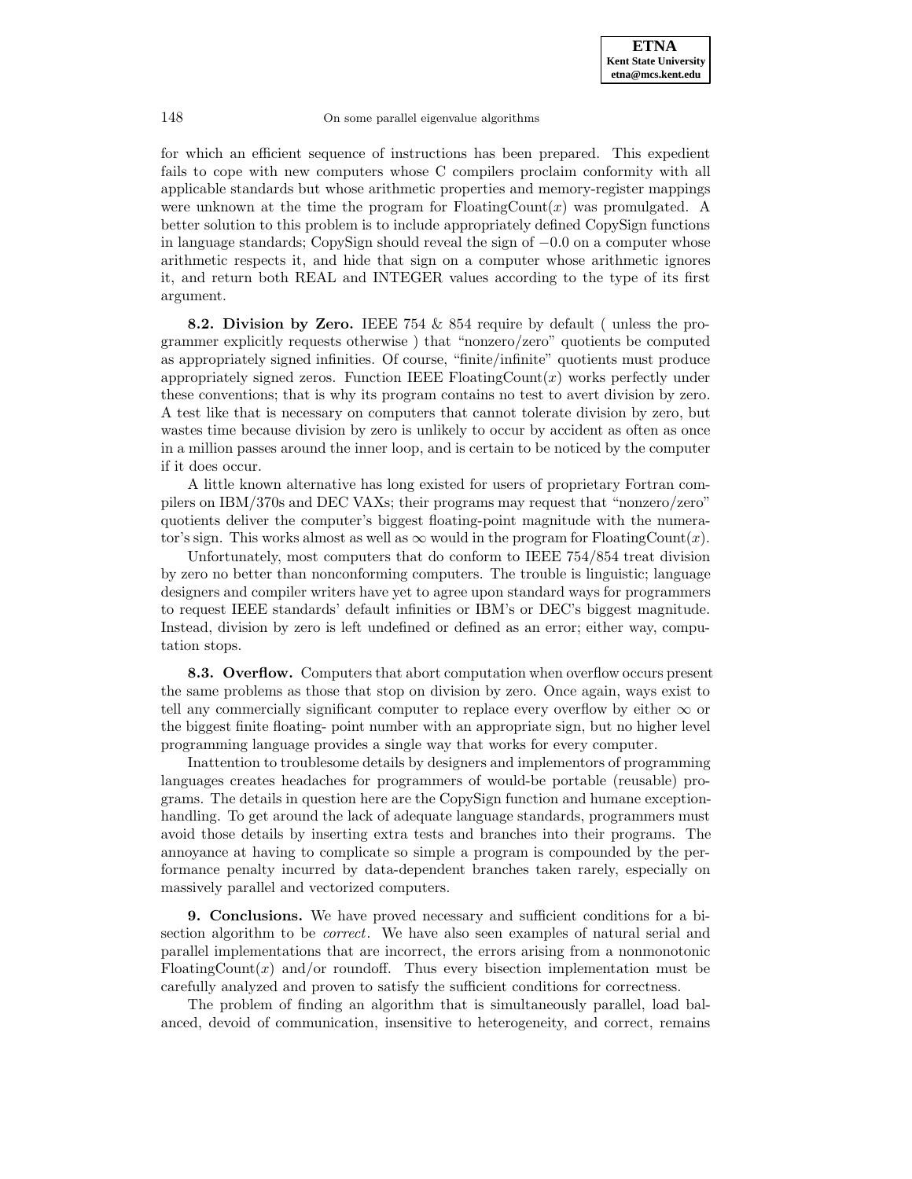for which an efficient sequence of instructions has been prepared. This expedient fails to cope with new computers whose C compilers proclaim conformity with all applicable standards but whose arithmetic properties and memory-register mappings were unknown at the time the program for FloatingCount($x$) was promulgated. A better solution to this problem is to include appropriately defined CopySign functions in language standards; CopySign should reveal the sign of $-0.0$ on a computer whose arithmetic respects it, and hide that sign on a computer whose arithmetic ignores it, and return both REAL and INTEGER values according to the type of its first argument.

**8.2. Division by Zero.** IEEE 754 & 854 require by default ( unless the programmer explicitly requests otherwise ) that "nonzero/zero" quotients be computed as appropriately signed infinities. Of course, "finite/infinite" quotients must produce appropriately signed zeros. Function IEEE FloatingCount($x$) works perfectly under these conventions; that is why its program contains no test to avert division by zero. A test like that is necessary on computers that cannot tolerate division by zero, but wastes time because division by zero is unlikely to occur by accident as often as once in a million passes around the inner loop, and is certain to be noticed by the computer if it does occur.

A little known alternative has long existed for users of proprietary Fortran compilers on IBM/370s and DEC VAXs; their programs may request that "nonzero/zero" quotients deliver the computer's biggest floating-point magnitude with the numerator's sign. This works almost as well as $\infty$ would in the program for FloatingCount($x$).

Unfortunately, most computers that do conform to IEEE 754/854 treat division by zero no better than nonconforming computers. The trouble is linguistic; language designers and compiler writers have yet to agree upon standard ways for programmers to request IEEE standards' default infinities or IBM's or DEC's biggest magnitude. Instead, division by zero is left undefined or defined as an error; either way, computation stops.

**8.3. Overflow.** Computers that abort computation when overflow occurs present the same problems as those that stop on division by zero. Once again, ways exist to tell any commercially significant computer to replace every overflow by either $\infty$ or the biggest finite floating- point number with an appropriate sign, but no higher level programming language provides a single way that works for every computer.

Inattention to troublesome details by designers and implementors of programming languages creates headaches for programmers of would-be portable (reusable) programs. The details in question here are the CopySign function and humane exception-handling. To get around the lack of adequate language standards, programmers must avoid those details by inserting extra tests and branches into their programs. The annoyance at having to complicate so simple a program is compounded by the performance penalty incurred by data-dependent branches taken rarely, especially on massively parallel and vectorized computers.

**9. Conclusions.** We have proved necessary and sufficient conditions for a bisection algorithm to be *correct*. We have also seen examples of natural serial and parallel implementations that are incorrect, the errors arising from a nonmonotonic FloatingCount($x$) and/or roundoff. Thus every bisection implementation must be carefully analyzed and proven to satisfy the sufficient conditions for correctness.

The problem of finding an algorithm that is simultaneously parallel, load balanced, devoid of communication, insensitive to heterogeneity, and correct, remains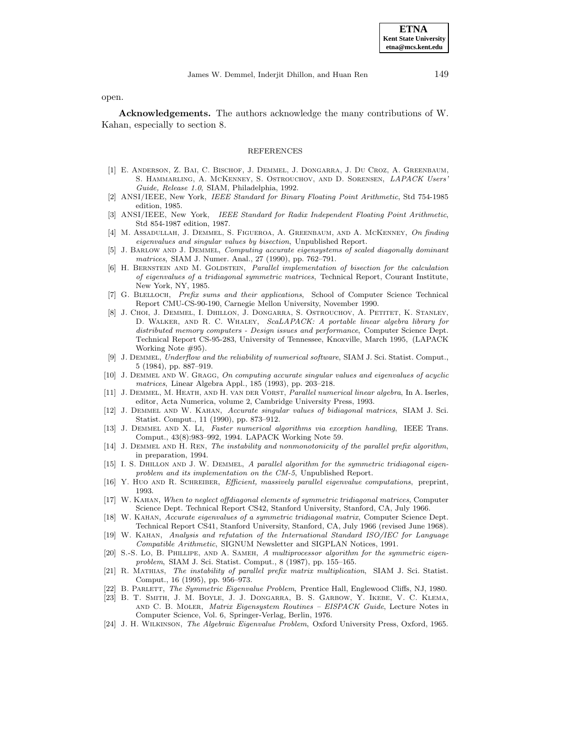open.

**Acknowledgements.** The authors acknowledge the many contributions of W. Kahan, especially to section 8.

## REFERENCES

[1] E. Anderson, Z. Bai, C. Bischof, J. Demmel, J. Dongarra, J. Du Croz, A. Greenbaum, S. Hammarling, A. McKenney, S. Ostrouchov, and D. Sorensen, *LAPACK Users' Guide, Release 1.0*, SIAM, Philadelphia, 1992.

[2] ANSI/IEEE, New York, *IEEE Standard for Binary Floating Point Arithmetic*, Std 754-1985 edition, 1985.

[3] ANSI/IEEE, New York, *IEEE Standard for Radix Independent Floating Point Arithmetic*, Std 854-1987 edition, 1987.

[4] M. Assadullah, J. Demmel, S. Figueroa, A. Greenbaum, and A. McKenney, *On finding eigenvalues and singular values by bisection*, Unpublished Report.

[5] J. Barlow and J. Demmel, *Computing accurate eigensystems of scaled diagonally dominant matrices*, SIAM J. Numer. Anal., 27 (1990), pp. 762–791.

[6] H. Bernstein and M. Goldstein, *Parallel implementation of bisection for the calculation of eigenvalues of a tridiagonal symmetric matrices*, Technical Report, Courant Institute, New York, NY, 1985.

[7] G. Blelloch, *Prefix sums and their applications*, School of Computer Science Technical Report CMU-CS-90-190, Carnegie Mellon University, November 1990.

[8] J. Choi, J. Demmel, I. Dhillon, J. Dongarra, S. Ostrouchov, A. Petitet, K. Stanley, D. Walker, and R. C. Whaley, *ScaLAPACK: A portable linear algebra library for distributed memory computers - Design issues and performance*, Computer Science Dept. Technical Report CS-95-283, University of Tennessee, Knoxville, March 1995, (LAPACK Working Note #95).

[9] J. Demmel, *Underflow and the reliability of numerical software*, SIAM J. Sci. Statist. Comput., 5 (1984), pp. 887–919.

[10] J. Demmel and W. Gragg, *On computing accurate singular values and eigenvalues of acyclic matrices*, Linear Algebra Appl., 185 (1993), pp. 203–218.

[11] J. Demmel, M. Heath, and H. van der Vorst, *Parallel numerical linear algebra*, In A. Iserles, editor, Acta Numerica, volume 2, Cambridge University Press, 1993.

[12] J. Demmel and W. Kahan, *Accurate singular values of bidiagonal matrices*, SIAM J. Sci. Statist. Comput., 11 (1990), pp. 873–912.

[13] J. Demmel and X. Li, *Faster numerical algorithms via exception handling*, IEEE Trans. Comput., 43(8):983–992, 1994. LAPACK Working Note 59.

[14] J. Demmel and H. Ren, *The instability and nonmonotonicity of the parallel prefix algorithm*, in preparation, 1994.

[15] I. S. Dhillon and J. W. Demmel, *A parallel algorithm for the symmetric tridiagonal eigenproblem and its implementation on the CM-5*, Unpublished Report.

[16] Y. Huo and R. Schreiber, *Efficient, massively parallel eigenvalue computations*, preprint, 1993.

[17] W. Kahan, *When to neglect offdiagonal elements of symmetric tridiagonal matrices*, Computer Science Dept. Technical Report CS42, Stanford University, Stanford, CA, July 1966.

[18] W. Kahan, *Accurate eigenvalues of a symmetric tridiagonal matrix*, Computer Science Dept. Technical Report CS41, Stanford University, Stanford, CA, July 1966 (revised June 1968).

[19] W. Kahan, *Analysis and refutation of the International Standard ISO/IEC for Language Compatible Arithmetic*, SIGNUM Newsletter and SIGPLAN Notices, 1991.

[20] S.-S. Lo, B. Phillipe, and A. Sameh, *A multiprocessor algorithm for the symmetric eigenproblem*, SIAM J. Sci. Statist. Comput., 8 (1987), pp. 155–165.

[21] R. Mathias, *The instability of parallel prefix matrix multiplication*, SIAM J. Sci. Statist. Comput., 16 (1995), pp. 956–973.

[22] B. Parlett, *The Symmetric Eigenvalue Problem*, Prentice Hall, Englewood Cliffs, NJ, 1980.

[23] B. T. Smith, J. M. Boyle, J. J. Dongarra, B. S. Garbow, Y. Ikebe, V. C. Klema, and C. B. Moler, *Matrix Eigensystem Routines – EISPACK Guide*, Lecture Notes in Computer Science, Vol. 6, Springer-Verlag, Berlin, 1976.

[24] J. H. Wilkinson, *The Algebraic Eigenvalue Problem*, Oxford University Press, Oxford, 1965.